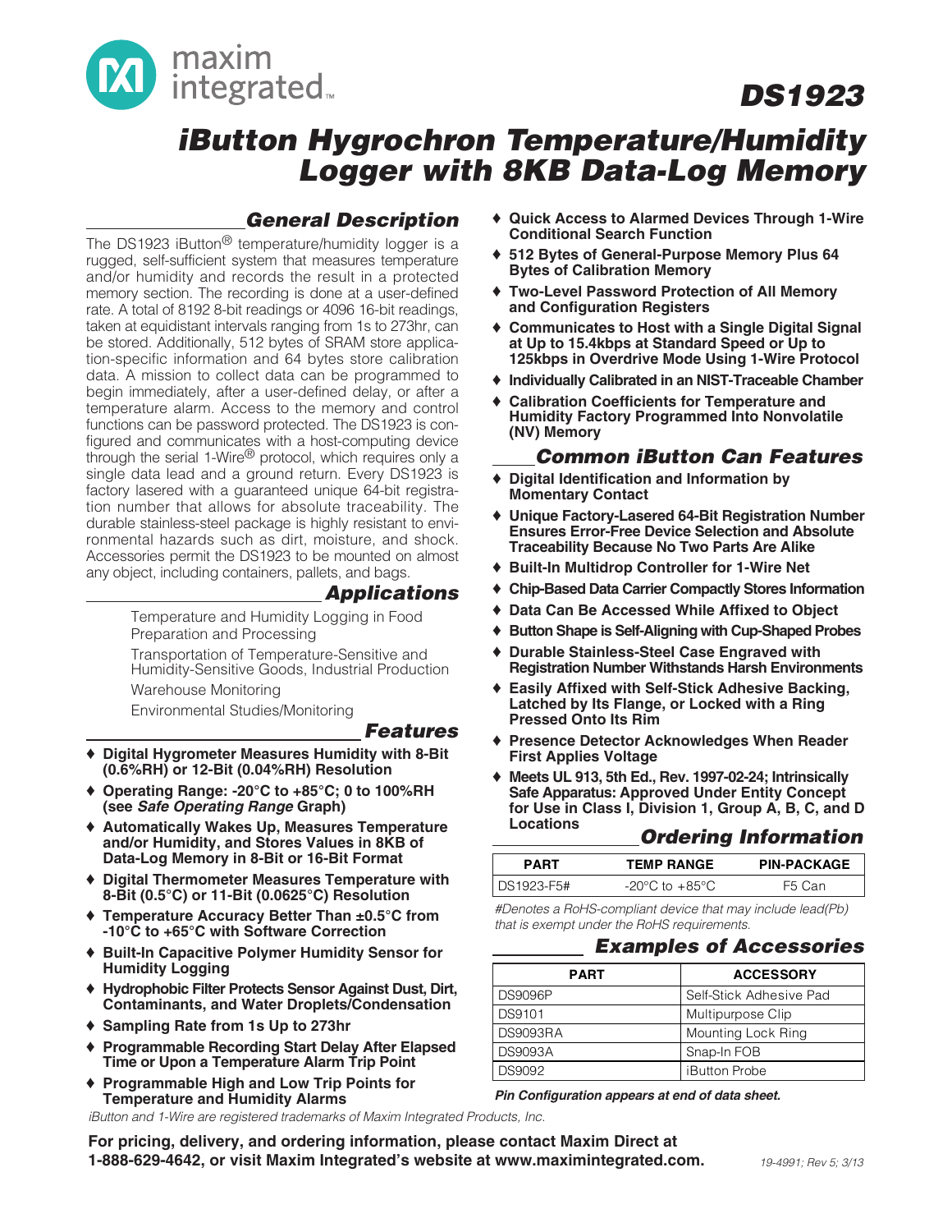# DS1923

# iButton Hygrochron Temperature/Humidity Logger with 8KB Data-Log Memory

## General Description

The DS1923 iButton® temperature/humidity logger is a rugged, self-sufficient system that measures temperature and/or humidity and records the result in a protected memory section. The recording is done at a user-defined rate. A total of 8192 8-bit readings or 4096 16-bit readings, taken at equidistant intervals ranging from 1s to 273hr, can be stored. Additionally, 512 bytes of SRAM store application-specific information and 64 bytes store calibration data. A mission to collect data can be programmed to begin immediately, after a user-defined delay, or after a temperature alarm. Access to the memory and control functions can be password protected. The DS1923 is configured and communicates with a host-computing device through the serial 1-Wire® protocol, which requires only a single data lead and a ground return. Every DS1923 is factory lasered with a guaranteed unique 64-bit registration number that allows for absolute traceability. The durable stainless-steel package is highly resistant to environmental hazards such as dirt, moisture, and shock. Accessories permit the DS1923 to be mounted on almost any object, including containers, pallets, and bags.

## Applications

Temperature and Humidity Logging in Food Preparation and Processing

Transportation of Temperature-Sensitive and Humidity-Sensitive Goods, Industrial Production

Warehouse Monitoring

Environmental Studies/Monitoring

## Features

- **Digital Hygrometer Measures Humidity with 8-Bit (0.6%RH) or 12-Bit (0.04%RH) Resolution**
- **Operating Range: -20°C to +85°C; 0 to 100%RH (see *Safe Operating Range* Graph)**
- **Automatically Wakes Up, Measures Temperature and/or Humidity, and Stores Values in 8KB of Data-Log Memory in 8-Bit or 16-Bit Format**
- **Digital Thermometer Measures Temperature with 8-Bit (0.5°C) or 11-Bit (0.0625°C) Resolution**
- **Temperature Accuracy Better Than ±0.5°C from -10°C to +65°C with Software Correction**
- **Built-In Capacitive Polymer Humidity Sensor for Humidity Logging**
- **Hydrophobic Filter Protects Sensor Against Dust, Dirt, Contaminants, and Water Droplets/Condensation**
- **Sampling Rate from 1s Up to 273hr**
- **Programmable Recording Start Delay After Elapsed Time or Upon a Temperature Alarm Trip Point**
- **Programmable High and Low Trip Points for Temperature and Humidity Alarms**
- **Quick Access to Alarmed Devices Through 1-Wire Conditional Search Function**
- **512 Bytes of General-Purpose Memory Plus 64 Bytes of Calibration Memory**
- **Two-Level Password Protection of All Memory and Configuration Registers**
- **Communicates to Host with a Single Digital Signal at Up to 15.4kbps at Standard Speed or Up to 125kbps in Overdrive Mode Using 1-Wire Protocol**
- **Individually Calibrated in an NIST-Traceable Chamber**
- **Calibration Coefficients for Temperature and Humidity Factory Programmed Into Nonvolatile (NV) Memory**

## Common iButton Can Features

- **Digital Identification and Information by Momentary Contact**
- **Unique Factory-Lasered 64-Bit Registration Number Ensures Error-Free Device Selection and Absolute Traceability Because No Two Parts Are Alike**
- **Built-In Multidrop Controller for 1-Wire Net**
- **Chip-Based Data Carrier Compactly Stores Information**
- **Data Can Be Accessed While Affixed to Object**
- **Button Shape is Self-Aligning with Cup-Shaped Probes**
- **Durable Stainless-Steel Case Engraved with Registration Number Withstands Harsh Environments**
- **Easily Affixed with Self-Stick Adhesive Backing, Latched by Its Flange, or Locked with a Ring Pressed Onto Its Rim**
- **Presence Detector Acknowledges When Reader First Applies Voltage**
- **Meets UL 913, 5th Ed., Rev. 1997-02-24; Intrinsically Safe Apparatus: Approved Under Entity Concept for Use in Class I, Division 1, Group A, B, C, and D Locations**

## Ordering Information

| PART | TEMP RANGE | PIN-PACKAGE |
|---|---|---|
| DS1923-F5# | -20°C to +85°C | F5 Can |

*#Denotes a RoHS-compliant device that may include lead(Pb) that is exempt under the RoHS requirements.*

## Examples of Accessories

| PART | ACCESSORY |
|---|---|
| DS9096P | Self-Stick Adhesive Pad |
| DS9101 | Multipurpose Clip |
| DS9093RA | Mounting Lock Ring |
| DS9093A | Snap-In FOB |
| DS9092 | iButton Probe |

***Pin Configuration appears at end of data sheet.***

*iButton and 1-Wire are registered trademarks of Maxim Integrated Products, Inc.*

**For pricing, delivery, and ordering information, please contact Maxim Direct at 1-888-629-4642, or visit Maxim Integrated's website at www.maximintegrated.com.**

19-4991; Rev 5; 3/13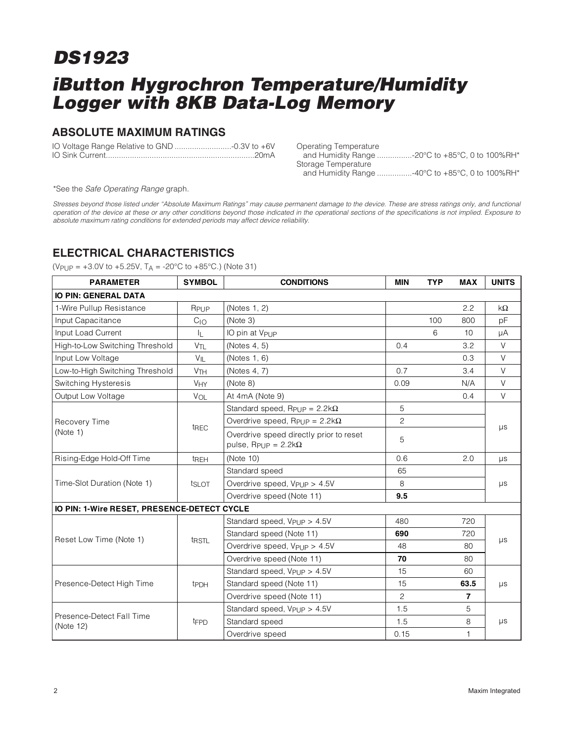# DS1923

# iButton Hygrochron Temperature/Humidity Logger with 8KB Data-Log Memory

## ABSOLUTE MAXIMUM RATINGS

IO Voltage Range Relative to GND ..........................-0.3V to +6V
IO Sink Current...................................................................20mA
Operating Temperature and Humidity Range ................-20°C to +85°C, 0 to 100%RH*
Storage Temperature and Humidity Range ................-40°C to +85°C, 0 to 100%RH*

*See the *Safe Operating Range* graph.

*Stresses beyond those listed under "Absolute Maximum Ratings" may cause permanent damage to the device. These are stress ratings only, and functional operation of the device at these or any other conditions beyond those indicated in the operational sections of the specifications is not implied. Exposure to absolute maximum rating conditions for extended periods may affect device reliability.*

## ELECTRICAL CHARACTERISTICS

($V_{PUP}$ = +3.0V to +5.25V, $T_A$ = -20°C to +85°C.) (Note 31)

| PARAMETER | SYMBOL | CONDITIONS | MIN | TYP | MAX | UNITS |
|---|---|---|---|---|---|---|
| **IO PIN: GENERAL DATA** | | | | | | |
| 1-Wire Pullup Resistance | $R_{PUP}$ | (Notes 1, 2) | | | 2.2 | kΩ |
| Input Capacitance | $C_{IO}$ | (Note 3) | | 100 | 800 | pF |
| Input Load Current | $I_L$ | IO pin at $V_{PUP}$ | | 6 | 10 | µA |
| High-to-Low Switching Threshold | $V_{TL}$ | (Notes 4, 5) | 0.4 | | 3.2 | V |
| Input Low Voltage | $V_{IL}$ | (Notes 1, 6) | | | 0.3 | V |
| Low-to-High Switching Threshold | $V_{TH}$ | (Notes 4, 7) | 0.7 | | 3.4 | V |
| Switching Hysteresis | $V_{HY}$ | (Note 8) | 0.09 | | N/A | V |
| Output Low Voltage | $V_{OL}$ | At 4mA (Note 9) | | | 0.4 | V |
| Recovery Time (Note 1) | $t_{REC}$ | Standard speed, $R_{PUP}$ = 2.2kΩ | 5 | | | µs |
| | | Overdrive speed, $R_{PUP}$ = 2.2kΩ | 2 | | | |
| | | Overdrive speed directly prior to reset pulse, $R_{PUP}$ = 2.2kΩ | 5 | | | |
| Rising-Edge Hold-Off Time | $t_{REH}$ | (Note 10) | 0.6 | | 2.0 | µs |
| Time-Slot Duration (Note 1) | $t_{SLOT}$ | Standard speed | 65 | | | µs |
| | | Overdrive speed, $V_{PUP}$ > 4.5V | 8 | | | |
| | | Overdrive speed (Note 11) | **9.5** | | | |
| **IO PIN: 1-Wire RESET, PRESENCE-DETECT CYCLE** | | | | | | |
| Reset Low Time (Note 1) | $t_{RSTL}$ | Standard speed, $V_{PUP}$ > 4.5V | 480 | | 720 | µs |
| | | Standard speed (Note 11) | **690** | | 720 | |
| | | Overdrive speed, $V_{PUP}$ > 4.5V | 48 | | 80 | |
| | | Overdrive speed (Note 11) | **70** | | 80 | |
| Presence-Detect High Time | $t_{PDH}$ | Standard speed, $V_{PUP}$ > 4.5V | 15 | | 60 | µs |
| | | Standard speed (Note 11) | 15 | | **63.5** | |
| | | Overdrive speed (Note 11) | 2 | | **7** | |
| Presence-Detect Fall Time (Note 12) | $t_{FPD}$ | Standard speed, $V_{PUP}$ > 4.5V | 1.5 | | 5 | µs |
| | | Standard speed | 1.5 | | 8 | |
| | | Overdrive speed | 0.15 | | 1 | |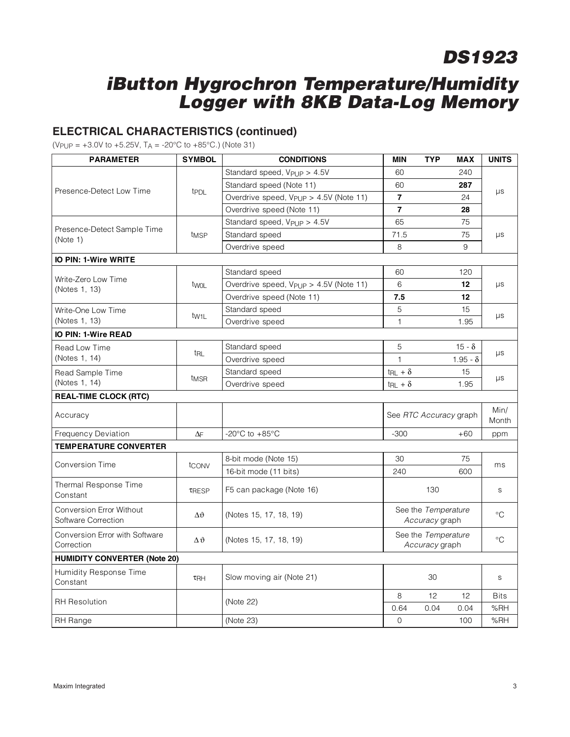# DS1923

# iButton Hygrochron Temperature/Humidity Logger with 8KB Data-Log Memory

## ELECTRICAL CHARACTERISTICS (continued)

($V_{PUP}$ = +3.0V to +5.25V, $T_A$ = -20°C to +85°C.) (Note 31)

| PARAMETER | SYMBOL | CONDITIONS | MIN | TYP | MAX | UNITS |
|---|---|---|---|---|---|---|
| Presence-Detect Low Time | $t_{PDL}$ | Standard speed, $V_{PUP}$ > 4.5V | 60 | | 240 | µs |
| | | Standard speed (Note 11) | 60 | | **287** | |
| | | Overdrive speed, $V_{PUP}$ > 4.5V (Note 11) | **7** | | 24 | |
| | | Overdrive speed (Note 11) | **7** | | **28** | |
| Presence-Detect Sample Time (Note 1) | $t_{MSP}$ | Standard speed, $V_{PUP}$ > 4.5V | 65 | | 75 | µs |
| | | Standard speed | 71.5 | | 75 | |
| | | Overdrive speed | 8 | | 9 | |
| **IO PIN: 1-Wire WRITE** | | | | | | |
| Write-Zero Low Time (Notes 1, 13) | $t_{W0L}$ | Standard speed | 60 | | 120 | µs |
| | | Overdrive speed, $V_{PUP}$ > 4.5V (Note 11) | 6 | | **12** | |
| | | Overdrive speed (Note 11) | **7.5** | | **12** | |
| Write-One Low Time (Notes 1, 13) | $t_{W1L}$ | Standard speed | 5 | | 15 | µs |
| | | Overdrive speed | 1 | | 1.95 | |
| **IO PIN: 1-Wire READ** | | | | | | |
| Read Low Time (Notes 1, 14) | $t_{RL}$ | Standard speed | 5 | | $15 - \delta$ | µs |
| | | Overdrive speed | 1 | | $1.95 - \delta$ | |
| Read Sample Time (Notes 1, 14) | $t_{MSR}$ | Standard speed | $t_{RL} + \delta$ | | 15 | µs |
| | | Overdrive speed | $t_{RL} + \delta$ | | 1.95 | |
| **REAL-TIME CLOCK (RTC)** | | | | | | |
| Accuracy | | | See *RTC Accuracy* graph | | | Min/ Month |
| Frequency Deviation | $\Delta F$ | -20°C to +85°C | -300 | | +60 | ppm |
| **TEMPERATURE CONVERTER** | | | | | | |
| Conversion Time | $t_{CONV}$ | 8-bit mode (Note 15) | 30 | | 75 | ms |
| | | 16-bit mode (11 bits) | 240 | | 600 | |
| Thermal Response Time Constant | $\tau_{RESP}$ | F5 can package (Note 16) | | 130 | | s |
| Conversion Error Without Software Correction | $\Delta\vartheta$ | (Notes 15, 17, 18, 19) | See the *Temperature Accuracy* graph | | | °C |
| Conversion Error with Software Correction | $\Delta\vartheta$ | (Notes 15, 17, 18, 19) | See the *Temperature Accuracy* graph | | | °C |
| **HUMIDITY CONVERTER (Note 20)** | | | | | | |
| Humidity Response Time Constant | $\tau_{RH}$ | Slow moving air (Note 21) | | 30 | | s |
| RH Resolution | | (Note 22) | 8 | 12 | 12 | Bits |
| | | | 0.64 | 0.04 | 0.04 | %RH |
| RH Range | | (Note 23) | 0 | | 100 | %RH |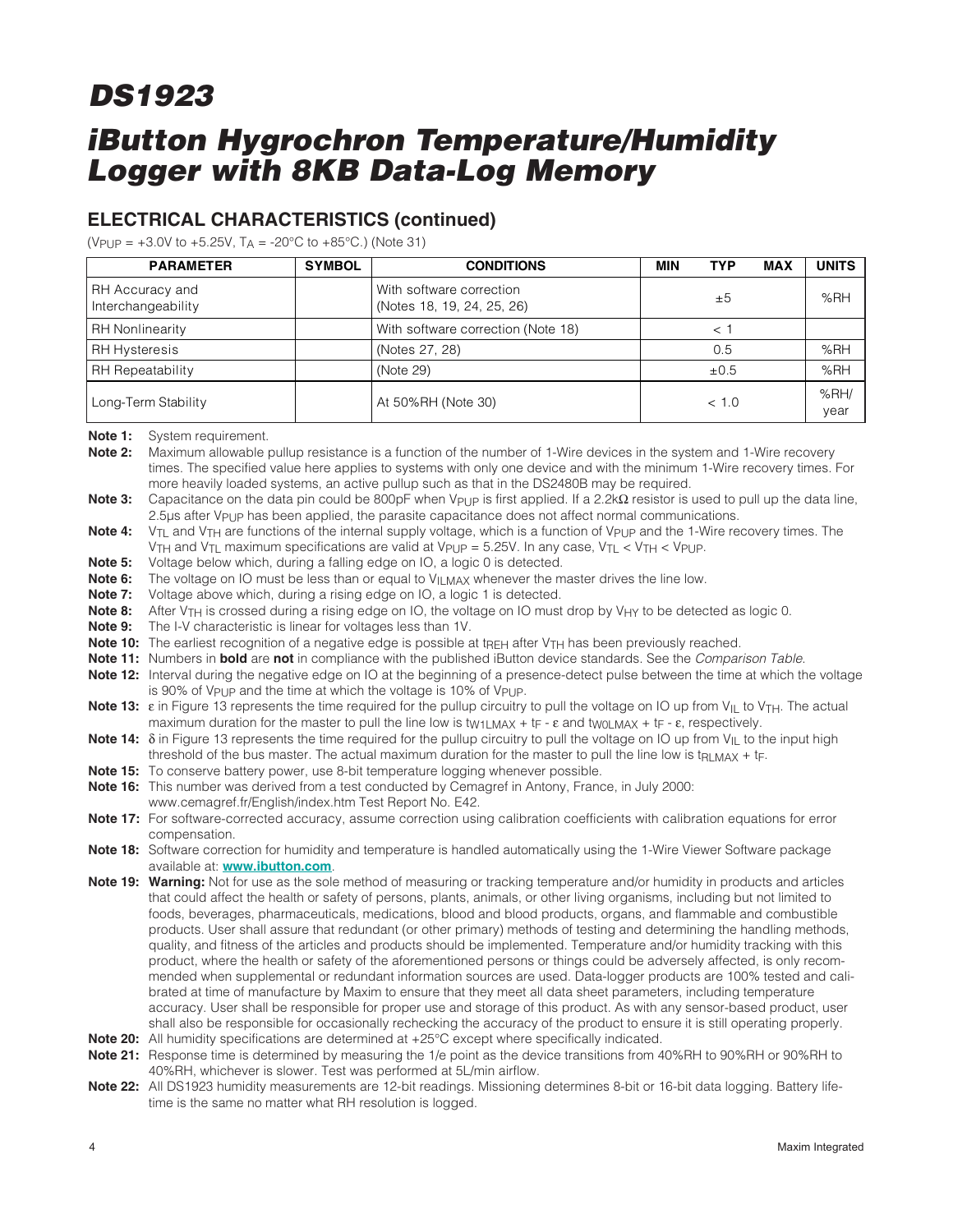## ELECTRICAL CHARACTERISTICS (continued)

($V_{PUP}$ = +3.0V to +5.25V, $T_A$ = -20°C to +85°C.) (Note 31)

| PARAMETER | SYMBOL | CONDITIONS | MIN | TYP | MAX | UNITS |
|---|---|---|---|---|---|---|
| RH Accuracy and Interchangeability | | With software correction (Notes 18, 19, 24, 25, 26) | | ±5 | | %RH |
| RH Nonlinearity | | With software correction (Note 18) | | < 1 | | |
| RH Hysteresis | | (Notes 27, 28) | | 0.5 | | %RH |
| RH Repeatability | | (Note 29) | | ±0.5 | | %RH |
| Long-Term Stability | | At 50%RH (Note 30) | | < 1.0 | | %RH/year |

**Note 1:** System requirement.

**Note 2:** Maximum allowable pullup resistance is a function of the number of 1-Wire devices in the system and 1-Wire recovery times. The specified value here applies to systems with only one device and with the minimum 1-Wire recovery times. For more heavily loaded systems, an active pullup such as that in the DS2480B may be required.

**Note 3:** Capacitance on the data pin could be 800pF when $V_{PUP}$ is first applied. If a 2.2kΩ resistor is used to pull up the data line, 2.5µs after $V_{PUP}$ has been applied, the parasite capacitance does not affect normal communications.

**Note 4:** $V_{TL}$ and $V_{TH}$ are functions of the internal supply voltage, which is a function of $V_{PUP}$ and the 1-Wire recovery times. The $V_{TH}$ and $V_{TL}$ maximum specifications are valid at $V_{PUP}$ = 5.25V. In any case, $V_{TL} < V_{TH} < V_{PUP}$.

**Note 5:** Voltage below which, during a falling edge on IO, a logic 0 is detected.

**Note 6:** The voltage on IO must be less than or equal to $V_{ILMAX}$ whenever the master drives the line low.

**Note 7:** Voltage above which, during a rising edge on IO, a logic 1 is detected.

**Note 8:** After $V_{TH}$ is crossed during a rising edge on IO, the voltage on IO must drop by $V_{HY}$ to be detected as logic 0.

**Note 9:** The I-V characteristic is linear for voltages less than 1V.

**Note 10:** The earliest recognition of a negative edge is possible at $t_{REH}$ after $V_{TH}$ has been previously reached.

**Note 11:** Numbers in **bold** are **not** in compliance with the published iButton device standards. See the *Comparison Table*.

**Note 12:** Interval during the negative edge on IO at the beginning of a presence-detect pulse between the time at which the voltage is 90% of $V_{PUP}$ and the time at which the voltage is 10% of $V_{PUP}$.

**Note 13:** ε in Figure 13 represents the time required for the pullup circuitry to pull the voltage on IO up from $V_{IL}$ to $V_{TH}$. The actual maximum duration for the master to pull the line low is $t_{W1LMAX} + t_F - ε$ and $t_{W0LMAX} + t_F - ε$, respectively.

**Note 14:** δ in Figure 13 represents the time required for the pullup circuitry to pull the voltage on IO up from $V_{IL}$ to the input high threshold of the bus master. The actual maximum duration for the master to pull the line low is $t_{RLMAX} + t_F$.

**Note 15:** To conserve battery power, use 8-bit temperature logging whenever possible.

**Note 16:** This number was derived from a test conducted by Cemagref in Antony, France, in July 2000: www.cemagref.fr/English/index.htm Test Report No. E42.

**Note 17:** For software-corrected accuracy, assume correction using calibration coefficients with calibration equations for error compensation.

**Note 18:** Software correction for humidity and temperature is handled automatically using the 1-Wire Viewer Software package available at: **www.ibutton.com**.

**Note 19:** **Warning:** Not for use as the sole method of measuring or tracking temperature and/or humidity in products and articles that could affect the health or safety of persons, plants, animals, or other living organisms, including but not limited to foods, beverages, pharmaceuticals, medications, blood and blood products, organs, and flammable and combustible products. User shall assure that redundant (or other primary) methods of testing and determining the handling methods, quality, and fitness of the articles and products should be implemented. Temperature and/or humidity tracking with this product, where the health or safety of the aforementioned persons or things could be adversely affected, is only recommended when supplemental or redundant information sources are used. Data-logger products are 100% tested and calibrated at time of manufacture by Maxim to ensure that they meet all data sheet parameters, including temperature accuracy. User shall be responsible for proper use and storage of this product. As with any sensor-based product, user shall also be responsible for occasionally rechecking the accuracy of the product to ensure it is still operating properly.

**Note 20:** All humidity specifications are determined at +25°C except where specifically indicated.

**Note 21:** Response time is determined by measuring the 1/e point as the device transitions from 40%RH to 90%RH or 90%RH to 40%RH, whichever is slower. Test was performed at 5L/min airflow.

**Note 22:** All DS1923 humidity measurements are 12-bit readings. Missioning determines 8-bit or 16-bit data logging. Battery lifetime is the same no matter what RH resolution is logged.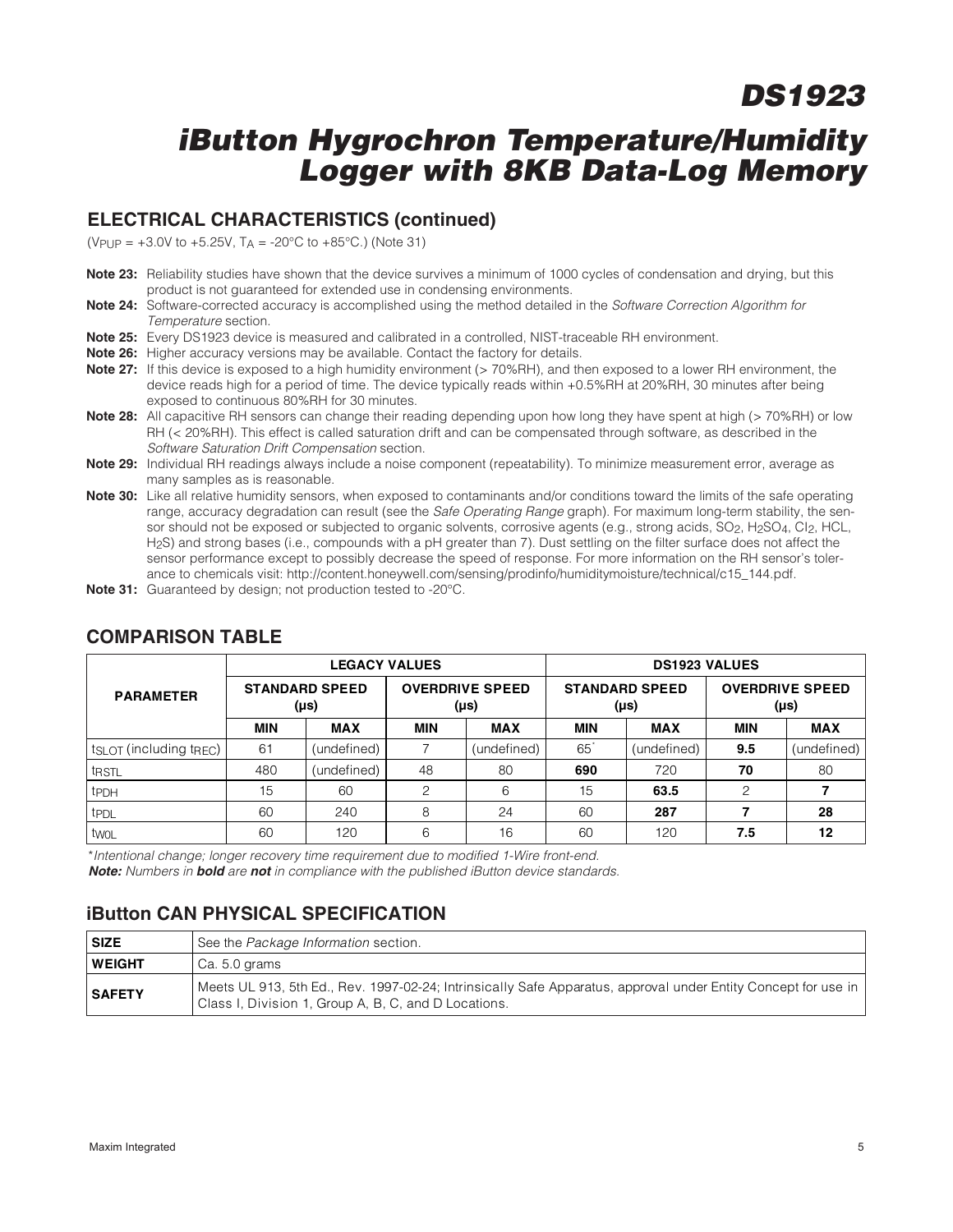## ELECTRICAL CHARACTERISTICS (continued)

($V_{PUP}$ = +3.0V to +5.25V, $T_A$ = -20°C to +85°C.) (Note 31)

**Note 23:** Reliability studies have shown that the device survives a minimum of 1000 cycles of condensation and drying, but this product is not guaranteed for extended use in condensing environments.

**Note 24:** Software-corrected accuracy is accomplished using the method detailed in the *Software Correction Algorithm for Temperature* section.

**Note 25:** Every DS1923 device is measured and calibrated in a controlled, NIST-traceable RH environment.

**Note 26:** Higher accuracy versions may be available. Contact the factory for details.

**Note 27:** If this device is exposed to a high humidity environment (> 70%RH), and then exposed to a lower RH environment, the device reads high for a period of time. The device typically reads within +0.5%RH at 20%RH, 30 minutes after being exposed to continuous 80%RH for 30 minutes.

**Note 28:** All capacitive RH sensors can change their reading depending upon how long they have spent at high (> 70%RH) or low RH (< 20%RH). This effect is called saturation drift and can be compensated through software, as described in the *Software Saturation Drift Compensation* section.

**Note 29:** Individual RH readings always include a noise component (repeatability). To minimize measurement error, average as many samples as is reasonable.

**Note 30:** Like all relative humidity sensors, when exposed to contaminants and/or conditions toward the limits of the safe operating range, accuracy degradation can result (see the *Safe Operating Range* graph). For maximum long-term stability, the sensor should not be exposed or subjected to organic solvents, corrosive agents (e.g., strong acids, $SO_2$, $H_2SO_4$, $Cl_2$, HCL, $H_2S$) and strong bases (i.e., compounds with a pH greater than 7). Dust settling on the filter surface does not affect the sensor performance except to possibly decrease the speed of response. For more information on the RH sensor's tolerance to chemicals visit: http://content.honeywell.com/sensing/prodinfo/humiditymoisture/technical/c15_144.pdf.

**Note 31:** Guaranteed by design; not production tested to -20°C.

## COMPARISON TABLE

| PARAMETER | LEGACY VALUES | | | | DS1923 VALUES | | | |
|---|---|---|---|---|---|---|---|---|
| | STANDARD SPEED (µs) | | OVERDRIVE SPEED (µs) | | STANDARD SPEED (µs) | | OVERDRIVE SPEED (µs) | |
| | MIN | MAX | MIN | MAX | MIN | MAX | MIN | MAX |
| $t_{SLOT}$ (including $t_{REC}$) | 61 | (undefined) | 7 | (undefined) | 65* | (undefined) | **9.5** | (undefined) |
| $t_{RSTL}$ | 480 | (undefined) | 48 | 80 | **690** | 720 | **70** | 80 |
| $t_{PDH}$ | 15 | 60 | 2 | 6 | 15 | **63.5** | 2 | **7** |
| $t_{PDL}$ | 60 | 240 | 8 | 24 | 60 | **287** | **7** | **28** |
| $t_{W0L}$ | 60 | 120 | 6 | 16 | 60 | 120 | **7.5** | **12** |

*\*Intentional change; longer recovery time requirement due to modified 1-Wire front-end.*

***Note:** Numbers in **bold** are **not** in compliance with the published iButton device standards.*

## iButton CAN PHYSICAL SPECIFICATION

| | |
|---|---|
| **SIZE** | See the *Package Information* section. |
| **WEIGHT** | Ca. 5.0 grams |
| **SAFETY** | Meets UL 913, 5th Ed., Rev. 1997-02-24; Intrinsically Safe Apparatus, approval under Entity Concept for use in Class I, Division 1, Group A, B, C, and D Locations. |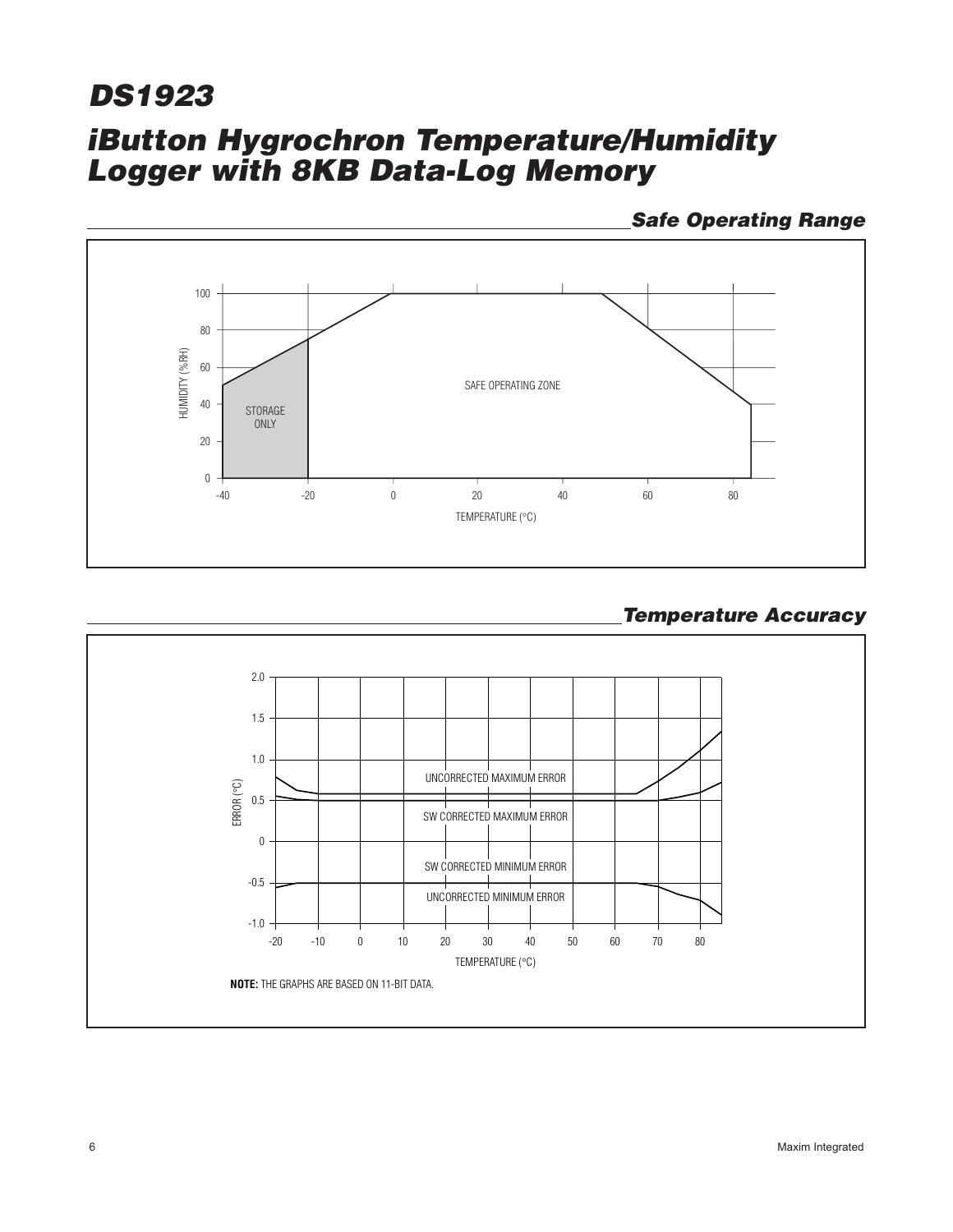## Safe Operating Range

## Temperature Accuracy

**NOTE:** THE GRAPHS ARE BASED ON 11-BIT DATA.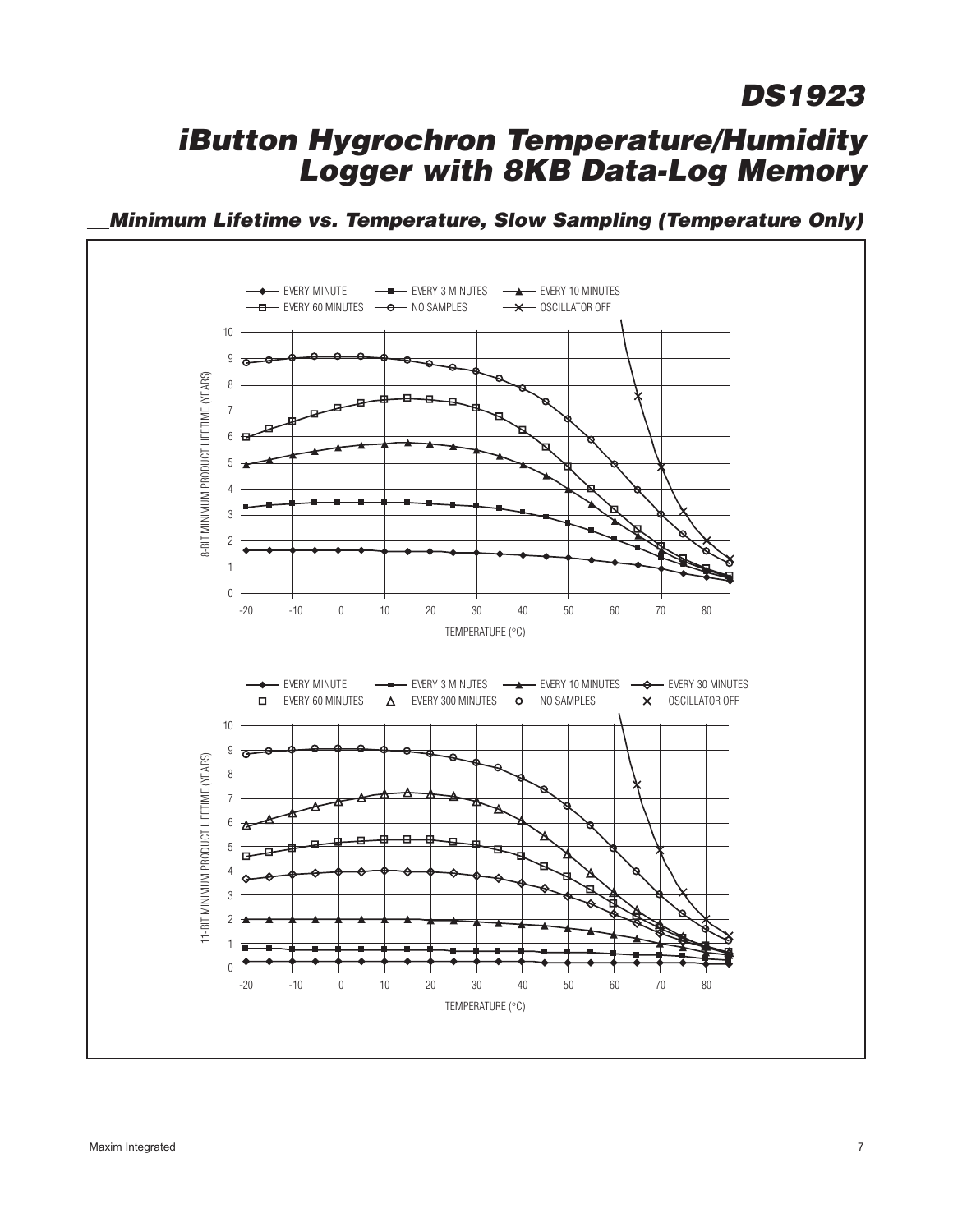## Minimum Lifetime vs. Temperature, Slow Sampling (Temperature Only)

EVERY MINUTE — EVERY 3 MINUTES — EVERY 10 MINUTES
EVERY 60 MINUTES — NO SAMPLES — OSCILLATOR OFF

8-BIT MINIMUM PRODUCT LIFETIME (YEARS)

TEMPERATURE (°C)

EVERY MINUTE — EVERY 3 MINUTES — EVERY 10 MINUTES — EVERY 30 MINUTES
EVERY 60 MINUTES — EVERY 300 MINUTES — NO SAMPLES — OSCILLATOR OFF

11-BIT MINIMUM PRODUCT LIFETIME (YEARS)

TEMPERATURE (°C)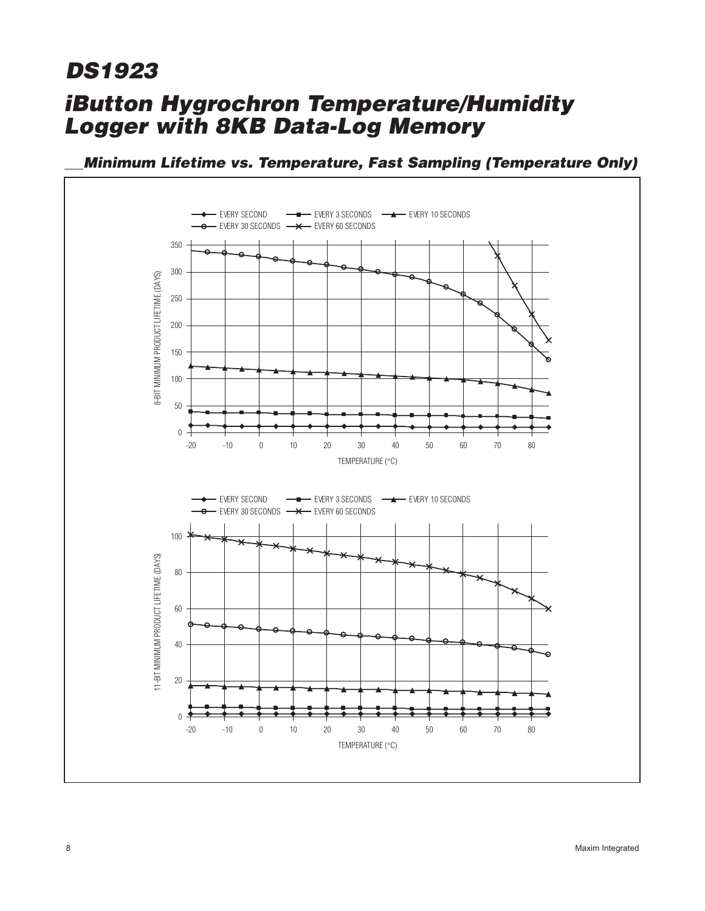## Minimum Lifetime vs. Temperature, Fast Sampling (Temperature Only)

EVERY SECOND — EVERY 3 SECONDS — EVERY 10 SECONDS — EVERY 30 SECONDS — EVERY 60 SECONDS

8-BIT MINIMUM PRODUCT LIFETIME (DAYS)

TEMPERATURE (°C)

EVERY SECOND — EVERY 3 SECONDS — EVERY 10 SECONDS — EVERY 30 SECONDS — EVERY 60 SECONDS

11-BIT MINIMUM PRODUCT LIFETIME (DAYS)

TEMPERATURE (°C)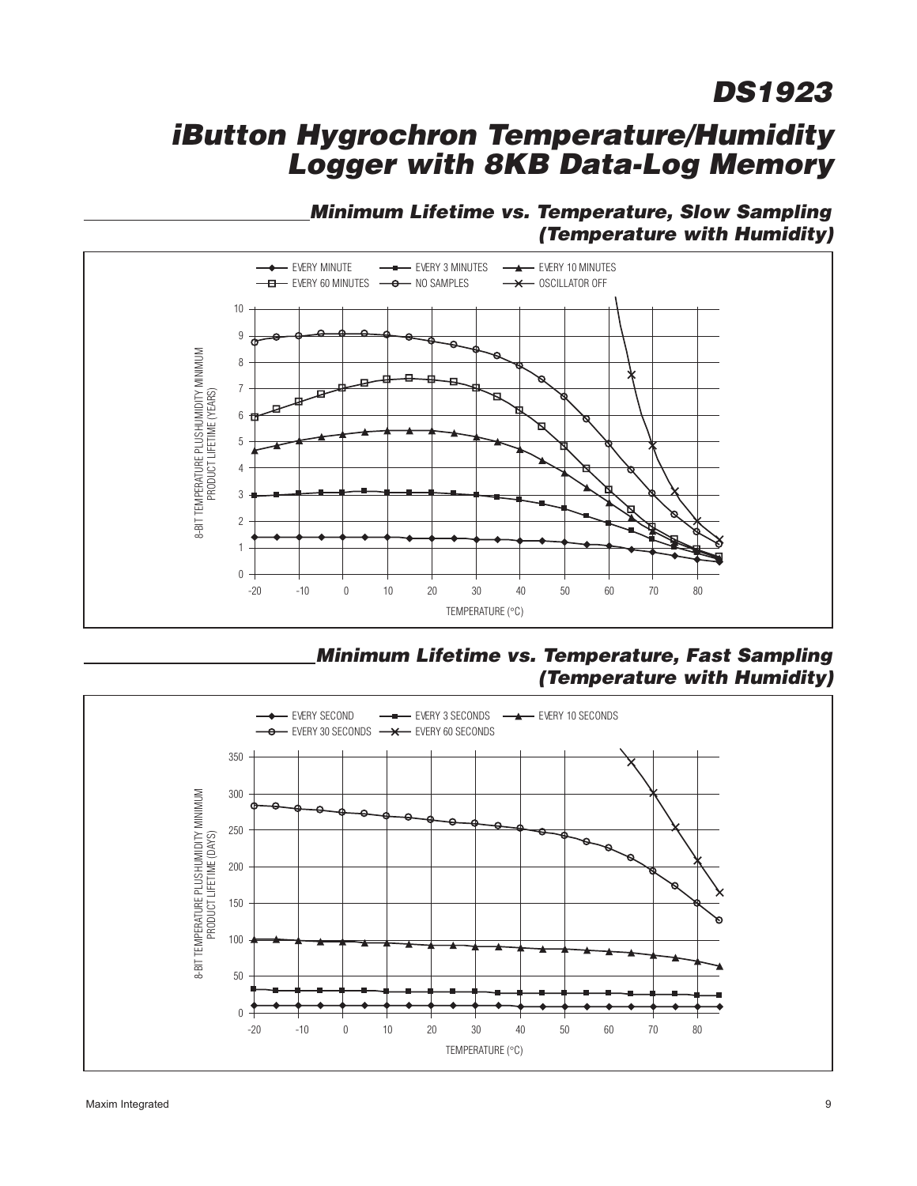## Minimum Lifetime vs. Temperature, Slow Sampling (Temperature with Humidity)

EVERY MINUTE — EVERY 3 MINUTES — EVERY 10 MINUTES — EVERY 60 MINUTES — NO SAMPLES — OSCILLATOR OFF

8-BIT TEMPERATURE PLUS HUMIDITY MINIMUM PRODUCT LIFETIME (YEARS)

TEMPERATURE (°C)

## Minimum Lifetime vs. Temperature, Fast Sampling (Temperature with Humidity)

EVERY SECOND — EVERY 3 SECONDS — EVERY 10 SECONDS — EVERY 30 SECONDS — EVERY 60 SECONDS

8-BIT TEMPERATURE PLUS HUMIDITY MINIMUM PRODUCT LIFETIME (DAYS)

TEMPERATURE (°C)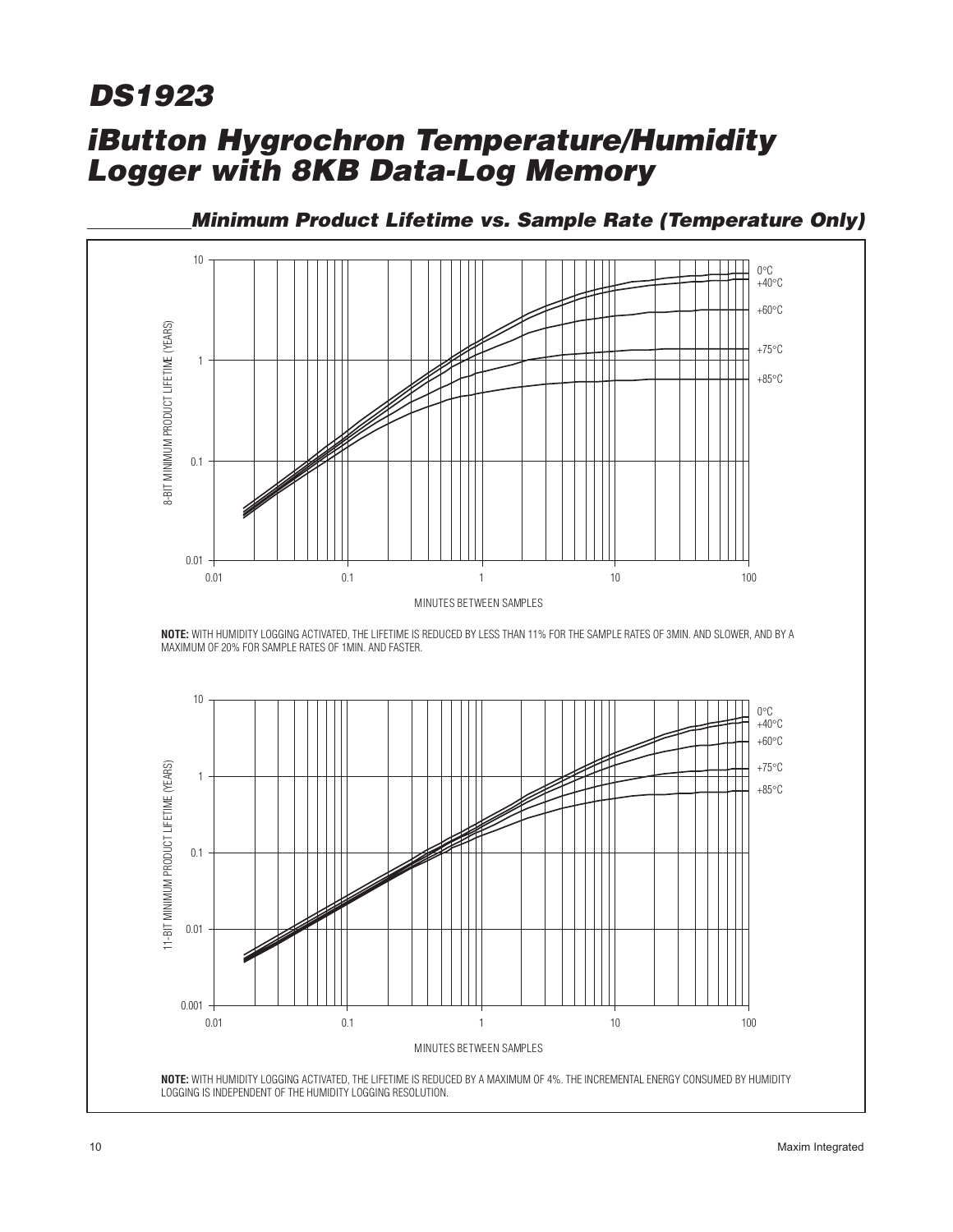## Minimum Product Lifetime vs. Sample Rate (Temperature Only)

8-BIT MINIMUM PRODUCT LIFETIME (YEARS)

MINUTES BETWEEN SAMPLES

0°C
+40°C
+60°C
+75°C
+85°C

**NOTE:** WITH HUMIDITY LOGGING ACTIVATED, THE LIFETIME IS REDUCED BY LESS THAN 11% FOR THE SAMPLE RATES OF 3MIN. AND SLOWER, AND BY A MAXIMUM OF 20% FOR SAMPLE RATES OF 1MIN. AND FASTER.

11-BIT MINIMUM PRODUCT LIFETIME (YEARS)

MINUTES BETWEEN SAMPLES

0°C
+40°C
+60°C
+75°C
+85°C

**NOTE:** WITH HUMIDITY LOGGING ACTIVATED, THE LIFETIME IS REDUCED BY A MAXIMUM OF 4%. THE INCREMENTAL ENERGY CONSUMED BY HUMIDITY LOGGING IS INDEPENDENT OF THE HUMIDITY LOGGING RESOLUTION.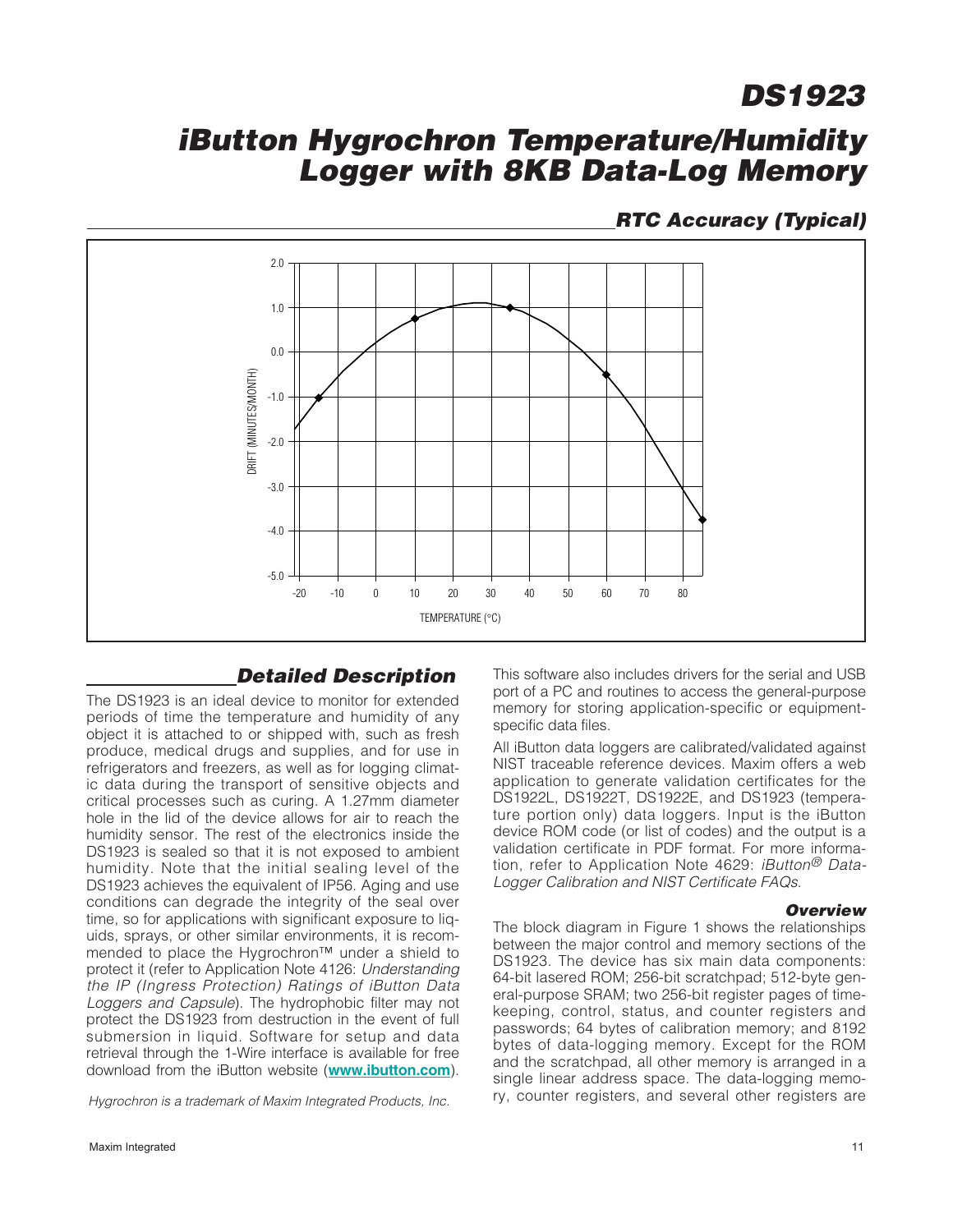## RTC Accuracy (Typical)

## Detailed Description

The DS1923 is an ideal device to monitor for extended periods of time the temperature and humidity of any object it is attached to or shipped with, such as fresh produce, medical drugs and supplies, and for use in refrigerators and freezers, as well as for logging climatic data during the transport of sensitive objects and critical processes such as curing. A 1.27mm diameter hole in the lid of the device allows for air to reach the humidity sensor. The rest of the electronics inside the DS1923 is sealed so that it is not exposed to ambient humidity. Note that the initial sealing level of the DS1923 achieves the equivalent of IP56. Aging and use conditions can degrade the integrity of the seal over time, so for applications with significant exposure to liquids, sprays, or other similar environments, it is recommended to place the Hygrochron™ under a shield to protect it (refer to Application Note 4126: *Understanding the IP (Ingress Protection) Ratings of iButton Data Loggers and Capsule*). The hydrophobic filter may not protect the DS1923 from destruction in the event of full submersion in liquid. Software for setup and data retrieval through the 1-Wire interface is available for free download from the iButton website (**www.ibutton.com**). This software also includes drivers for the serial and USB port of a PC and routines to access the general-purpose memory for storing application-specific or equipment-specific data files.

*Hygrochron is a trademark of Maxim Integrated Products, Inc.*

All iButton data loggers are calibrated/validated against NIST traceable reference devices. Maxim offers a web application to generate validation certificates for the DS1922L, DS1922T, DS1922E, and DS1923 (temperature portion only) data loggers. Input is the iButton device ROM code (or list of codes) and the output is a validation certificate in PDF format. For more information, refer to Application Note 4629: *iButton® Data-Logger Calibration and NIST Certificate FAQs*.

### Overview

The block diagram in Figure 1 shows the relationships between the major control and memory sections of the DS1923. The device has six main data components: 64-bit lasered ROM; 256-bit scratchpad; 512-byte general-purpose SRAM; two 256-bit register pages of timekeeping, control, status, and counter registers and passwords; 64 bytes of calibration memory; and 8192 bytes of data-logging memory. Except for the ROM and the scratchpad, all other memory is arranged in a single linear address space. The data-logging memory, counter registers, and several other registers are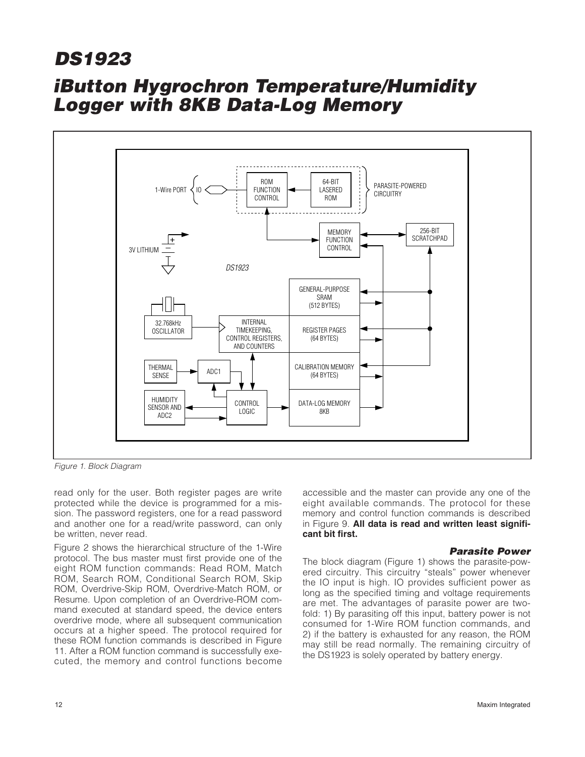Figure 1. Block Diagram

read only for the user. Both register pages are write protected while the device is programmed for a mission. The password registers, one for a read password and another one for a read/write password, can only be written, never read.

Figure 2 shows the hierarchical structure of the 1-Wire protocol. The bus master must first provide one of the eight ROM function commands: Read ROM, Match ROM, Search ROM, Conditional Search ROM, Skip ROM, Overdrive-Skip ROM, Overdrive-Match ROM, or Resume. Upon completion of an Overdrive-ROM command executed at standard speed, the device enters overdrive mode, where all subsequent communication occurs at a higher speed. The protocol required for these ROM function commands is described in Figure 11. After a ROM function command is successfully executed, the memory and control functions become accessible and the master can provide any one of the eight available commands. The protocol for these memory and control function commands is described in Figure 9. **All data is read and written least significant bit first.**

### *Parasite Power*

The block diagram (Figure 1) shows the parasite-powered circuitry. This circuitry "steals" power whenever the IO input is high. IO provides sufficient power as long as the specified timing and voltage requirements are met. The advantages of parasite power are two-fold: 1) By parasiting off this input, battery power is not consumed for 1-Wire ROM function commands, and 2) if the battery is exhausted for any reason, the ROM may still be read normally. The remaining circuitry of the DS1923 is solely operated by battery energy.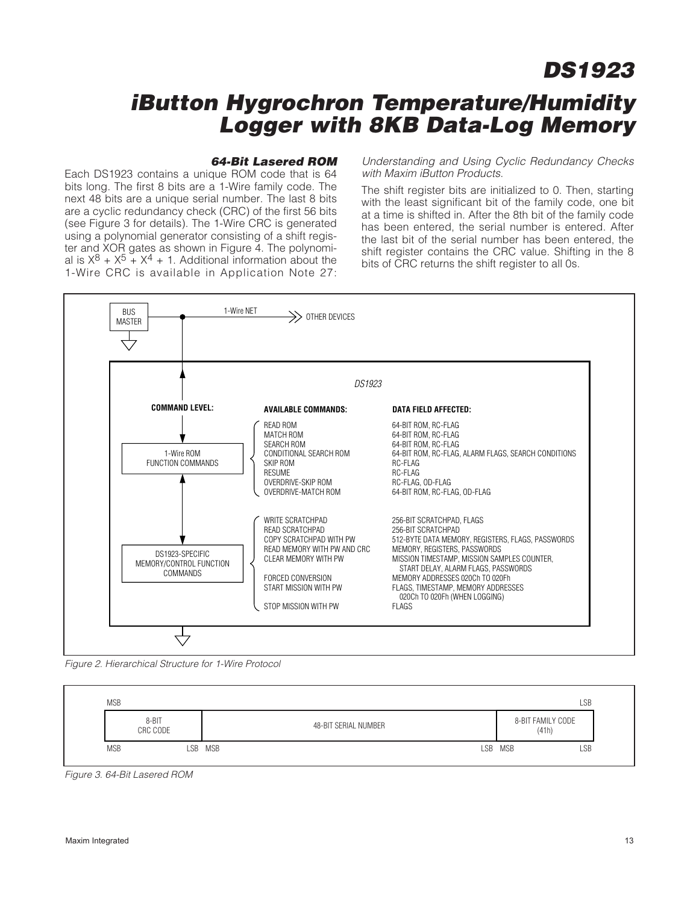### 64-Bit Lasered ROM

Each DS1923 contains a unique ROM code that is 64 bits long. The first 8 bits are a 1-Wire family code. The next 48 bits are a unique serial number. The last 8 bits are a cyclic redundancy check (CRC) of the first 56 bits (see Figure 3 for details). The 1-Wire CRC is generated using a polynomial generator consisting of a shift register and XOR gates as shown in Figure 4. The polynomial is $X^8 + X^5 + X^4 + 1$. Additional information about the 1-Wire CRC is available in Application Note 27: *Understanding and Using Cyclic Redundancy Checks with Maxim iButton Products*.

The shift register bits are initialized to 0. Then, starting with the least significant bit of the family code, one bit at a time is shifted in. After the 8th bit of the family code has been entered, the serial number is entered. After the last bit of the serial number has been entered, the shift register contains the CRC value. Shifting in the 8 bits of CRC returns the shift register to all 0s.

BUS MASTER — 1-Wire NET — OTHER DEVICES

DS1923

| COMMAND LEVEL: | AVAILABLE COMMANDS: | DATA FIELD AFFECTED: |
|---|---|---|
| 1-Wire ROM FUNCTION COMMANDS | READ ROM | 64-BIT ROM, RC-FLAG |
| | MATCH ROM | 64-BIT ROM, RC-FLAG |
| | SEARCH ROM | 64-BIT ROM, RC-FLAG |
| | CONDITIONAL SEARCH ROM | 64-BIT ROM, RC-FLAG, ALARM FLAGS, SEARCH CONDITIONS |
| | SKIP ROM | RC-FLAG |
| | RESUME | RC-FLAG |
| | OVERDRIVE-SKIP ROM | RC-FLAG, OD-FLAG |
| | OVERDRIVE-MATCH ROM | 64-BIT ROM, RC-FLAG, OD-FLAG |
| DS1923-SPECIFIC MEMORY/CONTROL FUNCTION COMMANDS | WRITE SCRATCHPAD | 256-BIT SCRATCHPAD, FLAGS |
| | READ SCRATCHPAD | 256-BIT SCRATCHPAD |
| | COPY SCRATCHPAD WITH PW | 512-BYTE DATA MEMORY, REGISTERS, FLAGS, PASSWORDS |
| | READ MEMORY WITH PW AND CRC | MEMORY, REGISTERS, PASSWORDS |
| | CLEAR MEMORY WITH PW | MISSION TIMESTAMP, MISSION SAMPLES COUNTER, START DELAY, ALARM FLAGS, PASSWORDS |
| | FORCED CONVERSION | MEMORY ADDRESSES 020Ch TO 020Fh |
| | START MISSION WITH PW | FLAGS, TIMESTAMP, MEMORY ADDRESSES 020Ch TO 020Fh (WHEN LOGGING) |
| | STOP MISSION WITH PW | FLAGS |

*Figure 2. Hierarchical Structure for 1-Wire Protocol*

| MSB | | LSB |
|---|---|---|
| 8-BIT CRC CODE | 48-BIT SERIAL NUMBER | 8-BIT FAMILY CODE (41h) |
| MSB — LSB | MSB — LSB | MSB — LSB |

*Figure 3. 64-Bit Lasered ROM*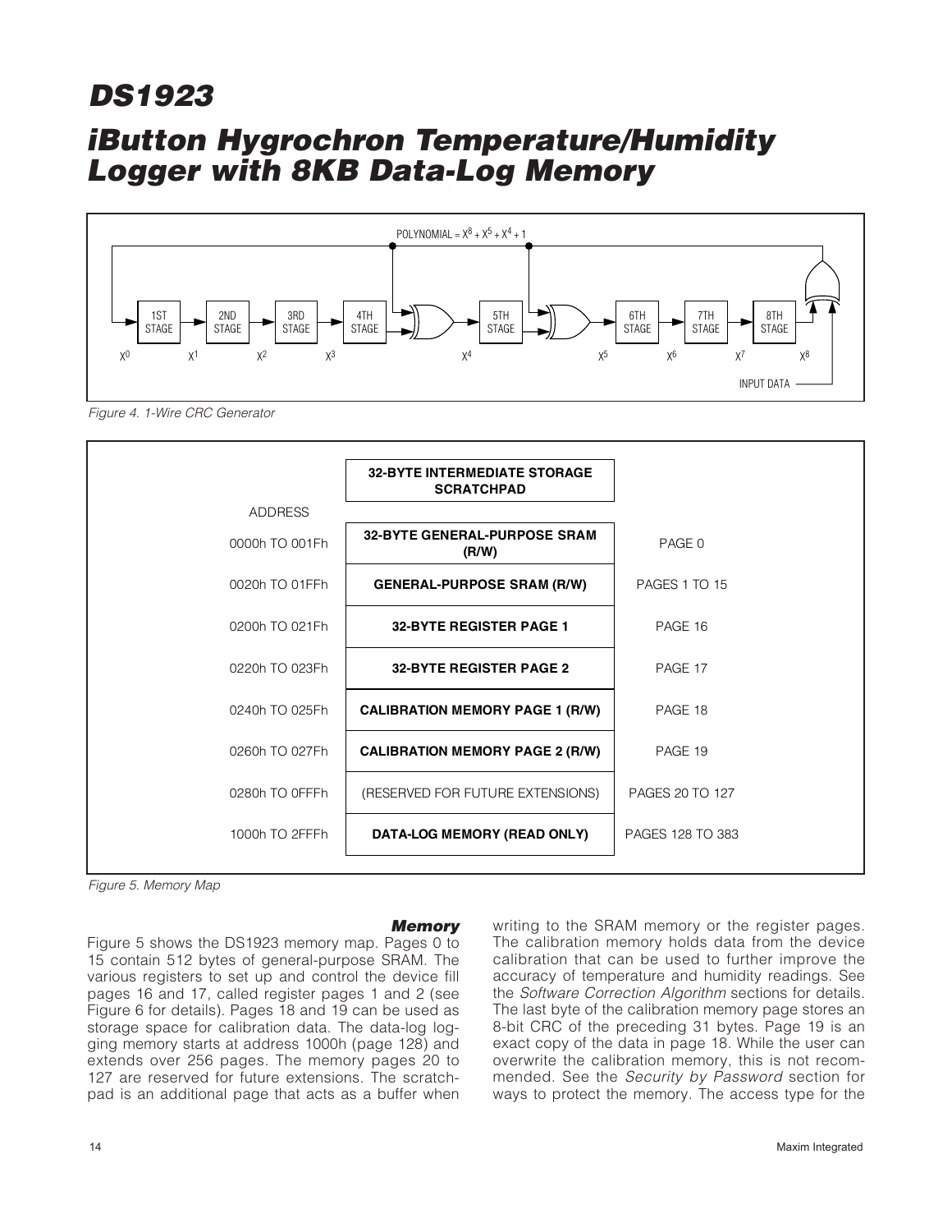POLYNOMIAL = $X^8 + X^5 + X^4 + 1$

1ST STAGE, 2ND STAGE, 3RD STAGE, 4TH STAGE, 5TH STAGE, 6TH STAGE, 7TH STAGE, 8TH STAGE

$X^0$ $X^1$ $X^2$ $X^3$ $X^4$ $X^5$ $X^6$ $X^7$ $X^8$

INPUT DATA

*Figure 4. 1-Wire CRC Generator*

| ADDRESS | 32-BYTE INTERMEDIATE STORAGE SCRATCHPAD | |
|---|---|---|
| 0000h TO 001Fh | **32-BYTE GENERAL-PURPOSE SRAM (R/W)** | PAGE 0 |
| 0020h TO 01FFh | **GENERAL-PURPOSE SRAM (R/W)** | PAGES 1 TO 15 |
| 0200h TO 021Fh | **32-BYTE REGISTER PAGE 1** | PAGE 16 |
| 0220h TO 023Fh | **32-BYTE REGISTER PAGE 2** | PAGE 17 |
| 0240h TO 025Fh | **CALIBRATION MEMORY PAGE 1 (R/W)** | PAGE 18 |
| 0260h TO 027Fh | **CALIBRATION MEMORY PAGE 2 (R/W)** | PAGE 19 |
| 0280h TO 0FFFh | (RESERVED FOR FUTURE EXTENSIONS) | PAGES 20 TO 127 |
| 1000h TO 2FFFh | **DATA-LOG MEMORY (READ ONLY)** | PAGES 128 TO 383 |

*Figure 5. Memory Map*

### *Memory*

Figure 5 shows the DS1923 memory map. Pages 0 to 15 contain 512 bytes of general-purpose SRAM. The various registers to set up and control the device fill pages 16 and 17, called register pages 1 and 2 (see Figure 6 for details). Pages 18 and 19 can be used as storage space for calibration data. The data-log logging memory starts at address 1000h (page 128) and extends over 256 pages. The memory pages 20 to 127 are reserved for future extensions. The scratchpad is an additional page that acts as a buffer when writing to the SRAM memory or the register pages. The calibration memory holds data from the device calibration that can be used to further improve the accuracy of temperature and humidity readings. See the *Software Correction Algorithm* sections for details. The last byte of the calibration memory page stores an 8-bit CRC of the preceding 31 bytes. Page 19 is an exact copy of the data in page 18. While the user can overwrite the calibration memory, this is not recommended. See the *Security by Password* section for ways to protect the memory. The access type for the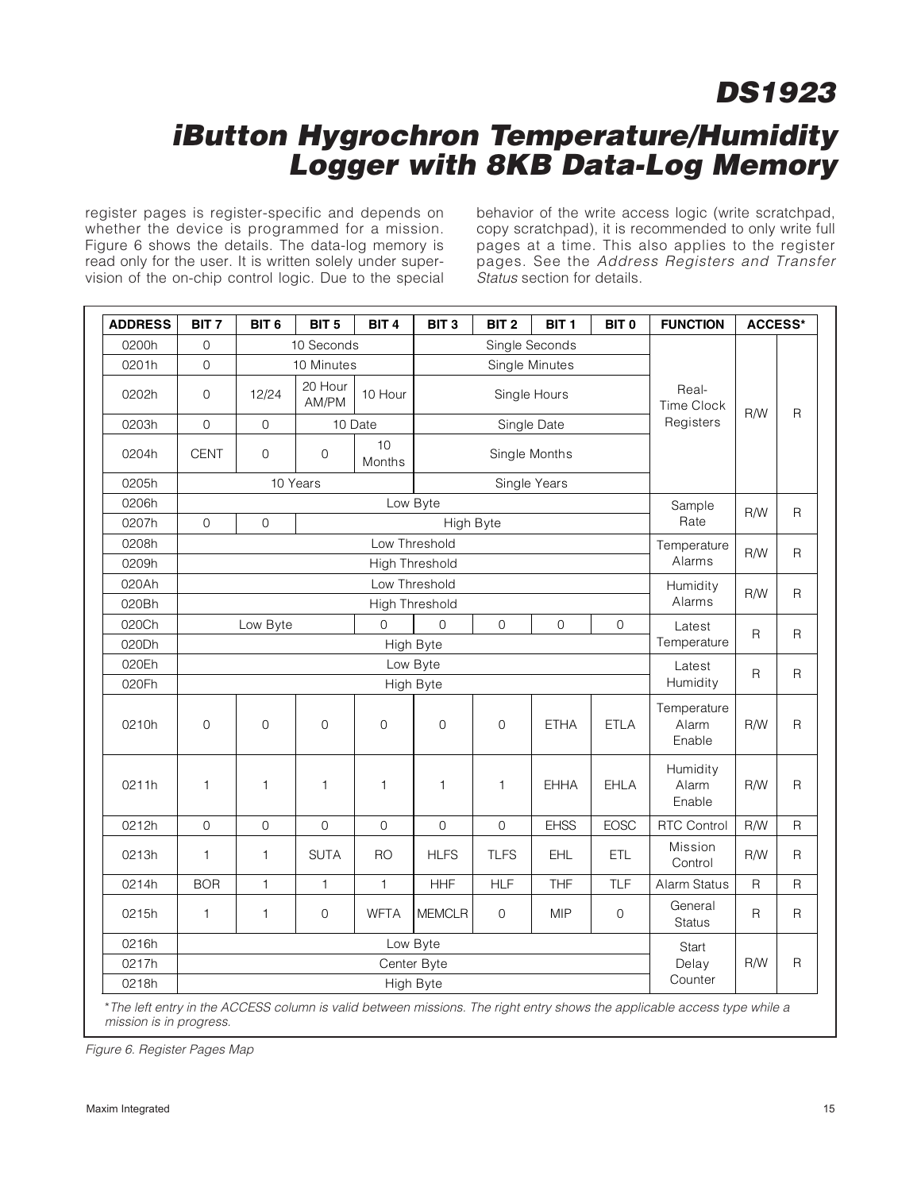register pages is register-specific and depends on whether the device is programmed for a mission. Figure 6 shows the details. The data-log memory is read only for the user. It is written solely under supervision of the on-chip control logic. Due to the special behavior of the write access logic (write scratchpad, copy scratchpad), it is recommended to only write full pages at a time. This also applies to the register pages. See the *Address Registers and Transfer Status* section for details.

| ADDRESS | BIT 7 | BIT 6 | BIT 5 | BIT 4 | BIT 3 | BIT 2 | BIT 1 | BIT 0 | FUNCTION | ACCESS* | |
|---|---|---|---|---|---|---|---|---|---|---|---|
| 0200h | 0 | 10 Seconds | | | Single Seconds | | | | Real-Time Clock Registers | R/W | R |
| 0201h | 0 | 10 Minutes | | | Single Minutes | | | | | | |
| 0202h | 0 | 12/24 | 20 Hour AM/PM | 10 Hour | Single Hours | | | | | | |
| 0203h | 0 | 0 | 10 Date | | Single Date | | | | | | |
| 0204h | CENT | 0 | 0 | 10 Months | Single Months | | | | | | |
| 0205h | 10 Years | | | | Single Years | | | | | | |
| 0206h | Low Byte | | | | | | | | Sample Rate | R/W | R |
| 0207h | 0 | 0 | High Byte | | | | | | | | |
| 0208h | Low Threshold | | | | | | | | Temperature Alarms | R/W | R |
| 0209h | High Threshold | | | | | | | | | | |
| 020Ah | Low Threshold | | | | | | | | Humidity Alarms | R/W | R |
| 020Bh | High Threshold | | | | | | | | | | |
| 020Ch | Low Byte | | | 0 | 0 | 0 | 0 | 0 | Latest Temperature | R | R |
| 020Dh | High Byte | | | | | | | | | | |
| 020Eh | Low Byte | | | | | | | | Latest Humidity | R | R |
| 020Fh | High Byte | | | | | | | | | | |
| 0210h | 0 | 0 | 0 | 0 | 0 | 0 | ETHA | ETLA | Temperature Alarm Enable | R/W | R |
| 0211h | 1 | 1 | 1 | 1 | 1 | 1 | EHHA | EHLA | Humidity Alarm Enable | R/W | R |
| 0212h | 0 | 0 | 0 | 0 | 0 | 0 | EHSS | EOSC | RTC Control | R/W | R |
| 0213h | 1 | 1 | SUTA | RO | HLFS | TLFS | EHL | ETL | Mission Control | R/W | R |
| 0214h | BOR | 1 | 1 | 1 | HHF | HLF | THF | TLF | Alarm Status | R | R |
| 0215h | 1 | 1 | 0 | WFTA | MEMCLR | 0 | MIP | 0 | General Status | R | R |
| 0216h | Low Byte | | | | | | | | Start Delay Counter | R/W | R |
| 0217h | Center Byte | | | | | | | | | | |
| 0218h | High Byte | | | | | | | | | | |

**The left entry in the ACCESS column is valid between missions. The right entry shows the applicable access type while a mission is in progress.*

*Figure 6. Register Pages Map*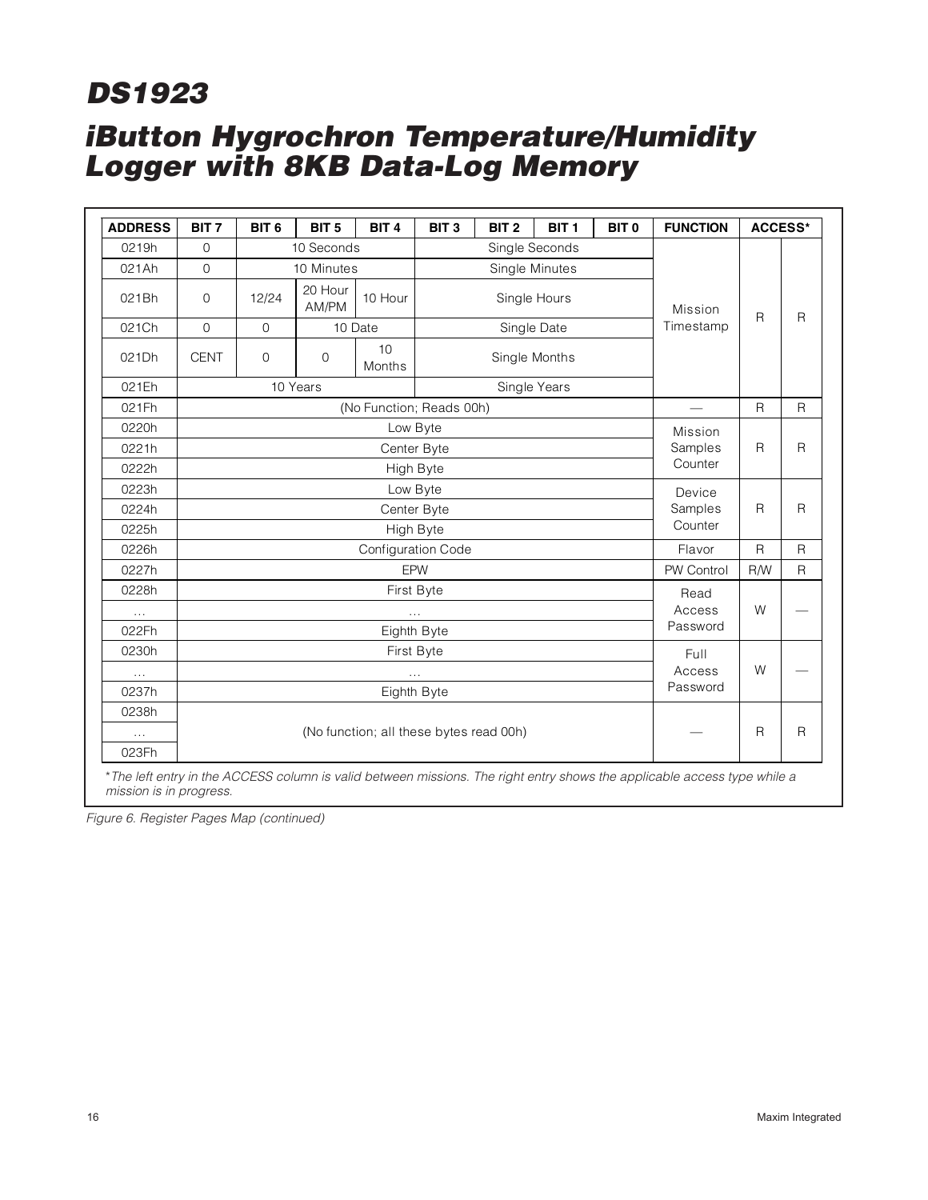| ADDRESS | BIT 7 | BIT 6 | BIT 5 | BIT 4 | BIT 3 | BIT 2 | BIT 1 | BIT 0 | FUNCTION | ACCESS* | |
|---|---|---|---|---|---|---|---|---|---|---|---|
| 0219h | 0 | 10 Seconds | | | Single Seconds | | | | Mission Timestamp | R | R |
| 021Ah | 0 | 10 Minutes | | | Single Minutes | | | | | | |
| 021Bh | 0 | 12/24 | 20 Hour AM/PM | 10 Hour | Single Hours | | | | | | |
| 021Ch | 0 | 0 | 10 Date | | Single Date | | | | | | |
| 021Dh | CENT | 0 | 0 | 10 Months | Single Months | | | | | | |
| 021Eh | 10 Years | | | | Single Years | | | | | | |
| 021Fh | (No Function; Reads 00h) | | | | | | | | — | R | R |
| 0220h | Low Byte | | | | | | | | Mission Samples Counter | R | R |
| 0221h | Center Byte | | | | | | | | | | |
| 0222h | High Byte | | | | | | | | | | |
| 0223h | Low Byte | | | | | | | | Device Samples Counter | R | R |
| 0224h | Center Byte | | | | | | | | | | |
| 0225h | High Byte | | | | | | | | | | |
| 0226h | Configuration Code | | | | | | | | Flavor | R | R |
| 0227h | EPW | | | | | | | | PW Control | R/W | R |
| 0228h | First Byte | | | | | | | | Read Access Password | W | — |
| … | … | | | | | | | | | | |
| 022Fh | Eighth Byte | | | | | | | | | | |
| 0230h | First Byte | | | | | | | | Full Access Password | W | — |
| … | … | | | | | | | | | | |
| 0237h | Eighth Byte | | | | | | | | | | |
| 0238h | (No function; all these bytes read 00h) | | | | | | | | — | R | R |
| … | | | | | | | | | | | |
| 023Fh | | | | | | | | | | | |

*\*The left entry in the ACCESS column is valid between missions. The right entry shows the applicable access type while a mission is in progress.*

*Figure 6. Register Pages Map (continued)*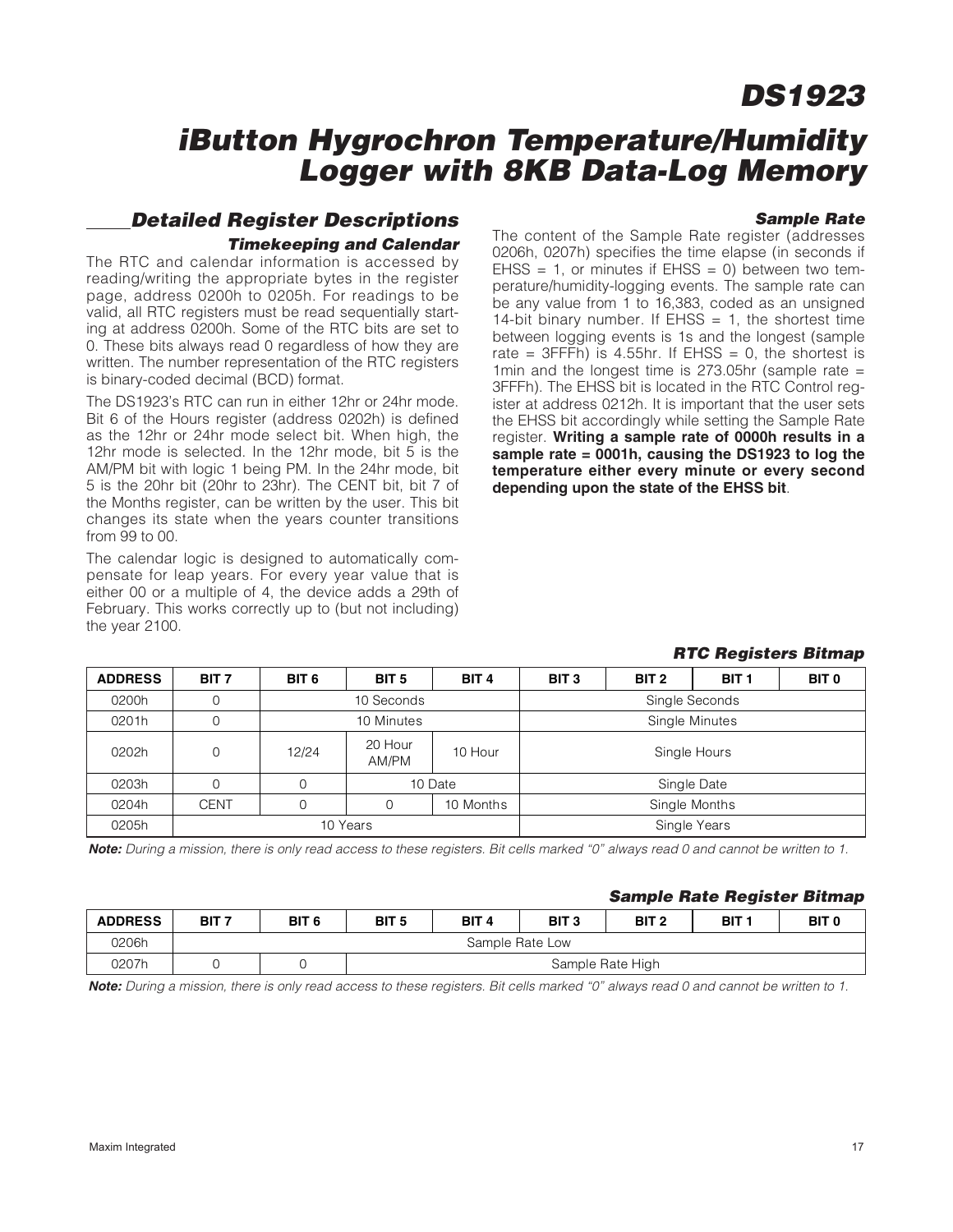## Detailed Register Descriptions

### Timekeeping and Calendar

The RTC and calendar information is accessed by reading/writing the appropriate bytes in the register page, address 0200h to 0205h. For readings to be valid, all RTC registers must be read sequentially starting at address 0200h. Some of the RTC bits are set to 0. These bits always read 0 regardless of how they are written. The number representation of the RTC registers is binary-coded decimal (BCD) format.

The DS1923's RTC can run in either 12hr or 24hr mode. Bit 6 of the Hours register (address 0202h) is defined as the 12hr or 24hr mode select bit. When high, the 12hr mode is selected. In the 12hr mode, bit 5 is the AM/PM bit with logic 1 being PM. In the 24hr mode, bit 5 is the 20hr bit (20hr to 23hr). The CENT bit, bit 7 of the Months register, can be written by the user. This bit changes its state when the years counter transitions from 99 to 00.

The calendar logic is designed to automatically compensate for leap years. For every year value that is either 00 or a multiple of 4, the device adds a 29th of February. This works correctly up to (but not including) the year 2100.

### Sample Rate

The content of the Sample Rate register (addresses 0206h, 0207h) specifies the time elapse (in seconds if EHSS = 1, or minutes if EHSS = 0) between two temperature/humidity-logging events. The sample rate can be any value from 1 to 16,383, coded as an unsigned 14-bit binary number. If EHSS = 1, the shortest time between logging events is 1s and the longest (sample rate = 3FFFh) is 4.55hr. If EHSS = 0, the shortest is 1min and the longest time is 273.05hr (sample rate = 3FFFh). The EHSS bit is located in the RTC Control register at address 0212h. It is important that the user sets the EHSS bit accordingly while setting the Sample Rate register. **Writing a sample rate of 0000h results in a sample rate = 0001h, causing the DS1923 to log the temperature either every minute or every second depending upon the state of the EHSS bit**.

### RTC Registers Bitmap

| ADDRESS | BIT 7 | BIT 6 | BIT 5 | BIT 4 | BIT 3 | BIT 2 | BIT 1 | BIT 0 |
|---|---|---|---|---|---|---|---|---|
| 0200h | 0 | 10 Seconds | | | Single Seconds | | | |
| 0201h | 0 | 10 Minutes | | | Single Minutes | | | |
| 0202h | 0 | 12/24 | 20 Hour AM/PM | 10 Hour | Single Hours | | | |
| 0203h | 0 | 0 | 10 Date | | Single Date | | | |
| 0204h | CENT | 0 | 0 | 10 Months | Single Months | | | |
| 0205h | 10 Years | | | | Single Years | | | |

***Note:** During a mission, there is only read access to these registers. Bit cells marked "0" always read 0 and cannot be written to 1.*

### Sample Rate Register Bitmap

| ADDRESS | BIT 7 | BIT 6 | BIT 5 | BIT 4 | BIT 3 | BIT 2 | BIT 1 | BIT 0 |
|---|---|---|---|---|---|---|---|---|
| 0206h | Sample Rate Low | | | | | | | |
| 0207h | 0 | 0 | Sample Rate High | | | | | |

***Note:** During a mission, there is only read access to these registers. Bit cells marked "0" always read 0 and cannot be written to 1.*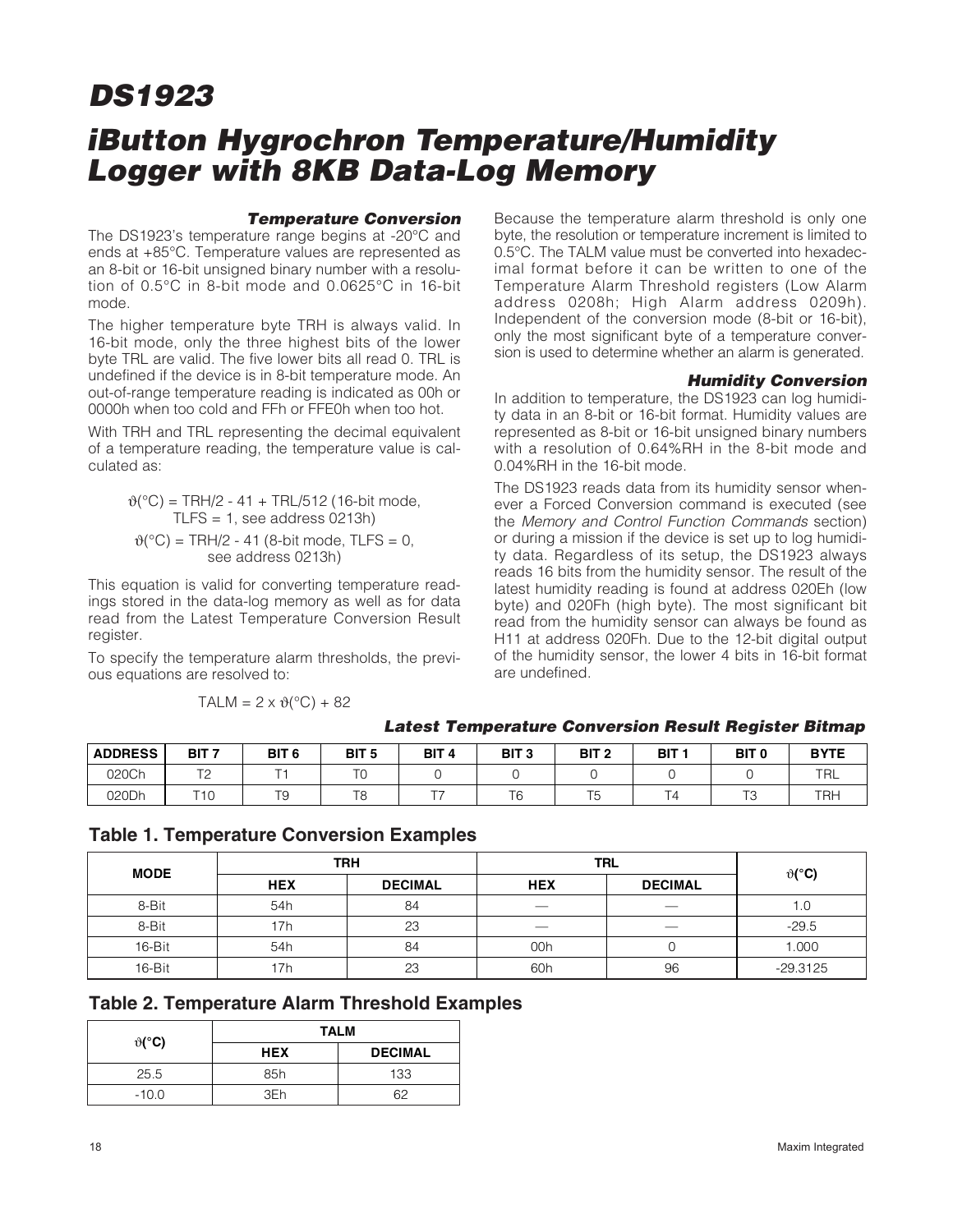# DS1923

## iButton Hygrochron Temperature/Humidity Logger with 8KB Data-Log Memory

### Temperature Conversion

The DS1923's temperature range begins at -20°C and ends at +85°C. Temperature values are represented as an 8-bit or 16-bit unsigned binary number with a resolution of 0.5°C in 8-bit mode and 0.0625°C in 16-bit mode.

The higher temperature byte TRH is always valid. In 16-bit mode, only the three highest bits of the lower byte TRL are valid. The five lower bits all read 0. TRL is undefined if the device is in 8-bit temperature mode. An out-of-range temperature reading is indicated as 00h or 0000h when too cold and FFh or FFE0h when too hot.

With TRH and TRL representing the decimal equivalent of a temperature reading, the temperature value is calculated as:

$$\vartheta(°C) = TRH/2 - 41 + TRL/512 \text{ (16-bit mode, TLFS = 1, see address 0213h)}$$

$$\vartheta(°C) = TRH/2 - 41 \text{ (8-bit mode, TLFS = 0, see address 0213h)}$$

This equation is valid for converting temperature readings stored in the data-log memory as well as for data read from the Latest Temperature Conversion Result register.

To specify the temperature alarm thresholds, the previous equations are resolved to:

$$TALM = 2 \times \vartheta(°C) + 82$$

Because the temperature alarm threshold is only one byte, the resolution or temperature increment is limited to 0.5°C. The TALM value must be converted into hexadecimal format before it can be written to one of the Temperature Alarm Threshold registers (Low Alarm address 0208h; High Alarm address 0209h). Independent of the conversion mode (8-bit or 16-bit), only the most significant byte of a temperature conversion is used to determine whether an alarm is generated.

### Humidity Conversion

In addition to temperature, the DS1923 can log humidity data in an 8-bit or 16-bit format. Humidity values are represented as 8-bit or 16-bit unsigned binary numbers with a resolution of 0.64%RH in the 8-bit mode and 0.04%RH in the 16-bit mode.

The DS1923 reads data from its humidity sensor whenever a Forced Conversion command is executed (see the *Memory and Control Function Commands* section) or during a mission if the device is set up to log humidity data. Regardless of its setup, the DS1923 always reads 16 bits from the humidity sensor. The result of the latest humidity reading is found at address 020Eh (low byte) and 020Fh (high byte). The most significant bit read from the humidity sensor can always be found as H11 at address 020Fh. Due to the 12-bit digital output of the humidity sensor, the lower 4 bits in 16-bit format are undefined.

### Latest Temperature Conversion Result Register Bitmap

| ADDRESS | BIT 7 | BIT 6 | BIT 5 | BIT 4 | BIT 3 | BIT 2 | BIT 1 | BIT 0 | BYTE |
|---|---|---|---|---|---|---|---|---|---|
| 020Ch | T2 | T1 | T0 | 0 | 0 | 0 | 0 | 0 | TRL |
| 020Dh | T10 | T9 | T8 | T7 | T6 | T5 | T4 | T3 | TRH |

### Table 1. Temperature Conversion Examples

| MODE | TRH | | TRL | | ϑ(°C) |
|---|---|---|---|---|---|
| | HEX | DECIMAL | HEX | DECIMAL | |
| 8-Bit | 54h | 84 | — | — | 1.0 |
| 8-Bit | 17h | 23 | — | — | -29.5 |
| 16-Bit | 54h | 84 | 00h | 0 | 1.000 |
| 16-Bit | 17h | 23 | 60h | 96 | -29.3125 |

### Table 2. Temperature Alarm Threshold Examples

| ϑ(°C) | TALM | |
|---|---|---|
| | HEX | DECIMAL |
| 25.5 | 85h | 133 |
| -10.0 | 3Eh | 62 |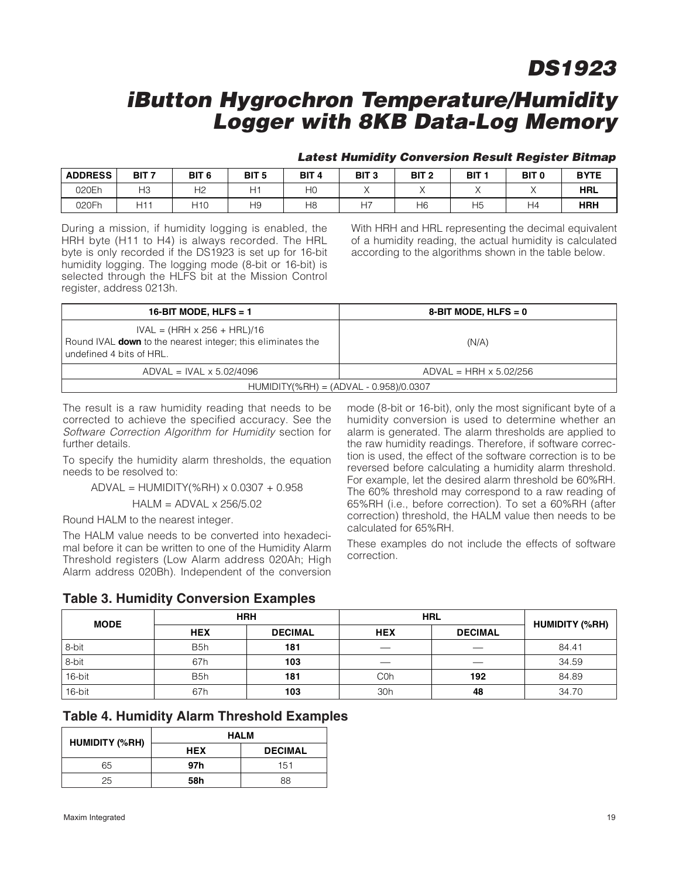### Latest Humidity Conversion Result Register Bitmap

| ADDRESS | BIT 7 | BIT 6 | BIT 5 | BIT 4 | BIT 3 | BIT 2 | BIT 1 | BIT 0 | BYTE |
|---|---|---|---|---|---|---|---|---|---|
| 020Eh | H3 | H2 | H1 | H0 | X | X | X | X | **HRL** |
| 020Fh | H11 | H10 | H9 | H8 | H7 | H6 | H5 | H4 | **HRH** |

During a mission, if humidity logging is enabled, the HRH byte (H11 to H4) is always recorded. The HRL byte is only recorded if the DS1923 is set up for 16-bit humidity logging. The logging mode (8-bit or 16-bit) is selected through the HLFS bit at the Mission Control register, address 0213h.

With HRH and HRL representing the decimal equivalent of a humidity reading, the actual humidity is calculated according to the algorithms shown in the table below.

| 16-BIT MODE, HLFS = 1 | 8-BIT MODE, HLFS = 0 |
|---|---|
| IVAL = (HRH x 256 + HRL)/16<br>Round IVAL **down** to the nearest integer; this eliminates the undefined 4 bits of HRL. | (N/A) |
| ADVAL = IVAL x 5.02/4096 | ADVAL = HRH x 5.02/256 |
| HUMIDITY(%RH) = (ADVAL - 0.958)/0.0307 | |

The result is a raw humidity reading that needs to be corrected to achieve the specified accuracy. See the *Software Correction Algorithm for Humidity* section for further details.

To specify the humidity alarm thresholds, the equation needs to be resolved to:

ADVAL = HUMIDITY(%RH) x 0.0307 + 0.958

HALM = ADVAL x 256/5.02

Round HALM to the nearest integer.

The HALM value needs to be converted into hexadecimal before it can be written to one of the Humidity Alarm Threshold registers (Low Alarm address 020Ah; High Alarm address 020Bh). Independent of the conversion mode (8-bit or 16-bit), only the most significant byte of a humidity conversion is used to determine whether an alarm is generated. The alarm thresholds are applied to the raw humidity readings. Therefore, if software correction is used, the effect of the software correction is to be reversed before calculating a humidity alarm threshold. For example, let the desired alarm threshold be 60%RH. The 60% threshold may correspond to a raw reading of 65%RH (i.e., before correction). To set a 60%RH (after correction) threshold, the HALM value then needs to be calculated for 65%RH.

These examples do not include the effects of software correction.

## Table 3. Humidity Conversion Examples

| MODE | HRH | | HRL | | HUMIDITY (%RH) |
|---|---|---|---|---|---|
| | HEX | DECIMAL | HEX | DECIMAL | |
| 8-bit | B5h | **181** | — | — | 84.41 |
| 8-bit | 67h | **103** | — | — | 34.59 |
| 16-bit | B5h | **181** | C0h | **192** | 84.89 |
| 16-bit | 67h | **103** | 30h | **48** | 34.70 |

## Table 4. Humidity Alarm Threshold Examples

| HUMIDITY (%RH) | HALM | |
|---|---|---|
| | HEX | DECIMAL |
| 65 | **97h** | 151 |
| 25 | **58h** | 88 |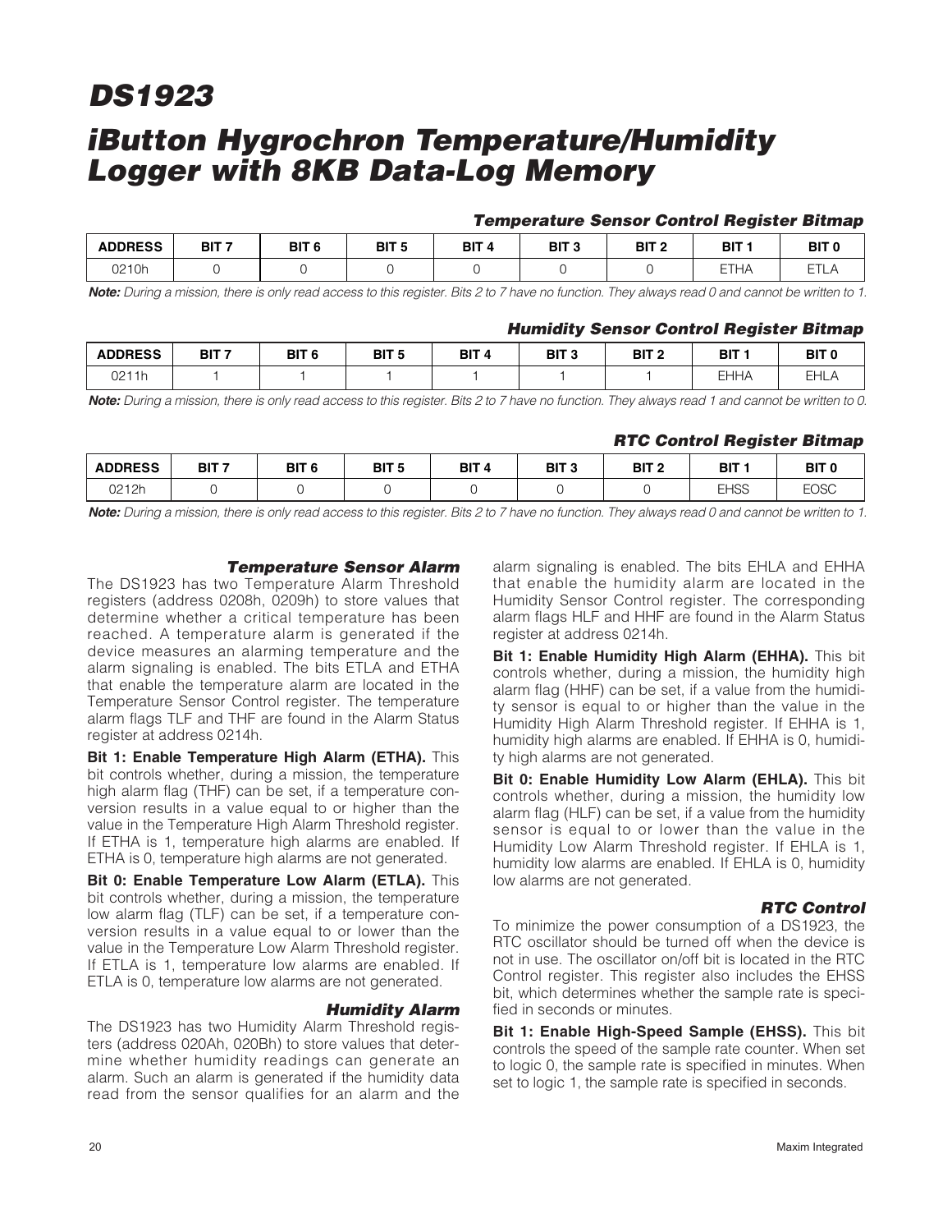### Temperature Sensor Control Register Bitmap

| ADDRESS | BIT 7 | BIT 6 | BIT 5 | BIT 4 | BIT 3 | BIT 2 | BIT 1 | BIT 0 |
|---|---|---|---|---|---|---|---|---|
| 0210h | 0 | 0 | 0 | 0 | 0 | 0 | ETHA | ETLA |

***Note:*** *During a mission, there is only read access to this register. Bits 2 to 7 have no function. They always read 0 and cannot be written to 1.*

### Humidity Sensor Control Register Bitmap

| ADDRESS | BIT 7 | BIT 6 | BIT 5 | BIT 4 | BIT 3 | BIT 2 | BIT 1 | BIT 0 |
|---|---|---|---|---|---|---|---|---|
| 0211h | 1 | 1 | 1 | 1 | 1 | 1 | EHHA | EHLA |

***Note:*** *During a mission, there is only read access to this register. Bits 2 to 7 have no function. They always read 1 and cannot be written to 0.*

### RTC Control Register Bitmap

| ADDRESS | BIT 7 | BIT 6 | BIT 5 | BIT 4 | BIT 3 | BIT 2 | BIT 1 | BIT 0 |
|---|---|---|---|---|---|---|---|---|
| 0212h | 0 | 0 | 0 | 0 | 0 | 0 | EHSS | EOSC |

***Note:*** *During a mission, there is only read access to this register. Bits 2 to 7 have no function. They always read 0 and cannot be written to 1.*

### Temperature Sensor Alarm

The DS1923 has two Temperature Alarm Threshold registers (address 0208h, 0209h) to store values that determine whether a critical temperature has been reached. A temperature alarm is generated if the device measures an alarming temperature and the alarm signaling is enabled. The bits ETLA and ETHA that enable the temperature alarm are located in the Temperature Sensor Control register. The temperature alarm flags TLF and THF are found in the Alarm Status register at address 0214h.

**Bit 1: Enable Temperature High Alarm (ETHA).** This bit controls whether, during a mission, the temperature high alarm flag (THF) can be set, if a temperature conversion results in a value equal to or higher than the value in the Temperature High Alarm Threshold register. If ETHA is 1, temperature high alarms are enabled. If ETHA is 0, temperature high alarms are not generated.

**Bit 0: Enable Temperature Low Alarm (ETLA).** This bit controls whether, during a mission, the temperature low alarm flag (TLF) can be set, if a temperature conversion results in a value equal to or lower than the value in the Temperature Low Alarm Threshold register. If ETLA is 1, temperature low alarms are enabled. If ETLA is 0, temperature low alarms are not generated.

### Humidity Alarm

The DS1923 has two Humidity Alarm Threshold registers (address 020Ah, 020Bh) to store values that determine whether humidity readings can generate an alarm. Such an alarm is generated if the humidity data read from the sensor qualifies for an alarm and the alarm signaling is enabled. The bits EHLA and EHHA that enable the humidity alarm are located in the Humidity Sensor Control register. The corresponding alarm flags HLF and HHF are found in the Alarm Status register at address 0214h.

**Bit 1: Enable Humidity High Alarm (EHHA).** This bit controls whether, during a mission, the humidity high alarm flag (HHF) can be set, if a value from the humidity sensor is equal to or higher than the value in the Humidity High Alarm Threshold register. If EHHA is 1, humidity high alarms are enabled. If EHHA is 0, humidity high alarms are not generated.

**Bit 0: Enable Humidity Low Alarm (EHLA).** This bit controls whether, during a mission, the humidity low alarm flag (HLF) can be set, if a value from the humidity sensor is equal to or lower than the value in the Humidity Low Alarm Threshold register. If EHLA is 1, humidity low alarms are enabled. If EHLA is 0, humidity low alarms are not generated.

### RTC Control

To minimize the power consumption of a DS1923, the RTC oscillator should be turned off when the device is not in use. The oscillator on/off bit is located in the RTC Control register. This register also includes the EHSS bit, which determines whether the sample rate is specified in seconds or minutes.

**Bit 1: Enable High-Speed Sample (EHSS).** This bit controls the speed of the sample rate counter. When set to logic 0, the sample rate is specified in minutes. When set to logic 1, the sample rate is specified in seconds.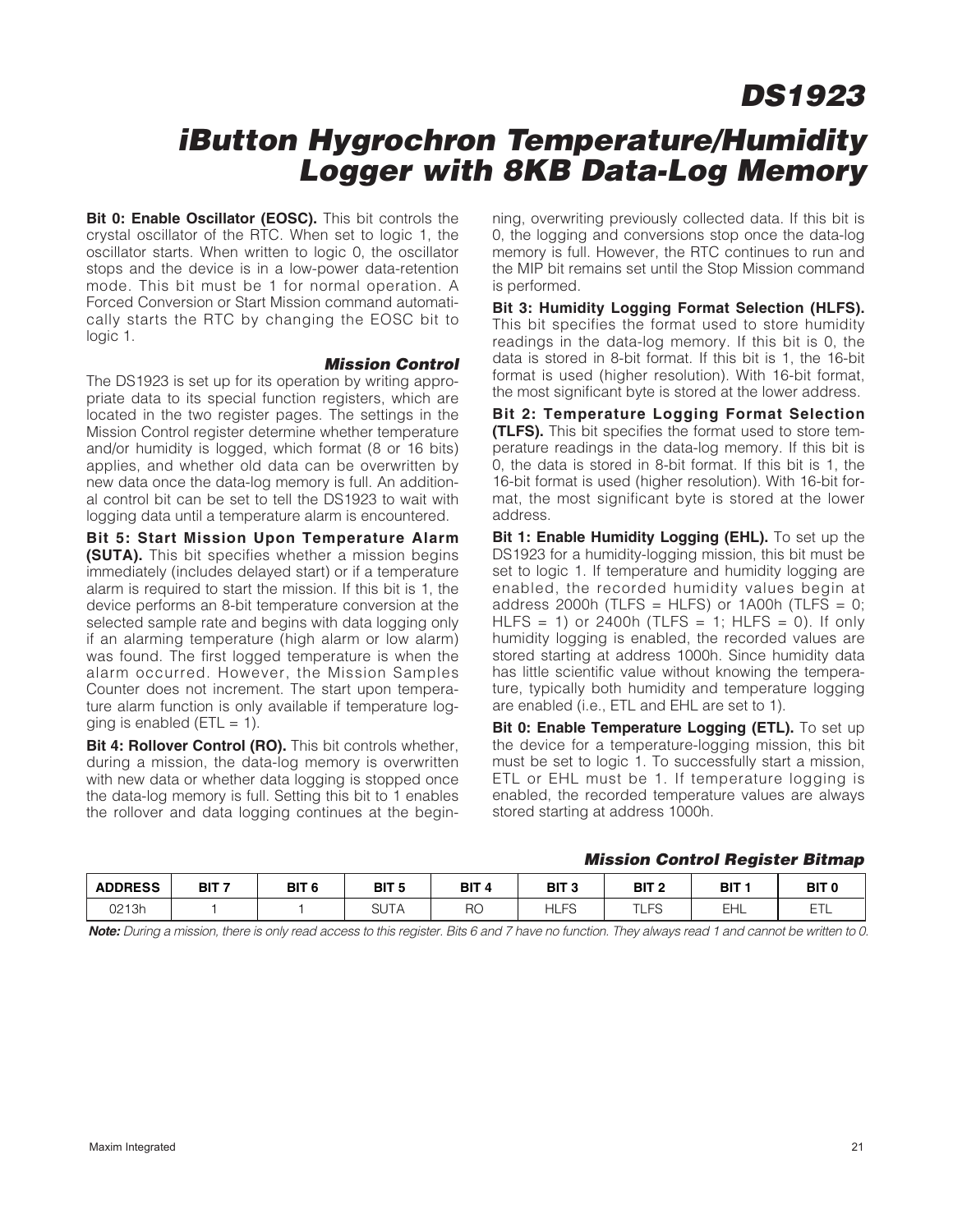**Bit 0: Enable Oscillator (EOSC).** This bit controls the crystal oscillator of the RTC. When set to logic 1, the oscillator starts. When written to logic 0, the oscillator stops and the device is in a low-power data-retention mode. This bit must be 1 for normal operation. A Forced Conversion or Start Mission command automatically starts the RTC by changing the EOSC bit to logic 1.

### Mission Control

The DS1923 is set up for its operation by writing appropriate data to its special function registers, which are located in the two register pages. The settings in the Mission Control register determine whether temperature and/or humidity is logged, which format (8 or 16 bits) applies, and whether old data can be overwritten by new data once the data-log memory is full. An additional control bit can be set to tell the DS1923 to wait with logging data until a temperature alarm is encountered.

**Bit 5: Start Mission Upon Temperature Alarm (SUTA).** This bit specifies whether a mission begins immediately (includes delayed start) or if a temperature alarm is required to start the mission. If this bit is 1, the device performs an 8-bit temperature conversion at the selected sample rate and begins with data logging only if an alarming temperature (high alarm or low alarm) was found. The first logged temperature is when the alarm occurred. However, the Mission Samples Counter does not increment. The start upon temperature alarm function is only available if temperature logging is enabled (ETL = 1).

**Bit 4: Rollover Control (RO).** This bit controls whether, during a mission, the data-log memory is overwritten with new data or whether data logging is stopped once the data-log memory is full. Setting this bit to 1 enables the rollover and data logging continues at the beginning, overwriting previously collected data. If this bit is 0, the logging and conversions stop once the data-log memory is full. However, the RTC continues to run and the MIP bit remains set until the Stop Mission command is performed.

**Bit 3: Humidity Logging Format Selection (HLFS).** This bit specifies the format used to store humidity readings in the data-log memory. If this bit is 0, the data is stored in 8-bit format. If this bit is 1, the 16-bit format is used (higher resolution). With 16-bit format, the most significant byte is stored at the lower address.

**Bit 2: Temperature Logging Format Selection (TLFS).** This bit specifies the format used to store temperature readings in the data-log memory. If this bit is 0, the data is stored in 8-bit format. If this bit is 1, the 16-bit format is used (higher resolution). With 16-bit format, the most significant byte is stored at the lower address.

**Bit 1: Enable Humidity Logging (EHL).** To set up the DS1923 for a humidity-logging mission, this bit must be set to logic 1. If temperature and humidity logging are enabled, the recorded humidity values begin at address 2000h (TLFS = HLFS) or 1A00h (TLFS = 0; HLFS = 1) or 2400h (TLFS = 1; HLFS = 0). If only humidity logging is enabled, the recorded values are stored starting at address 1000h. Since humidity data has little scientific value without knowing the temperature, typically both humidity and temperature logging are enabled (i.e., ETL and EHL are set to 1).

**Bit 0: Enable Temperature Logging (ETL).** To set up the device for a temperature-logging mission, this bit must be set to logic 1. To successfully start a mission, ETL or EHL must be 1. If temperature logging is enabled, the recorded temperature values are always stored starting at address 1000h.

### Mission Control Register Bitmap

| ADDRESS | BIT 7 | BIT 6 | BIT 5 | BIT 4 | BIT 3 | BIT 2 | BIT 1 | BIT 0 |
|---|---|---|---|---|---|---|---|---|
| 0213h | 1 | 1 | SUTA | RO | HLFS | TLFS | EHL | ETL |

***Note:*** *During a mission, there is only read access to this register. Bits 6 and 7 have no function. They always read 1 and cannot be written to 0.*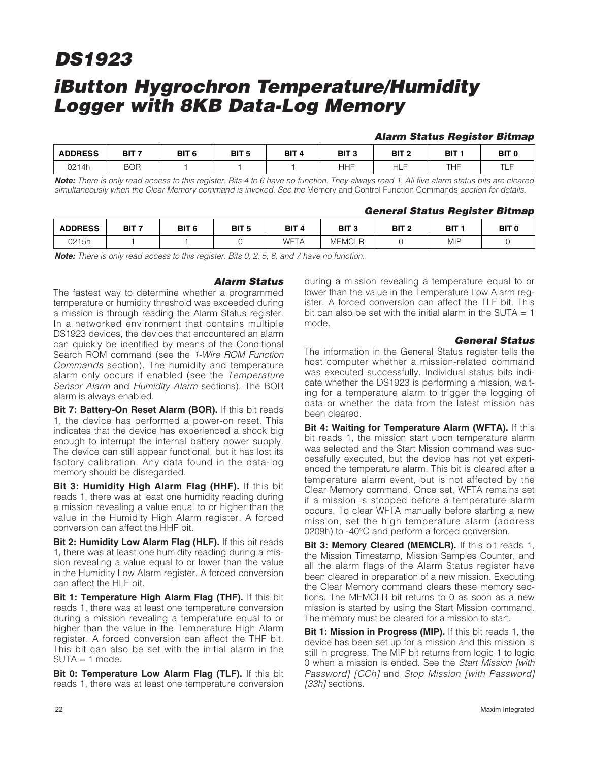### Alarm Status Register Bitmap

| ADDRESS | BIT 7 | BIT 6 | BIT 5 | BIT 4 | BIT 3 | BIT 2 | BIT 1 | BIT 0 |
|---|---|---|---|---|---|---|---|---|
| 0214h | BOR | 1 | 1 | 1 | HHF | HLF | THF | TLF |

***Note:** There is only read access to this register. Bits 4 to 6 have no function. They always read 1. All five alarm status bits are cleared simultaneously when the Clear Memory command is invoked. See the* Memory and Control Function Commands *section for details.*

### General Status Register Bitmap

| ADDRESS | BIT 7 | BIT 6 | BIT 5 | BIT 4 | BIT 3 | BIT 2 | BIT 1 | BIT 0 |
|---|---|---|---|---|---|---|---|---|
| 0215h | 1 | 1 | 0 | WFTA | MEMCLR | 0 | MIP | 0 |

***Note:** There is only read access to this register. Bits 0, 2, 5, 6, and 7 have no function.*

### Alarm Status

The fastest way to determine whether a programmed temperature or humidity threshold was exceeded during a mission is through reading the Alarm Status register. In a networked environment that contains multiple DS1923 devices, the devices that encountered an alarm can quickly be identified by means of the Conditional Search ROM command (see the *1-Wire ROM Function Commands* section). The humidity and temperature alarm only occurs if enabled (see the *Temperature Sensor Alarm* and *Humidity Alarm* sections). The BOR alarm is always enabled.

**Bit 7: Battery-On Reset Alarm (BOR).** If this bit reads 1, the device has performed a power-on reset. This indicates that the device has experienced a shock big enough to interrupt the internal battery power supply. The device can still appear functional, but it has lost its factory calibration. Any data found in the data-log memory should be disregarded.

**Bit 3: Humidity High Alarm Flag (HHF).** If this bit reads 1, there was at least one humidity reading during a mission revealing a value equal to or higher than the value in the Humidity High Alarm register. A forced conversion can affect the HHF bit.

**Bit 2: Humidity Low Alarm Flag (HLF).** If this bit reads 1, there was at least one humidity reading during a mission revealing a value equal to or lower than the value in the Humidity Low Alarm register. A forced conversion can affect the HLF bit.

**Bit 1: Temperature High Alarm Flag (THF).** If this bit reads 1, there was at least one temperature conversion during a mission revealing a temperature equal to or higher than the value in the Temperature High Alarm register. A forced conversion can affect the THF bit. This bit can also be set with the initial alarm in the SUTA = 1 mode.

**Bit 0: Temperature Low Alarm Flag (TLF).** If this bit reads 1, there was at least one temperature conversion during a mission revealing a temperature equal to or lower than the value in the Temperature Low Alarm register. A forced conversion can affect the TLF bit. This bit can also be set with the initial alarm in the SUTA = 1 mode.

### General Status

The information in the General Status register tells the host computer whether a mission-related command was executed successfully. Individual status bits indicate whether the DS1923 is performing a mission, waiting for a temperature alarm to trigger the logging of data or whether the data from the latest mission has been cleared.

**Bit 4: Waiting for Temperature Alarm (WFTA).** If this bit reads 1, the mission start upon temperature alarm was selected and the Start Mission command was successfully executed, but the device has not yet experienced the temperature alarm. This bit is cleared after a temperature alarm event, but is not affected by the Clear Memory command. Once set, WFTA remains set if a mission is stopped before a temperature alarm occurs. To clear WFTA manually before starting a new mission, set the high temperature alarm (address 0209h) to -40°C and perform a forced conversion.

**Bit 3: Memory Cleared (MEMCLR).** If this bit reads 1, the Mission Timestamp, Mission Samples Counter, and all the alarm flags of the Alarm Status register have been cleared in preparation of a new mission. Executing the Clear Memory command clears these memory sections. The MEMCLR bit returns to 0 as soon as a new mission is started by using the Start Mission command. The memory must be cleared for a mission to start.

**Bit 1: Mission in Progress (MIP).** If this bit reads 1, the device has been set up for a mission and this mission is still in progress. The MIP bit returns from logic 1 to logic 0 when a mission is ended. See the *Start Mission [with Password] [CCh]* and *Stop Mission [with Password] [33h]* sections.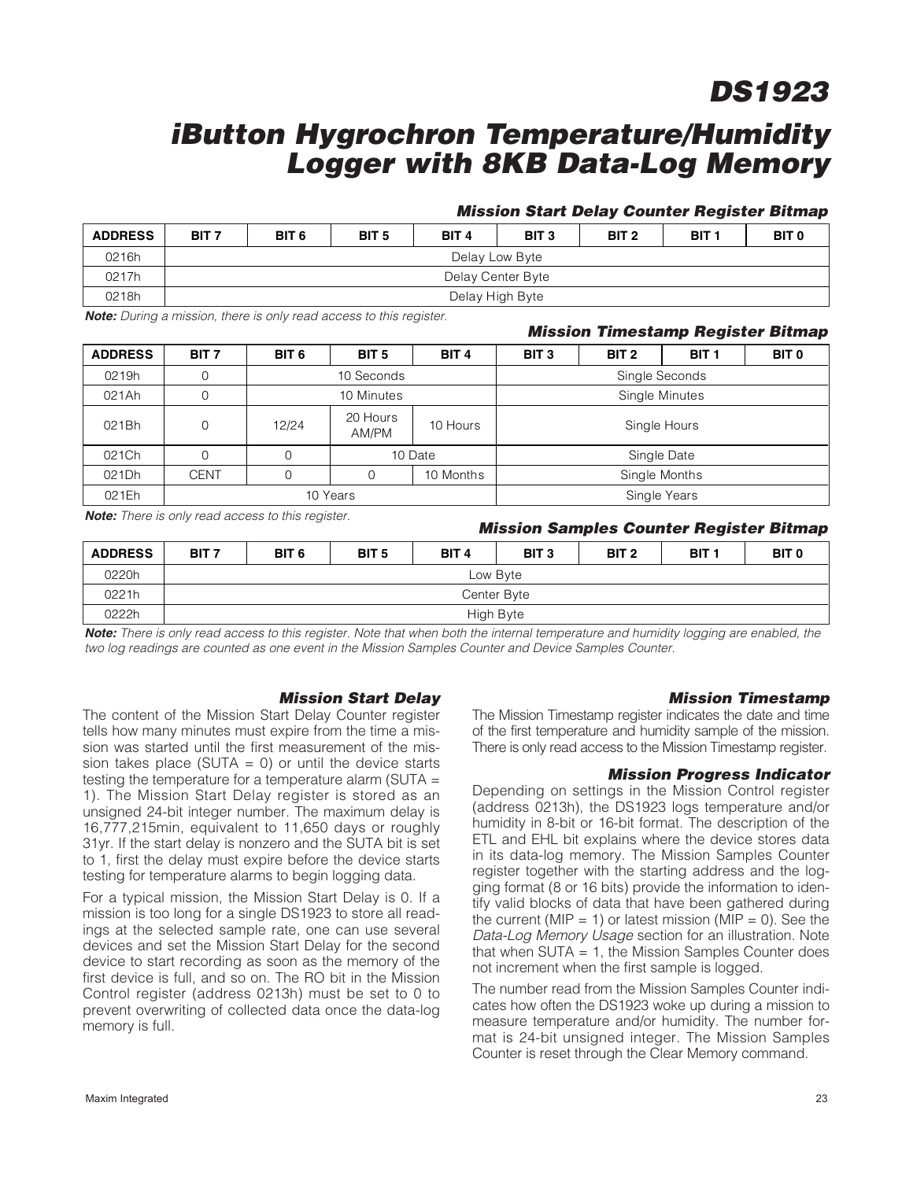### Mission Start Delay Counter Register Bitmap

| ADDRESS | BIT 7 | BIT 6 | BIT 5 | BIT 4 | BIT 3 | BIT 2 | BIT 1 | BIT 0 |
|---|---|---|---|---|---|---|---|---|
| 0216h | Delay Low Byte | | | | | | | |
| 0217h | Delay Center Byte | | | | | | | |
| 0218h | Delay High Byte | | | | | | | |

***Note:*** *During a mission, there is only read access to this register.*

### Mission Timestamp Register Bitmap

| ADDRESS | BIT 7 | BIT 6 | BIT 5 | BIT 4 | BIT 3 | BIT 2 | BIT 1 | BIT 0 |
|---|---|---|---|---|---|---|---|---|
| 0219h | 0 | 10 Seconds | | | Single Seconds | | | |
| 021Ah | 0 | 10 Minutes | | | Single Minutes | | | |
| 021Bh | 0 | 12/24 | 20 Hours AM/PM | 10 Hours | Single Hours | | | |
| 021Ch | 0 | 0 | 10 Date | | Single Date | | | |
| 021Dh | CENT | 0 | 0 | 10 Months | Single Months | | | |
| 021Eh | 10 Years | | | | Single Years | | | |

***Note:*** *There is only read access to this register.*

### Mission Samples Counter Register Bitmap

| ADDRESS | BIT 7 | BIT 6 | BIT 5 | BIT 4 | BIT 3 | BIT 2 | BIT 1 | BIT 0 |
|---|---|---|---|---|---|---|---|---|
| 0220h | Low Byte | | | | | | | |
| 0221h | Center Byte | | | | | | | |
| 0222h | High Byte | | | | | | | |

***Note:*** *There is only read access to this register. Note that when both the internal temperature and humidity logging are enabled, the two log readings are counted as one event in the Mission Samples Counter and Device Samples Counter.*

### Mission Start Delay

The content of the Mission Start Delay Counter register tells how many minutes must expire from the time a mission was started until the first measurement of the mission takes place (SUTA = 0) or until the device starts testing the temperature for a temperature alarm (SUTA = 1). The Mission Start Delay register is stored as an unsigned 24-bit integer number. The maximum delay is 16,777,215min, equivalent to 11,650 days or roughly 31yr. If the start delay is nonzero and the SUTA bit is set to 1, first the delay must expire before the device starts testing for temperature alarms to begin logging data.

For a typical mission, the Mission Start Delay is 0. If a mission is too long for a single DS1923 to store all readings at the selected sample rate, one can use several devices and set the Mission Start Delay for the second device to start recording as soon as the memory of the first device is full, and so on. The RO bit in the Mission Control register (address 0213h) must be set to 0 to prevent overwriting of collected data once the data-log memory is full.

### Mission Timestamp

The Mission Timestamp register indicates the date and time of the first temperature and humidity sample of the mission. There is only read access to the Mission Timestamp register.

### Mission Progress Indicator

Depending on settings in the Mission Control register (address 0213h), the DS1923 logs temperature and/or humidity in 8-bit or 16-bit format. The description of the ETL and EHL bit explains where the device stores data in its data-log memory. The Mission Samples Counter register together with the starting address and the logging format (8 or 16 bits) provide the information to identify valid blocks of data that have been gathered during the current (MIP = 1) or latest mission (MIP = 0). See the *Data-Log Memory Usage* section for an illustration. Note that when SUTA = 1, the Mission Samples Counter does not increment when the first sample is logged.

The number read from the Mission Samples Counter indicates how often the DS1923 woke up during a mission to measure temperature and/or humidity. The number format is 24-bit unsigned integer. The Mission Samples Counter is reset through the Clear Memory command.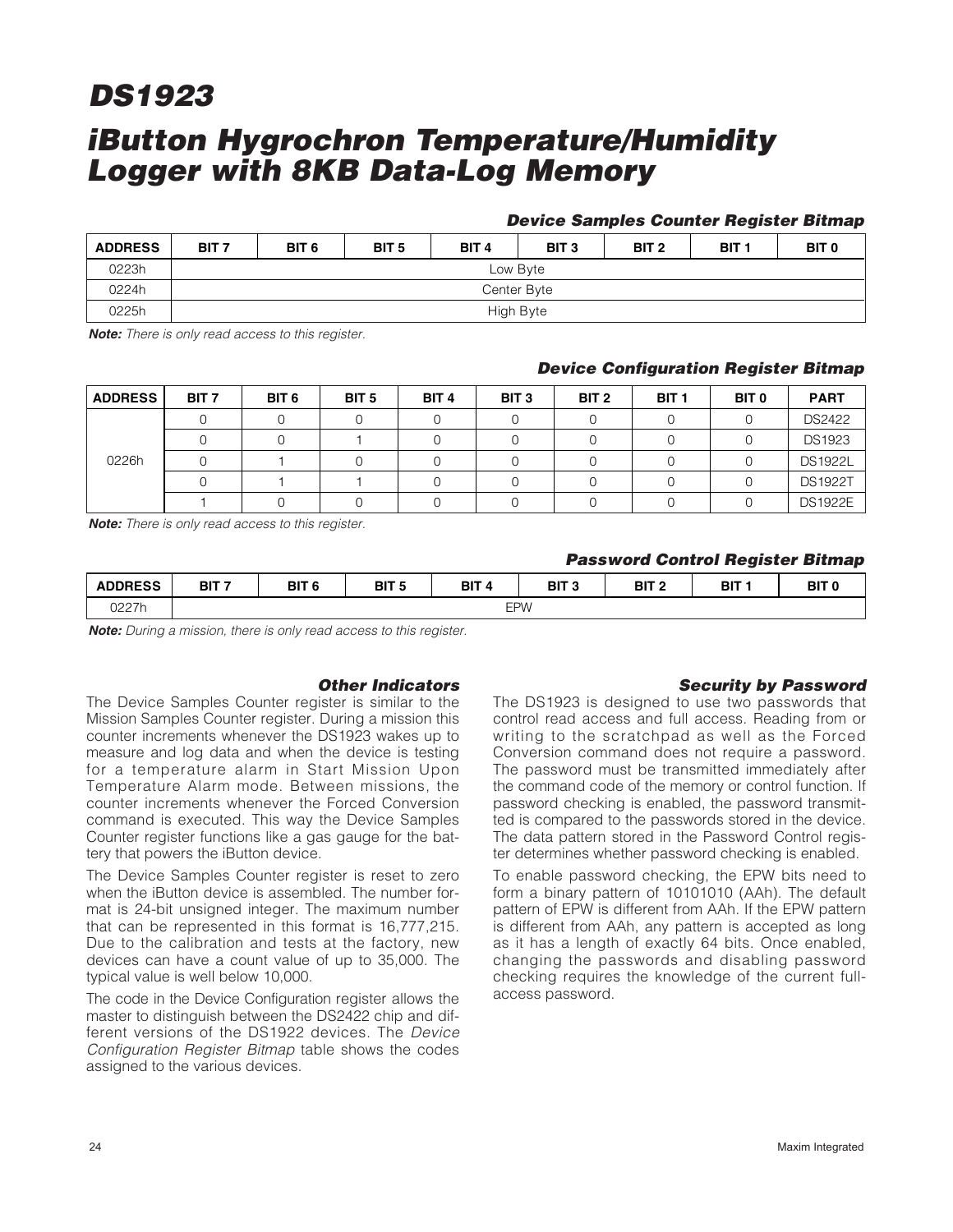### Device Samples Counter Register Bitmap

| ADDRESS | BIT 7 | BIT 6 | BIT 5 | BIT 4 | BIT 3 | BIT 2 | BIT 1 | BIT 0 |
|---|---|---|---|---|---|---|---|---|
| 0223h | Low Byte | | | | | | | |
| 0224h | Center Byte | | | | | | | |
| 0225h | High Byte | | | | | | | |

***Note:*** *There is only read access to this register.*

### Device Configuration Register Bitmap

| ADDRESS | BIT 7 | BIT 6 | BIT 5 | BIT 4 | BIT 3 | BIT 2 | BIT 1 | BIT 0 | PART |
|---|---|---|---|---|---|---|---|---|---|
| 0226h | 0 | 0 | 0 | 0 | 0 | 0 | 0 | 0 | DS2422 |
| | 0 | 0 | 1 | 0 | 0 | 0 | 0 | 0 | DS1923 |
| | 0 | 1 | 0 | 0 | 0 | 0 | 0 | 0 | DS1922L |
| | 0 | 1 | 1 | 0 | 0 | 0 | 0 | 0 | DS1922T |
| | 1 | 0 | 0 | 0 | 0 | 0 | 0 | 0 | DS1922E |

***Note:*** *There is only read access to this register.*

### Password Control Register Bitmap

| ADDRESS | BIT 7 | BIT 6 | BIT 5 | BIT 4 | BIT 3 | BIT 2 | BIT 1 | BIT 0 |
|---|---|---|---|---|---|---|---|---|
| 0227h | EPW | | | | | | | |

***Note:*** *During a mission, there is only read access to this register.*

### Other Indicators

The Device Samples Counter register is similar to the Mission Samples Counter register. During a mission this counter increments whenever the DS1923 wakes up to measure and log data and when the device is testing for a temperature alarm in Start Mission Upon Temperature Alarm mode. Between missions, the counter increments whenever the Forced Conversion command is executed. This way the Device Samples Counter register functions like a gas gauge for the battery that powers the iButton device.

The Device Samples Counter register is reset to zero when the iButton device is assembled. The number format is 24-bit unsigned integer. The maximum number that can be represented in this format is 16,777,215. Due to the calibration and tests at the factory, new devices can have a count value of up to 35,000. The typical value is well below 10,000.

The code in the Device Configuration register allows the master to distinguish between the DS2422 chip and different versions of the DS1922 devices. The *Device Configuration Register Bitmap* table shows the codes assigned to the various devices.

### Security by Password

The DS1923 is designed to use two passwords that control read access and full access. Reading from or writing to the scratchpad as well as the Forced Conversion command does not require a password. The password must be transmitted immediately after the command code of the memory or control function. If password checking is enabled, the password transmitted is compared to the passwords stored in the device. The data pattern stored in the Password Control register determines whether password checking is enabled.

To enable password checking, the EPW bits need to form a binary pattern of 10101010 (AAh). The default pattern of EPW is different from AAh. If the EPW pattern is different from AAh, any pattern is accepted as long as it has a length of exactly 64 bits. Once enabled, changing the passwords and disabling password checking requires the knowledge of the current full-access password.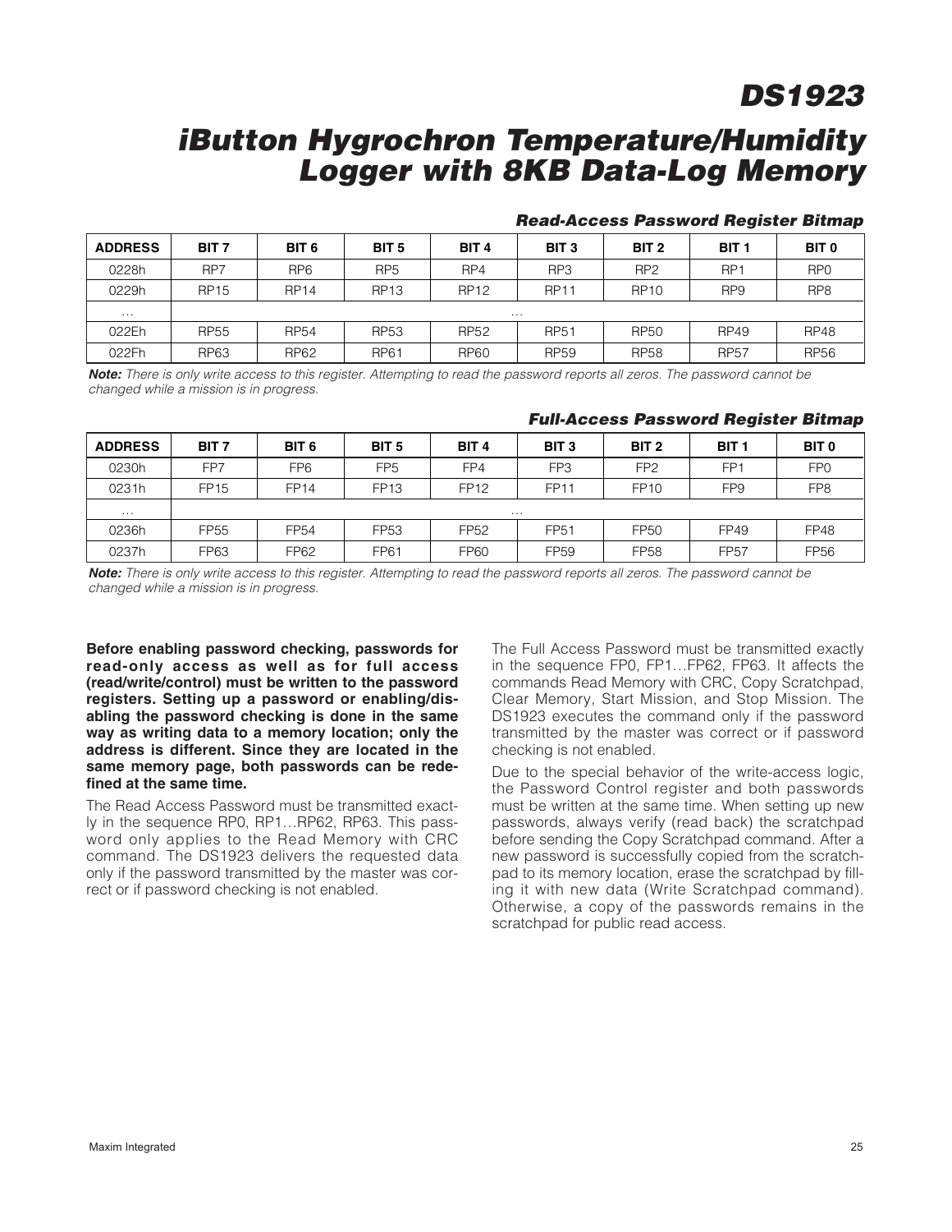### Read-Access Password Register Bitmap

| ADDRESS | BIT 7 | BIT 6 | BIT 5 | BIT 4 | BIT 3 | BIT 2 | BIT 1 | BIT 0 |
|---|---|---|---|---|---|---|---|---|
| 0228h | RP7 | RP6 | RP5 | RP4 | RP3 | RP2 | RP1 | RP0 |
| 0229h | RP15 | RP14 | RP13 | RP12 | RP11 | RP10 | RP9 | RP8 |
| ... | ... | | | | | | | |
| 022Eh | RP55 | RP54 | RP53 | RP52 | RP51 | RP50 | RP49 | RP48 |
| 022Fh | RP63 | RP62 | RP61 | RP60 | RP59 | RP58 | RP57 | RP56 |

***Note:*** *There is only write access to this register. Attempting to read the password reports all zeros. The password cannot be changed while a mission is in progress.*

### Full-Access Password Register Bitmap

| ADDRESS | BIT 7 | BIT 6 | BIT 5 | BIT 4 | BIT 3 | BIT 2 | BIT 1 | BIT 0 |
|---|---|---|---|---|---|---|---|---|
| 0230h | FP7 | FP6 | FP5 | FP4 | FP3 | FP2 | FP1 | FP0 |
| 0231h | FP15 | FP14 | FP13 | FP12 | FP11 | FP10 | FP9 | FP8 |
| ... | ... | | | | | | | |
| 0236h | FP55 | FP54 | FP53 | FP52 | FP51 | FP50 | FP49 | FP48 |
| 0237h | FP63 | FP62 | FP61 | FP60 | FP59 | FP58 | FP57 | FP56 |

***Note:*** *There is only write access to this register. Attempting to read the password reports all zeros. The password cannot be changed while a mission is in progress.*

**Before enabling password checking, passwords for read-only access as well as for full access (read/write/control) must be written to the password registers. Setting up a password or enabling/disabling the password checking is done in the same way as writing data to a memory location; only the address is different. Since they are located in the same memory page, both passwords can be redefined at the same time.**

The Read Access Password must be transmitted exactly in the sequence RP0, RP1…RP62, RP63. This password only applies to the Read Memory with CRC command. The DS1923 delivers the requested data only if the password transmitted by the master was correct or if password checking is not enabled.

The Full Access Password must be transmitted exactly in the sequence FP0, FP1…FP62, FP63. It affects the commands Read Memory with CRC, Copy Scratchpad, Clear Memory, Start Mission, and Stop Mission. The DS1923 executes the command only if the password transmitted by the master was correct or if password checking is not enabled.

Due to the special behavior of the write-access logic, the Password Control register and both passwords must be written at the same time. When setting up new passwords, always verify (read back) the scratchpad before sending the Copy Scratchpad command. After a new password is successfully copied from the scratchpad to its memory location, erase the scratchpad by filling it with new data (Write Scratchpad command). Otherwise, a copy of the passwords remains in the scratchpad for public read access.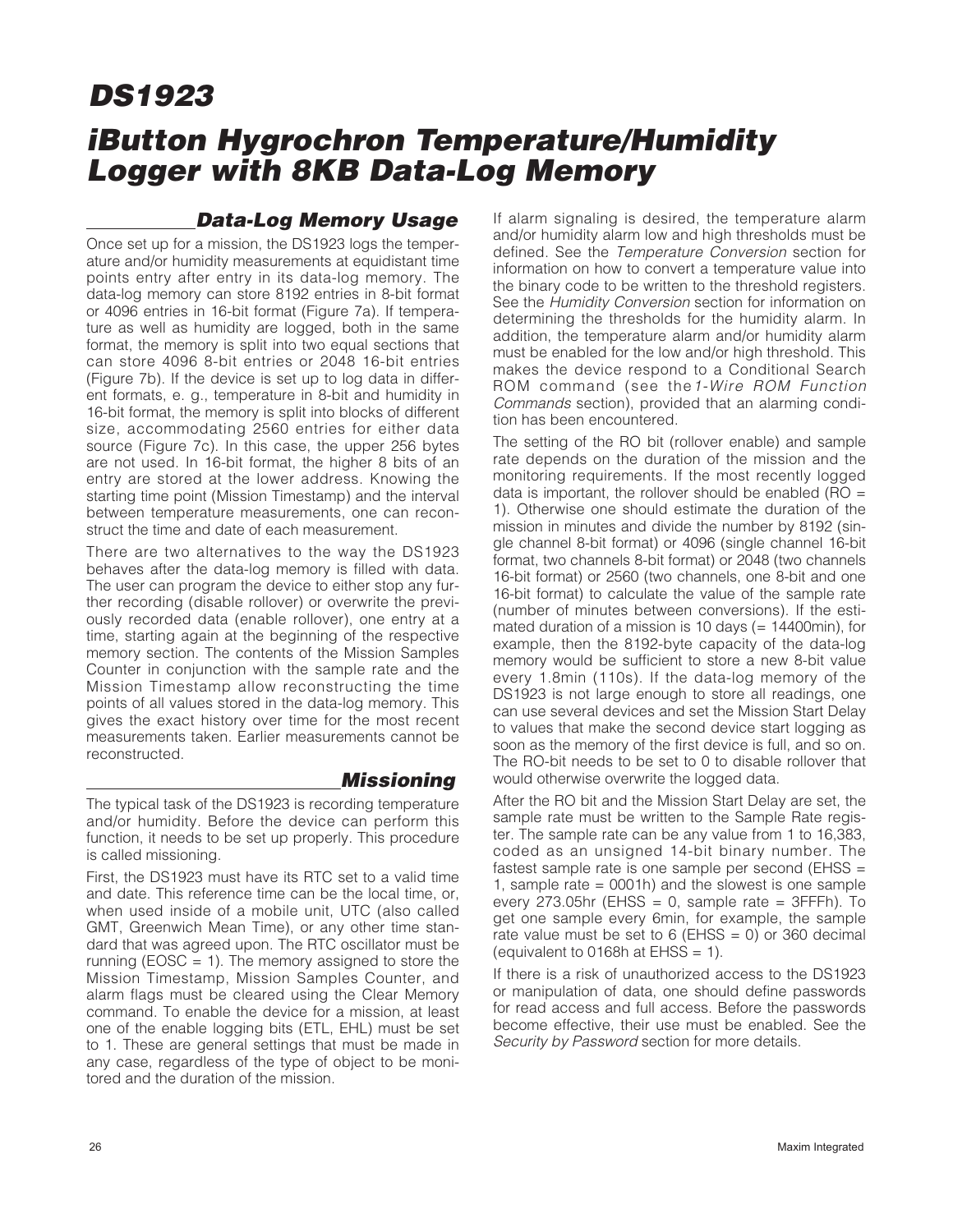## Data-Log Memory Usage

Once set up for a mission, the DS1923 logs the temperature and/or humidity measurements at equidistant time points entry after entry in its data-log memory. The data-log memory can store 8192 entries in 8-bit format or 4096 entries in 16-bit format (Figure 7a). If temperature as well as humidity are logged, both in the same format, the memory is split into two equal sections that can store 4096 8-bit entries or 2048 16-bit entries (Figure 7b). If the device is set up to log data in different formats, e. g., temperature in 8-bit and humidity in 16-bit format, the memory is split into blocks of different size, accommodating 2560 entries for either data source (Figure 7c). In this case, the upper 256 bytes are not used. In 16-bit format, the higher 8 bits of an entry are stored at the lower address. Knowing the starting time point (Mission Timestamp) and the interval between temperature measurements, one can reconstruct the time and date of each measurement.

There are two alternatives to the way the DS1923 behaves after the data-log memory is filled with data. The user can program the device to either stop any further recording (disable rollover) or overwrite the previously recorded data (enable rollover), one entry at a time, starting again at the beginning of the respective memory section. The contents of the Mission Samples Counter in conjunction with the sample rate and the Mission Timestamp allow reconstructing the time points of all values stored in the data-log memory. This gives the exact history over time for the most recent measurements taken. Earlier measurements cannot be reconstructed.

## Missioning

The typical task of the DS1923 is recording temperature and/or humidity. Before the device can perform this function, it needs to be set up properly. This procedure is called missioning.

First, the DS1923 must have its RTC set to a valid time and date. This reference time can be the local time, or, when used inside of a mobile unit, UTC (also called GMT, Greenwich Mean Time), or any other time standard that was agreed upon. The RTC oscillator must be running (EOSC = 1). The memory assigned to store the Mission Timestamp, Mission Samples Counter, and alarm flags must be cleared using the Clear Memory command. To enable the device for a mission, at least one of the enable logging bits (ETL, EHL) must be set to 1. These are general settings that must be made in any case, regardless of the type of object to be monitored and the duration of the mission.

If alarm signaling is desired, the temperature alarm and/or humidity alarm low and high thresholds must be defined. See the *Temperature Conversion* section for information on how to convert a temperature value into the binary code to be written to the threshold registers. See the *Humidity Conversion* section for information on determining the thresholds for the humidity alarm. In addition, the temperature alarm and/or humidity alarm must be enabled for the low and/or high threshold. This makes the device respond to a Conditional Search ROM command (see the *1-Wire ROM Function Commands* section), provided that an alarming condition has been encountered.

The setting of the RO bit (rollover enable) and sample rate depends on the duration of the mission and the monitoring requirements. If the most recently logged data is important, the rollover should be enabled (RO = 1). Otherwise one should estimate the duration of the mission in minutes and divide the number by 8192 (single channel 8-bit format) or 4096 (single channel 16-bit format, two channels 8-bit format) or 2048 (two channels 16-bit format) or 2560 (two channels, one 8-bit and one 16-bit format) to calculate the value of the sample rate (number of minutes between conversions). If the estimated duration of a mission is 10 days (= 14400min), for example, then the 8192-byte capacity of the data-log memory would be sufficient to store a new 8-bit value every 1.8min (110s). If the data-log memory of the DS1923 is not large enough to store all readings, one can use several devices and set the Mission Start Delay to values that make the second device start logging as soon as the memory of the first device is full, and so on. The RO-bit needs to be set to 0 to disable rollover that would otherwise overwrite the logged data.

After the RO bit and the Mission Start Delay are set, the sample rate must be written to the Sample Rate register. The sample rate can be any value from 1 to 16,383, coded as an unsigned 14-bit binary number. The fastest sample rate is one sample per second (EHSS = 1, sample rate = 0001h) and the slowest is one sample every 273.05hr (EHSS = 0, sample rate = 3FFFh). To get one sample every 6min, for example, the sample rate value must be set to 6 (EHSS = 0) or 360 decimal (equivalent to 0168h at EHSS = 1).

If there is a risk of unauthorized access to the DS1923 or manipulation of data, one should define passwords for read access and full access. Before the passwords become effective, their use must be enabled. See the *Security by Password* section for more details.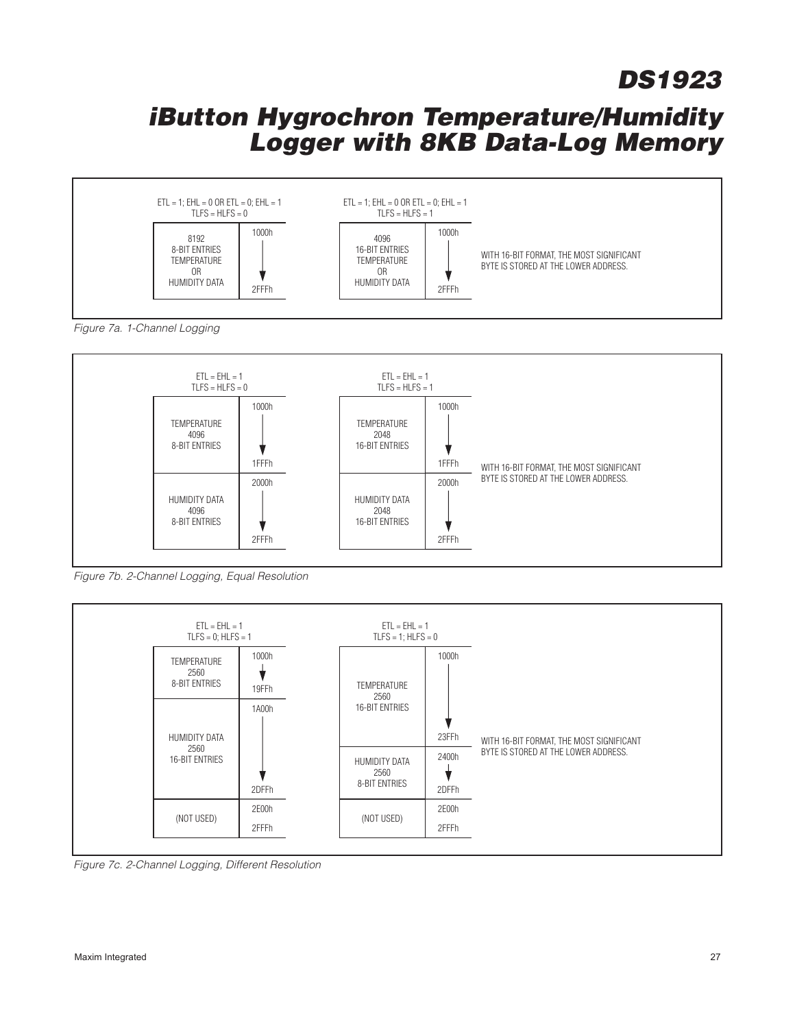ETL = 1; EHL = 0 OR ETL = 0; EHL = 1
TLFS = HLFS = 0

| | |
|---|---|
| 8192 8-BIT ENTRIES TEMPERATURE OR HUMIDITY DATA | 1000h ↓ 2FFFh |

ETL = 1; EHL = 0 OR ETL = 0; EHL = 1
TLFS = HLFS = 1

| | |
|---|---|
| 4096 16-BIT ENTRIES TEMPERATURE OR HUMIDITY DATA | 1000h ↓ 2FFFh |

WITH 16-BIT FORMAT, THE MOST SIGNIFICANT BYTE IS STORED AT THE LOWER ADDRESS.

*Figure 7a. 1-Channel Logging*

ETL = EHL = 1
TLFS = HLFS = 0

| | |
|---|---|
| TEMPERATURE 4096 8-BIT ENTRIES | 1000h ↓ 1FFFh |
| HUMIDITY DATA 4096 8-BIT ENTRIES | 2000h ↓ 2FFFh |

ETL = EHL = 1
TLFS = HLFS = 1

| | |
|---|---|
| TEMPERATURE 2048 16-BIT ENTRIES | 1000h ↓ 1FFFh |
| HUMIDITY DATA 2048 16-BIT ENTRIES | 2000h ↓ 2FFFh |

WITH 16-BIT FORMAT, THE MOST SIGNIFICANT BYTE IS STORED AT THE LOWER ADDRESS.

*Figure 7b. 2-Channel Logging, Equal Resolution*

ETL = EHL = 1
TLFS = 0; HLFS = 1

| | |
|---|---|
| TEMPERATURE 2560 8-BIT ENTRIES | 1000h ↓ 19FFh |
| HUMIDITY DATA 2560 16-BIT ENTRIES | 1A00h ↓ 2DFFh |
| (NOT USED) | 2E00h 2FFFh |

ETL = EHL = 1
TLFS = 1; HLFS = 0

| | |
|---|---|
| TEMPERATURE 2560 16-BIT ENTRIES | 1000h ↓ 23FFh |
| HUMIDITY DATA 2560 8-BIT ENTRIES | 2400h ↓ 2DFFh |
| (NOT USED) | 2E00h 2FFFh |

WITH 16-BIT FORMAT, THE MOST SIGNIFICANT BYTE IS STORED AT THE LOWER ADDRESS.

*Figure 7c. 2-Channel Logging, Different Resolution*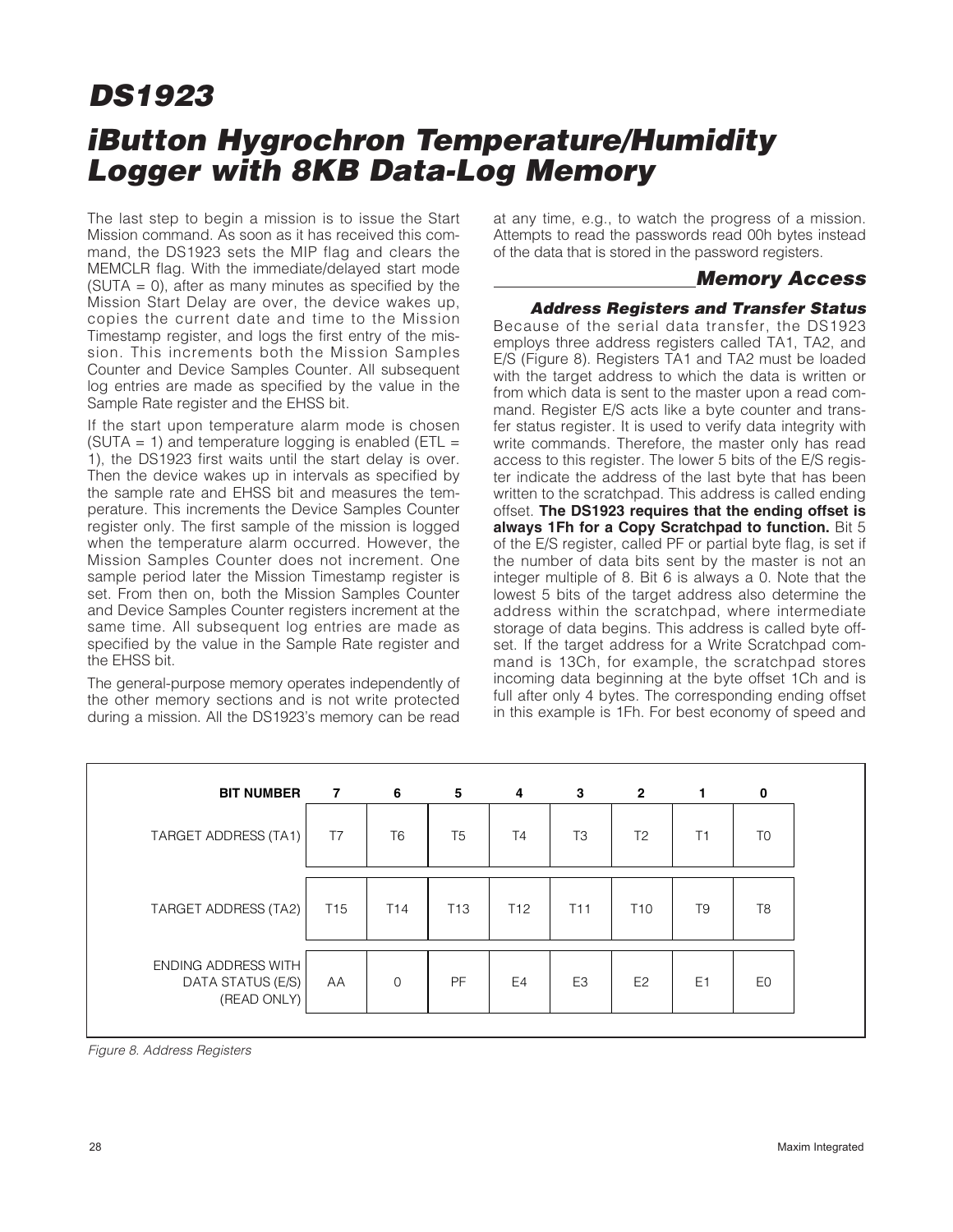The last step to begin a mission is to issue the Start Mission command. As soon as it has received this command, the DS1923 sets the MIP flag and clears the MEMCLR flag. With the immediate/delayed start mode (SUTA = 0), after as many minutes as specified by the Mission Start Delay are over, the device wakes up, copies the current date and time to the Mission Timestamp register, and logs the first entry of the mission. This increments both the Mission Samples Counter and Device Samples Counter. All subsequent log entries are made as specified by the value in the Sample Rate register and the EHSS bit.

If the start upon temperature alarm mode is chosen (SUTA = 1) and temperature logging is enabled (ETL = 1), the DS1923 first waits until the start delay is over. Then the device wakes up in intervals as specified by the sample rate and EHSS bit and measures the temperature. This increments the Device Samples Counter register only. The first sample of the mission is logged when the temperature alarm occurred. However, the Mission Samples Counter does not increment. One sample period later the Mission Timestamp register is set. From then on, both the Mission Samples Counter and Device Samples Counter registers increment at the same time. All subsequent log entries are made as specified by the value in the Sample Rate register and the EHSS bit.

The general-purpose memory operates independently of the other memory sections and is not write protected during a mission. All the DS1923's memory can be read at any time, e.g., to watch the progress of a mission. Attempts to read the passwords read 00h bytes instead of the data that is stored in the password registers.

## Memory Access

### Address Registers and Transfer Status

Because of the serial data transfer, the DS1923 employs three address registers called TA1, TA2, and E/S (Figure 8). Registers TA1 and TA2 must be loaded with the target address to which the data is written or from which data is sent to the master upon a read command. Register E/S acts like a byte counter and transfer status register. It is used to verify data integrity with write commands. Therefore, the master only has read access to this register. The lower 5 bits of the E/S register indicate the address of the last byte that has been written to the scratchpad. This address is called ending offset. **The DS1923 requires that the ending offset is always 1Fh for a Copy Scratchpad to function.** Bit 5 of the E/S register, called PF or partial byte flag, is set if the number of data bits sent by the master is not an integer multiple of 8. Bit 6 is always a 0. Note that the lowest 5 bits of the target address also determine the address within the scratchpad, where intermediate storage of data begins. This address is called byte offset. If the target address for a Write Scratchpad command is 13Ch, for example, the scratchpad stores incoming data beginning at the byte offset 1Ch and is full after only 4 bytes. The corresponding ending offset in this example is 1Fh. For best economy of speed and

| BIT NUMBER | 7 | 6 | 5 | 4 | 3 | 2 | 1 | 0 |
|---|---|---|---|---|---|---|---|---|
| TARGET ADDRESS (TA1) | T7 | T6 | T5 | T4 | T3 | T2 | T1 | T0 |
| TARGET ADDRESS (TA2) | T15 | T14 | T13 | T12 | T11 | T10 | T9 | T8 |
| ENDING ADDRESS WITH DATA STATUS (E/S) (READ ONLY) | AA | 0 | PF | E4 | E3 | E2 | E1 | E0 |

*Figure 8. Address Registers*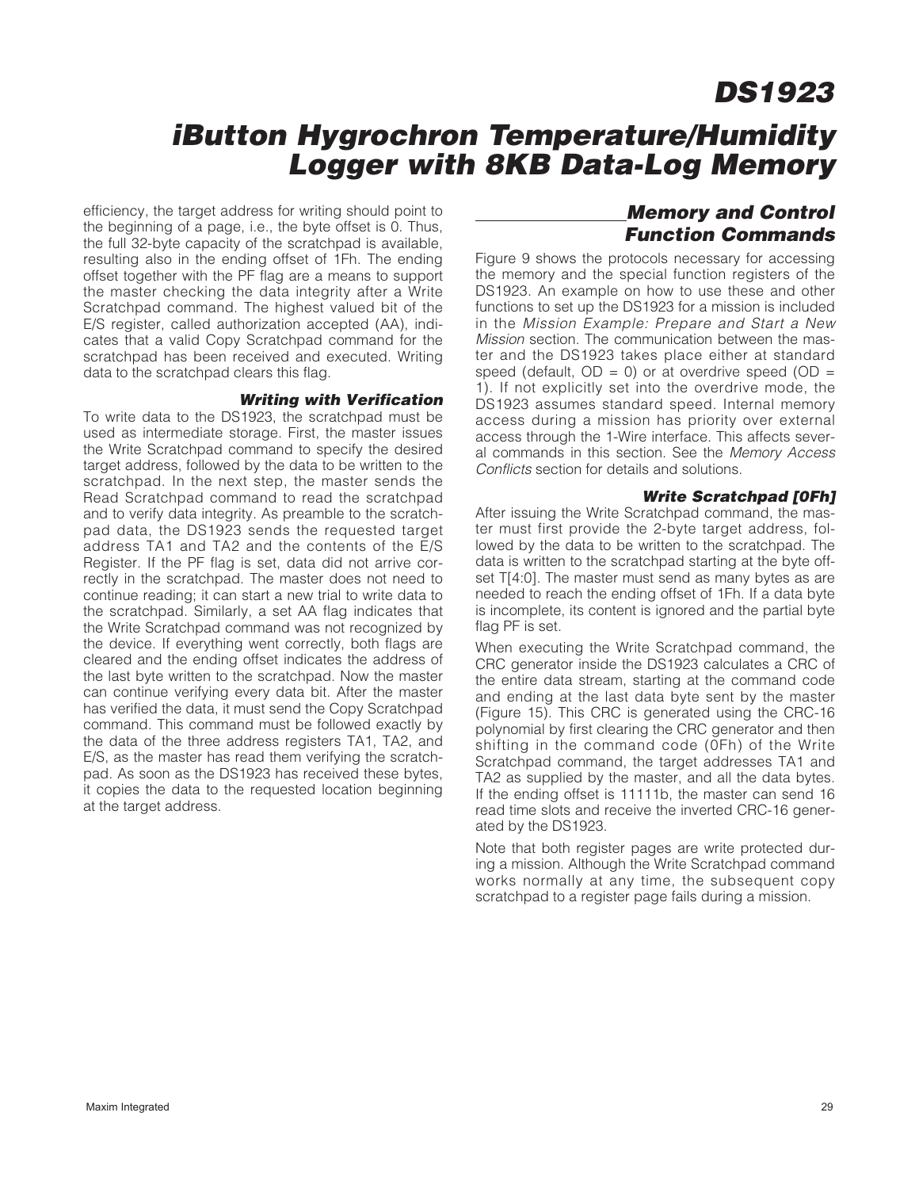efficiency, the target address for writing should point to the beginning of a page, i.e., the byte offset is 0. Thus, the full 32-byte capacity of the scratchpad is available, resulting also in the ending offset of 1Fh. The ending offset together with the PF flag are a means to support the master checking the data integrity after a Write Scratchpad command. The highest valued bit of the E/S register, called authorization accepted (AA), indicates that a valid Copy Scratchpad command for the scratchpad has been received and executed. Writing data to the scratchpad clears this flag.

### Writing with Verification

To write data to the DS1923, the scratchpad must be used as intermediate storage. First, the master issues the Write Scratchpad command to specify the desired target address, followed by the data to be written to the scratchpad. In the next step, the master sends the Read Scratchpad command to read the scratchpad and to verify data integrity. As preamble to the scratchpad data, the DS1923 sends the requested target address TA1 and TA2 and the contents of the E/S Register. If the PF flag is set, data did not arrive correctly in the scratchpad. The master does not need to continue reading; it can start a new trial to write data to the scratchpad. Similarly, a set AA flag indicates that the Write Scratchpad command was not recognized by the device. If everything went correctly, both flags are cleared and the ending offset indicates the address of the last byte written to the scratchpad. Now the master can continue verifying every data bit. After the master has verified the data, it must send the Copy Scratchpad command. This command must be followed exactly by the data of the three address registers TA1, TA2, and E/S, as the master has read them verifying the scratchpad. As soon as the DS1923 has received these bytes, it copies the data to the requested location beginning at the target address.

## Memory and Control Function Commands

Figure 9 shows the protocols necessary for accessing the memory and the special function registers of the DS1923. An example on how to use these and other functions to set up the DS1923 for a mission is included in the *Mission Example: Prepare and Start a New Mission* section. The communication between the master and the DS1923 takes place either at standard speed (default, OD = 0) or at overdrive speed (OD = 1). If not explicitly set into the overdrive mode, the DS1923 assumes standard speed. Internal memory access during a mission has priority over external access through the 1-Wire interface. This affects several commands in this section. See the *Memory Access Conflicts* section for details and solutions.

### Write Scratchpad [0Fh]

After issuing the Write Scratchpad command, the master must first provide the 2-byte target address, followed by the data to be written to the scratchpad. The data is written to the scratchpad starting at the byte offset T[4:0]. The master must send as many bytes as are needed to reach the ending offset of 1Fh. If a data byte is incomplete, its content is ignored and the partial byte flag PF is set.

When executing the Write Scratchpad command, the CRC generator inside the DS1923 calculates a CRC of the entire data stream, starting at the command code and ending at the last data byte sent by the master (Figure 15). This CRC is generated using the CRC-16 polynomial by first clearing the CRC generator and then shifting in the command code (0Fh) of the Write Scratchpad command, the target addresses TA1 and TA2 as supplied by the master, and all the data bytes. If the ending offset is 11111b, the master can send 16 read time slots and receive the inverted CRC-16 generated by the DS1923.

Note that both register pages are write protected during a mission. Although the Write Scratchpad command works normally at any time, the subsequent copy scratchpad to a register page fails during a mission.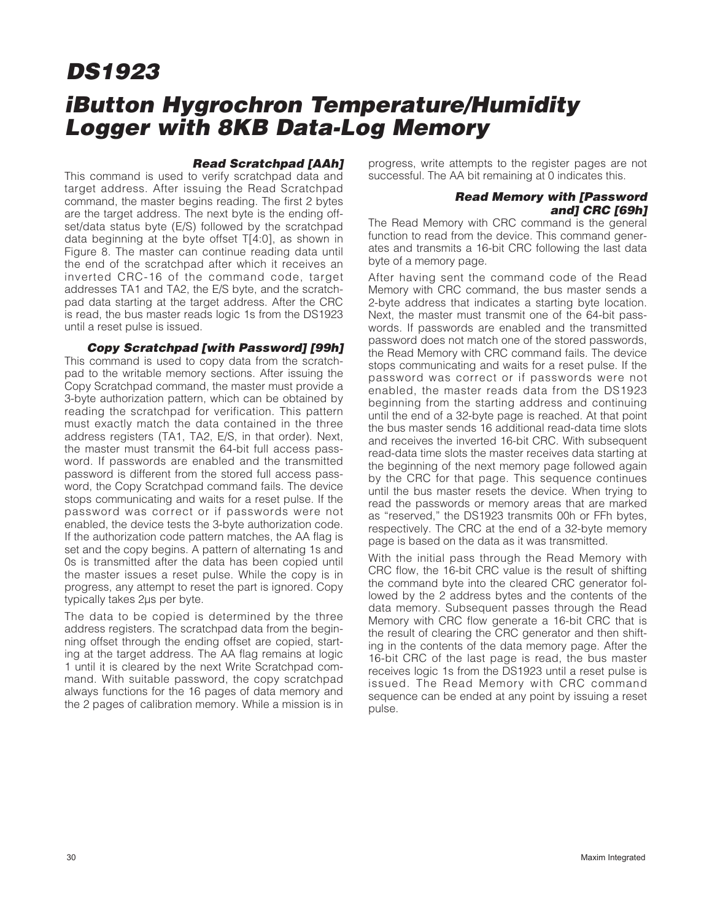### Read Scratchpad [AAh]

This command is used to verify scratchpad data and target address. After issuing the Read Scratchpad command, the master begins reading. The first 2 bytes are the target address. The next byte is the ending offset/data status byte (E/S) followed by the scratchpad data beginning at the byte offset T[4:0], as shown in Figure 8. The master can continue reading data until the end of the scratchpad after which it receives an inverted CRC-16 of the command code, target addresses TA1 and TA2, the E/S byte, and the scratchpad data starting at the target address. After the CRC is read, the bus master reads logic 1s from the DS1923 until a reset pulse is issued.

### Copy Scratchpad [with Password] [99h]

This command is used to copy data from the scratchpad to the writable memory sections. After issuing the Copy Scratchpad command, the master must provide a 3-byte authorization pattern, which can be obtained by reading the scratchpad for verification. This pattern must exactly match the data contained in the three address registers (TA1, TA2, E/S, in that order). Next, the master must transmit the 64-bit full access password. If passwords are enabled and the transmitted password is different from the stored full access password, the Copy Scratchpad command fails. The device stops communicating and waits for a reset pulse. If the password was correct or if passwords were not enabled, the device tests the 3-byte authorization code. If the authorization code pattern matches, the AA flag is set and the copy begins. A pattern of alternating 1s and 0s is transmitted after the data has been copied until the master issues a reset pulse. While the copy is in progress, any attempt to reset the part is ignored. Copy typically takes 2µs per byte.

The data to be copied is determined by the three address registers. The scratchpad data from the beginning offset through the ending offset are copied, starting at the target address. The AA flag remains at logic 1 until it is cleared by the next Write Scratchpad command. With suitable password, the copy scratchpad always functions for the 16 pages of data memory and the 2 pages of calibration memory. While a mission is in progress, write attempts to the register pages are not successful. The AA bit remaining at 0 indicates this.

### Read Memory with [Password and] CRC [69h]

The Read Memory with CRC command is the general function to read from the device. This command generates and transmits a 16-bit CRC following the last data byte of a memory page.

After having sent the command code of the Read Memory with CRC command, the bus master sends a 2-byte address that indicates a starting byte location. Next, the master must transmit one of the 64-bit passwords. If passwords are enabled and the transmitted password does not match one of the stored passwords, the Read Memory with CRC command fails. The device stops communicating and waits for a reset pulse. If the password was correct or if passwords were not enabled, the master reads data from the DS1923 beginning from the starting address and continuing until the end of a 32-byte page is reached. At that point the bus master sends 16 additional read-data time slots and receives the inverted 16-bit CRC. With subsequent read-data time slots the master receives data starting at the beginning of the next memory page followed again by the CRC for that page. This sequence continues until the bus master resets the device. When trying to read the passwords or memory areas that are marked "reserved," the DS1923 transmits 00h or FFh bytes, respectively. The CRC at the end of a 32-byte memory page is based on the data as it was transmitted.

With the initial pass through the Read Memory with CRC flow, the 16-bit CRC value is the result of shifting the command byte into the cleared CRC generator followed by the 2 address bytes and the contents of the data memory. Subsequent passes through the Read Memory with CRC flow generate a 16-bit CRC that is the result of clearing the CRC generator and then shifting in the contents of the data memory page. After the 16-bit CRC of the last page is read, the bus master receives logic 1s from the DS1923 until a reset pulse is issued. The Read Memory with CRC command sequence can be ended at any point by issuing a reset pulse.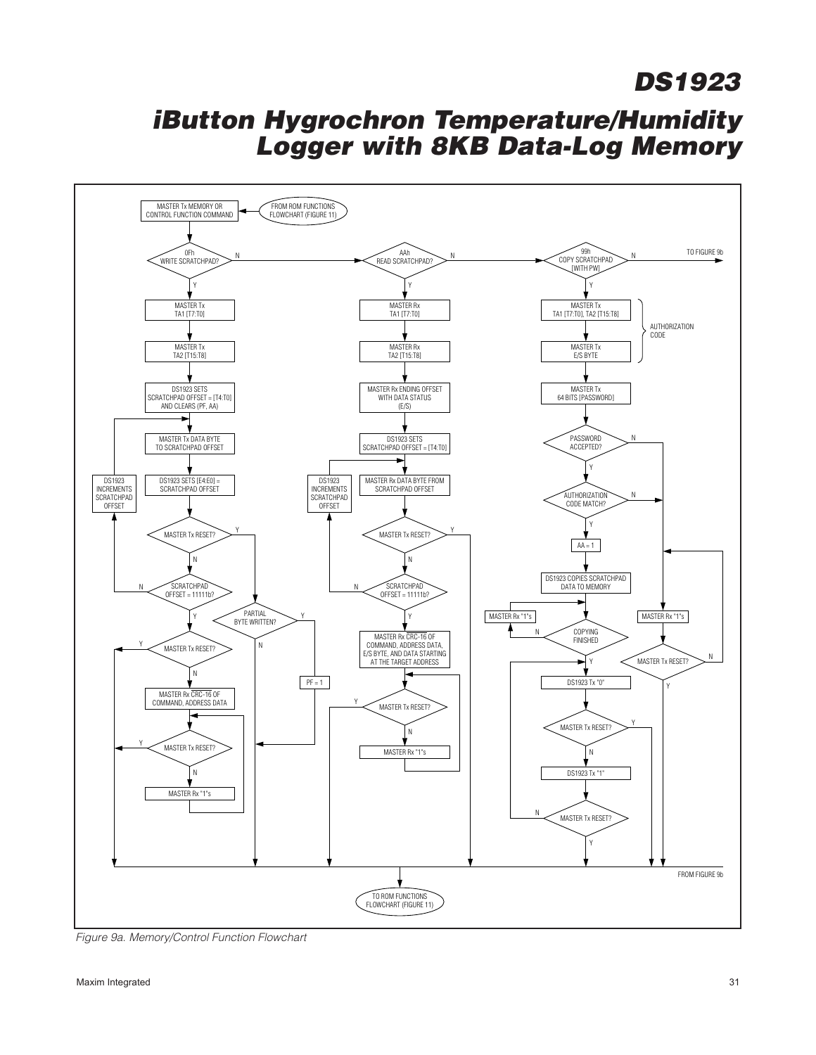MASTER Tx MEMORY OR CONTROL FUNCTION COMMAND

FROM ROM FUNCTIONS FLOWCHART (FIGURE 11)

0Fh WRITE SCRATCHPAD?

MASTER Tx TA1 [T7:T0]

MASTER Tx TA2 [T15:T8]

DS1923 SETS SCRATCHPAD OFFSET = [T4:T0] AND CLEARS (PF, AA)

MASTER Tx DATA BYTE TO SCRATCHPAD OFFSET

DS1923 SETS [E4:E0] = SCRATCHPAD OFFSET

DS1923 INCREMENTS SCRATCHPAD OFFSET

MASTER Tx RESET?

SCRATCHPAD OFFSET = 11111b?

PARTIAL BYTE WRITTEN?

PF = 1

MASTER Tx RESET?

MASTER Rx CRC-16 OF COMMAND, ADDRESS DATA

MASTER Tx RESET?

MASTER Rx "1"s

AAh READ SCRATCHPAD?

MASTER Rx TA1 [T7:T0]

MASTER Rx TA2 [T15:T8]

MASTER Rx ENDING OFFSET WITH DATA STATUS (E/S)

DS1923 SETS SCRATCHPAD OFFSET = [T4:T0]

MASTER Rx DATA BYTE FROM SCRATCHPAD OFFSET

DS1923 INCREMENTS SCRATCHPAD OFFSET

MASTER Tx RESET?

SCRATCHPAD OFFSET = 11111b?

MASTER Rx CRC-16 OF COMMAND, ADDRESS DATA, E/S BYTE, AND DATA STARTING AT THE TARGET ADDRESS

MASTER Tx RESET?

MASTER Rx "1"s

99h COPY SCRATCHPAD [WITH PW]

TO FIGURE 9b

MASTER Tx TA1 [T7:T0], TA2 [T15:T8]

MASTER Tx E/S BYTE

AUTHORIZATION CODE

MASTER Tx 64 BITS [PASSWORD]

PASSWORD ACCEPTED?

AUTHORIZATION CODE MATCH?

AA = 1

DS1923 COPIES SCRATCHPAD DATA TO MEMORY

MASTER Rx "1"s

COPYING FINISHED

MASTER Rx "1"s

MASTER Tx RESET?

DS1923 Tx "0"

MASTER Tx RESET?

DS1923 Tx "1"

MASTER Tx RESET?

FROM FIGURE 9b

TO ROM FUNCTIONS FLOWCHART (FIGURE 11)

*Figure 9a. Memory/Control Function Flowchart*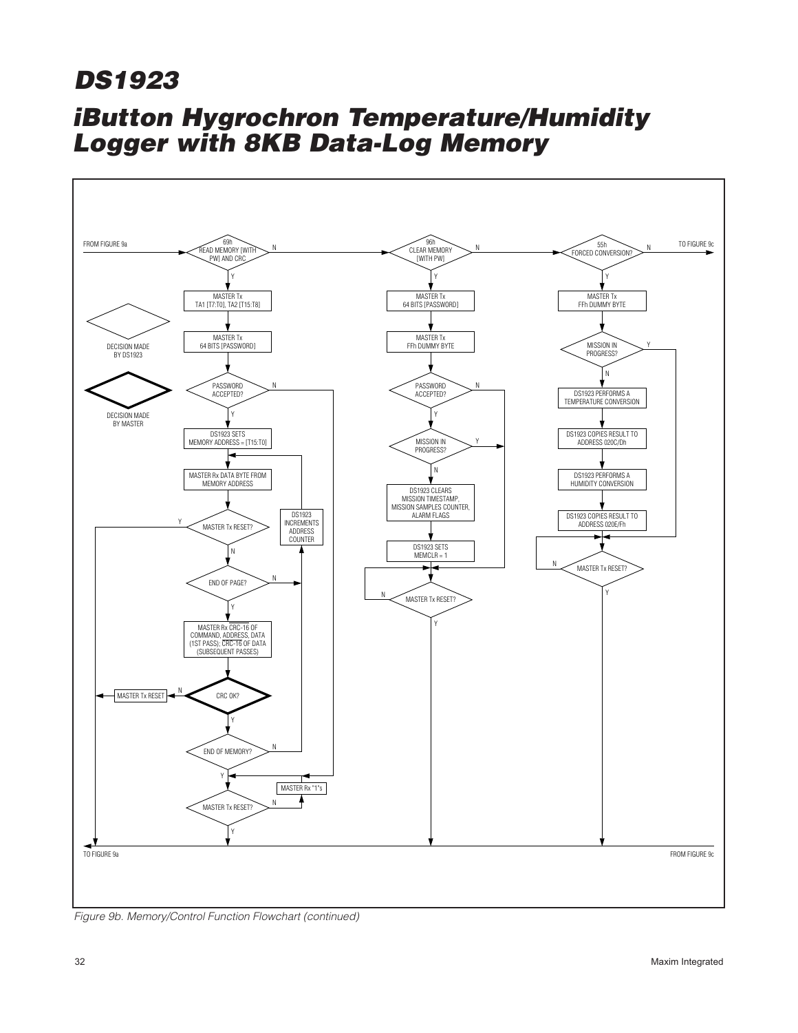FROM FIGURE 9a

69h READ MEMORY [WITH PW] AND CRC

MASTER Tx TA1 [T7:T0], TA2 [T15:T8]

MASTER Tx 64 BITS [PASSWORD]

PASSWORD ACCEPTED?

DS1923 SETS MEMORY ADDRESS = [T15:T0]

MASTER Rx DATA BYTE FROM MEMORY ADDRESS

MASTER Tx RESET?

DS1923 INCREMENTS ADDRESS COUNTER

END OF PAGE?

MASTER Rx $\overline{\text{CRC-16}}$ OF COMMAND, ADDRESS, DATA (1ST PASS); $\overline{\text{CRC-16}}$ OF DATA (SUBSEQUENT PASSES)

MASTER Tx RESET

CRC OK?

END OF MEMORY?

MASTER Rx "1"s

MASTER Tx RESET?

DECISION MADE BY DS1923

DECISION MADE BY MASTER

96h CLEAR MEMORY [WITH PW]

MASTER Tx 64 BITS [PASSWORD]

MASTER Tx FFh DUMMY BYTE

PASSWORD ACCEPTED?

MISSION IN PROGRESS?

DS1923 CLEARS MISSION TIMESTAMP, MISSION SAMPLES COUNTER, ALARM FLAGS

DS1923 SETS MEMCLR = 1

MASTER Tx RESET?

55h FORCED CONVERSION?

TO FIGURE 9c

MASTER Tx FFh DUMMY BYTE

MISSION IN PROGRESS?

DS1923 PERFORMS A TEMPERATURE CONVERSION

DS1923 COPIES RESULT TO ADDRESS 020C/Dh

DS1923 PERFORMS A HUMIDITY CONVERSION

DS1923 COPIES RESULT TO ADDRESS 020E/Fh

MASTER Tx RESET?

TO FIGURE 9a

FROM FIGURE 9c

*Figure 9b. Memory/Control Function Flowchart (continued)*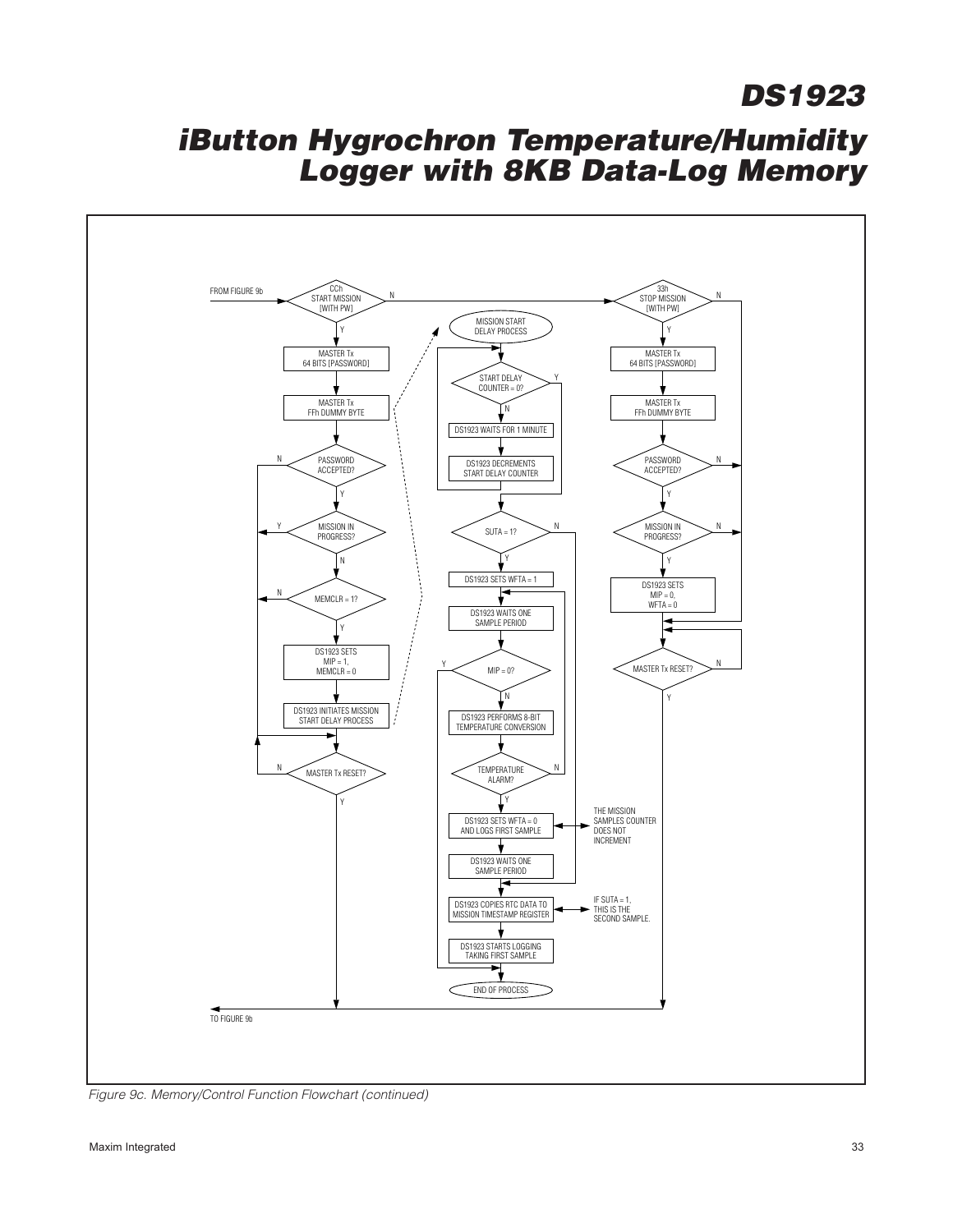FROM FIGURE 9b

**CCh START MISSION [WITH PW]?**
- N → 33h STOP MISSION [WITH PW]?
- Y → MASTER Tx 64 BITS [PASSWORD]
- MASTER Tx FFh DUMMY BYTE
- PASSWORD ACCEPTED? (N → MASTER Tx RESET?)
- Y → MISSION IN PROGRESS? (Y → MASTER Tx RESET?)
- N → MEMCLR = 1? (N → MASTER Tx RESET?)
- Y → DS1923 SETS MIP = 1, MEMCLR = 0
- DS1923 INITIATES MISSION START DELAY PROCESS
- MASTER Tx RESET? (N → MASTER Tx RESET?; Y → TO FIGURE 9b)

**MISSION START DELAY PROCESS**
- START DELAY COUNTER = 0? (Y → SUTA = 1?)
- N → DS1923 WAITS FOR 1 MINUTE
- DS1923 DECREMENTS START DELAY COUNTER (→ START DELAY COUNTER = 0?)
- SUTA = 1? (N → DS1923 COPIES RTC DATA TO MISSION TIMESTAMP REGISTER)
- Y → DS1923 SETS WFTA = 1
- DS1923 WAITS ONE SAMPLE PERIOD
- MIP = 0? (Y → END OF PROCESS)
- N → DS1923 PERFORMS 8-BIT TEMPERATURE CONVERSION
- TEMPERATURE ALARM? (N → DS1923 WAITS ONE SAMPLE PERIOD)
- Y → DS1923 SETS WFTA = 0 AND LOGS FIRST SAMPLE — THE MISSION SAMPLES COUNTER DOES NOT INCREMENT
- DS1923 WAITS ONE SAMPLE PERIOD
- DS1923 COPIES RTC DATA TO MISSION TIMESTAMP REGISTER — IF SUTA = 1, THIS IS THE SECOND SAMPLE.
- DS1923 STARTS LOGGING TAKING FIRST SAMPLE
- END OF PROCESS

**33h STOP MISSION [WITH PW]?**
- N → MASTER Tx RESET?
- Y → MASTER Tx 64 BITS [PASSWORD]
- MASTER Tx FFh DUMMY BYTE
- PASSWORD ACCEPTED? (N → MASTER Tx RESET?)
- Y → MISSION IN PROGRESS? (N → MASTER Tx RESET?)
- Y → DS1923 SETS MIP = 0, WFTA = 0
- MASTER Tx RESET? (N → MASTER Tx RESET?; Y → TO FIGURE 9b)

TO FIGURE 9b

*Figure 9c. Memory/Control Function Flowchart (continued)*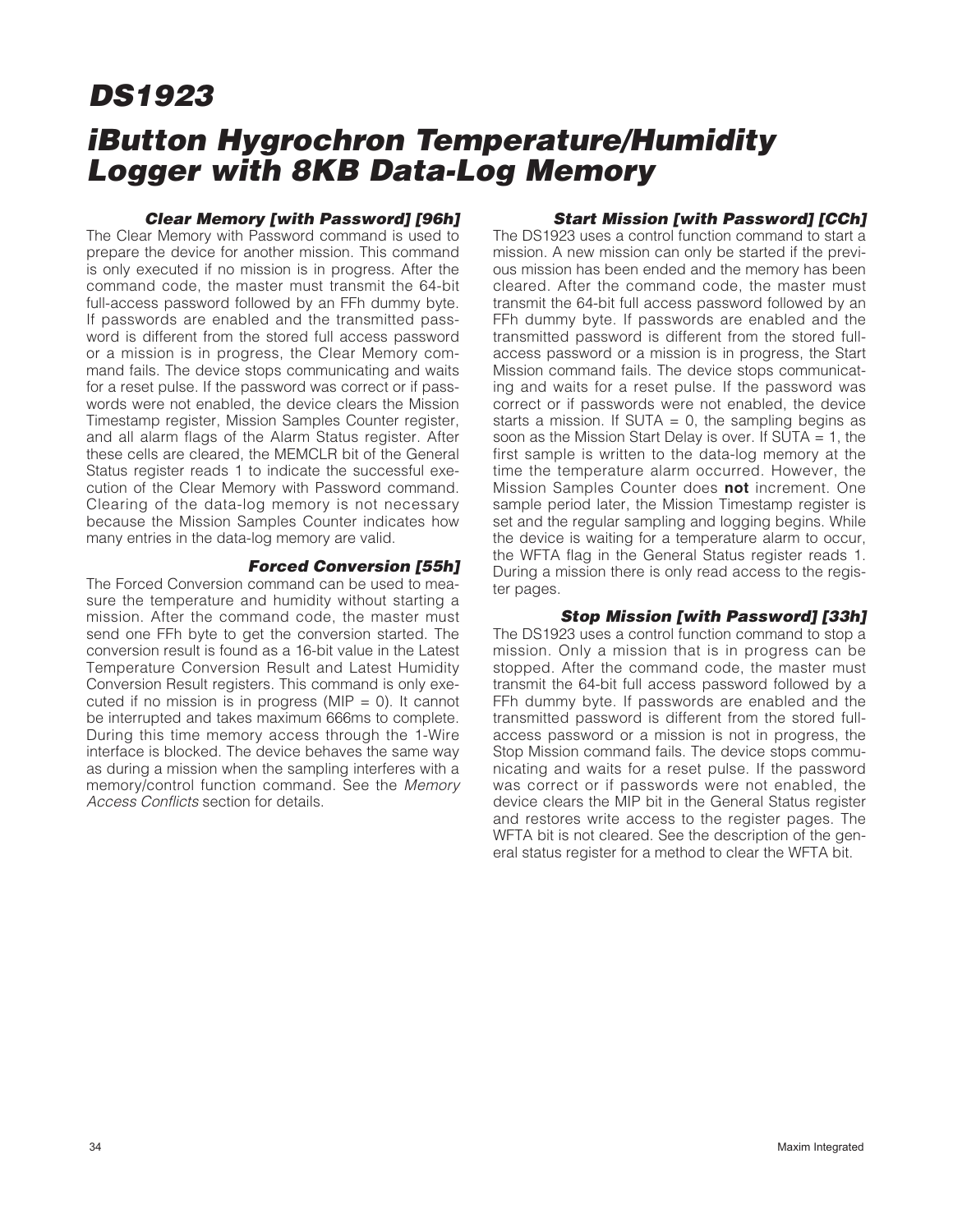#### Clear Memory [with Password] [96h]

The Clear Memory with Password command is used to prepare the device for another mission. This command is only executed if no mission is in progress. After the command code, the master must transmit the 64-bit full-access password followed by an FFh dummy byte. If passwords are enabled and the transmitted password is different from the stored full access password or a mission is in progress, the Clear Memory command fails. The device stops communicating and waits for a reset pulse. If the password was correct or if passwords were not enabled, the device clears the Mission Timestamp register, Mission Samples Counter register, and all alarm flags of the Alarm Status register. After these cells are cleared, the MEMCLR bit of the General Status register reads 1 to indicate the successful execution of the Clear Memory with Password command. Clearing of the data-log memory is not necessary because the Mission Samples Counter indicates how many entries in the data-log memory are valid.

#### Forced Conversion [55h]

The Forced Conversion command can be used to measure the temperature and humidity without starting a mission. After the command code, the master must send one FFh byte to get the conversion started. The conversion result is found as a 16-bit value in the Latest Temperature Conversion Result and Latest Humidity Conversion Result registers. This command is only executed if no mission is in progress (MIP = 0). It cannot be interrupted and takes maximum 666ms to complete. During this time memory access through the 1-Wire interface is blocked. The device behaves the same way as during a mission when the sampling interferes with a memory/control function command. See the *Memory Access Conflicts* section for details.

#### Start Mission [with Password] [CCh]

The DS1923 uses a control function command to start a mission. A new mission can only be started if the previous mission has been ended and the memory has been cleared. After the command code, the master must transmit the 64-bit full access password followed by an FFh dummy byte. If passwords are enabled and the transmitted password is different from the stored full-access password or a mission is in progress, the Start Mission command fails. The device stops communicating and waits for a reset pulse. If the password was correct or if passwords were not enabled, the device starts a mission. If SUTA = 0, the sampling begins as soon as the Mission Start Delay is over. If SUTA = 1, the first sample is written to the data-log memory at the time the temperature alarm occurred. However, the Mission Samples Counter does **not** increment. One sample period later, the Mission Timestamp register is set and the regular sampling and logging begins. While the device is waiting for a temperature alarm to occur, the WFTA flag in the General Status register reads 1. During a mission there is only read access to the register pages.

#### Stop Mission [with Password] [33h]

The DS1923 uses a control function command to stop a mission. Only a mission that is in progress can be stopped. After the command code, the master must transmit the 64-bit full access password followed by a FFh dummy byte. If passwords are enabled and the transmitted password is different from the stored full-access password or a mission is not in progress, the Stop Mission command fails. The device stops communicating and waits for a reset pulse. If the password was correct or if passwords were not enabled, the device clears the MIP bit in the General Status register and restores write access to the register pages. The WFTA bit is not cleared. See the description of the general status register for a method to clear the WFTA bit.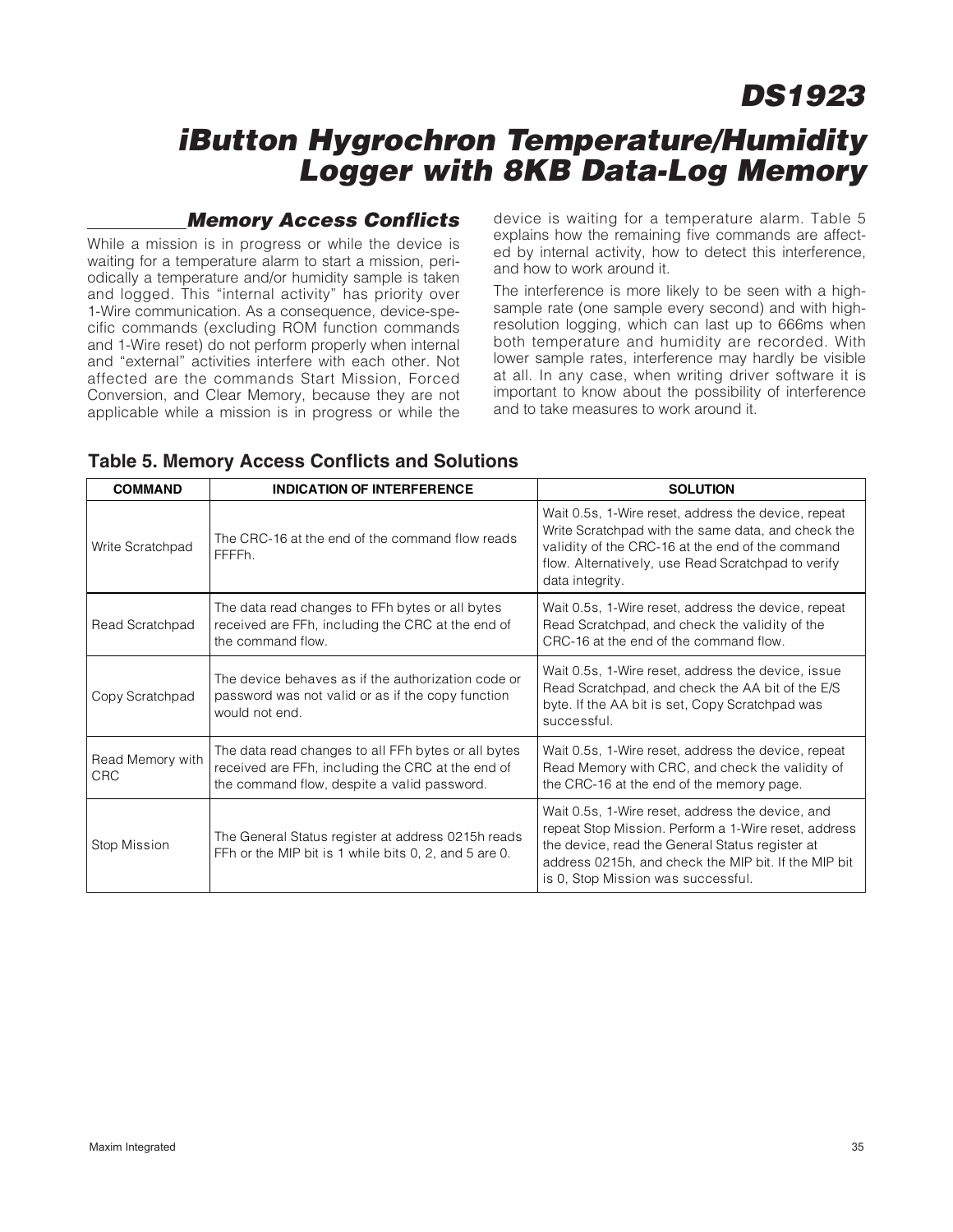## Memory Access Conflicts

While a mission is in progress or while the device is waiting for a temperature alarm to start a mission, periodically a temperature and/or humidity sample is taken and logged. This "internal activity" has priority over 1-Wire communication. As a consequence, device-specific commands (excluding ROM function commands and 1-Wire reset) do not perform properly when internal and "external" activities interfere with each other. Not affected are the commands Start Mission, Forced Conversion, and Clear Memory, because they are not applicable while a mission is in progress or while the device is waiting for a temperature alarm. Table 5 explains how the remaining five commands are affected by internal activity, how to detect this interference, and how to work around it.

The interference is more likely to be seen with a high-sample rate (one sample every second) and with high-resolution logging, which can last up to 666ms when both temperature and humidity are recorded. With lower sample rates, interference may hardly be visible at all. In any case, when writing driver software it is important to know about the possibility of interference and to take measures to work around it.

**Table 5. Memory Access Conflicts and Solutions**

| COMMAND | INDICATION OF INTERFERENCE | SOLUTION |
|---|---|---|
| Write Scratchpad | The CRC-16 at the end of the command flow reads FFFFh. | Wait 0.5s, 1-Wire reset, address the device, repeat Write Scratchpad with the same data, and check the validity of the CRC-16 at the end of the command flow. Alternatively, use Read Scratchpad to verify data integrity. |
| Read Scratchpad | The data read changes to FFh bytes or all bytes received are FFh, including the CRC at the end of the command flow. | Wait 0.5s, 1-Wire reset, address the device, repeat Read Scratchpad, and check the validity of the CRC-16 at the end of the command flow. |
| Copy Scratchpad | The device behaves as if the authorization code or password was not valid or as if the copy function would not end. | Wait 0.5s, 1-Wire reset, address the device, issue Read Scratchpad, and check the AA bit of the E/S byte. If the AA bit is set, Copy Scratchpad was successful. |
| Read Memory with CRC | The data read changes to all FFh bytes or all bytes received are FFh, including the CRC at the end of the command flow, despite a valid password. | Wait 0.5s, 1-Wire reset, address the device, repeat Read Memory with CRC, and check the validity of the CRC-16 at the end of the memory page. |
| Stop Mission | The General Status register at address 0215h reads FFh or the MIP bit is 1 while bits 0, 2, and 5 are 0. | Wait 0.5s, 1-Wire reset, address the device, and repeat Stop Mission. Perform a 1-Wire reset, address the device, read the General Status register at address 0215h, and check the MIP bit. If the MIP bit is 0, Stop Mission was successful. |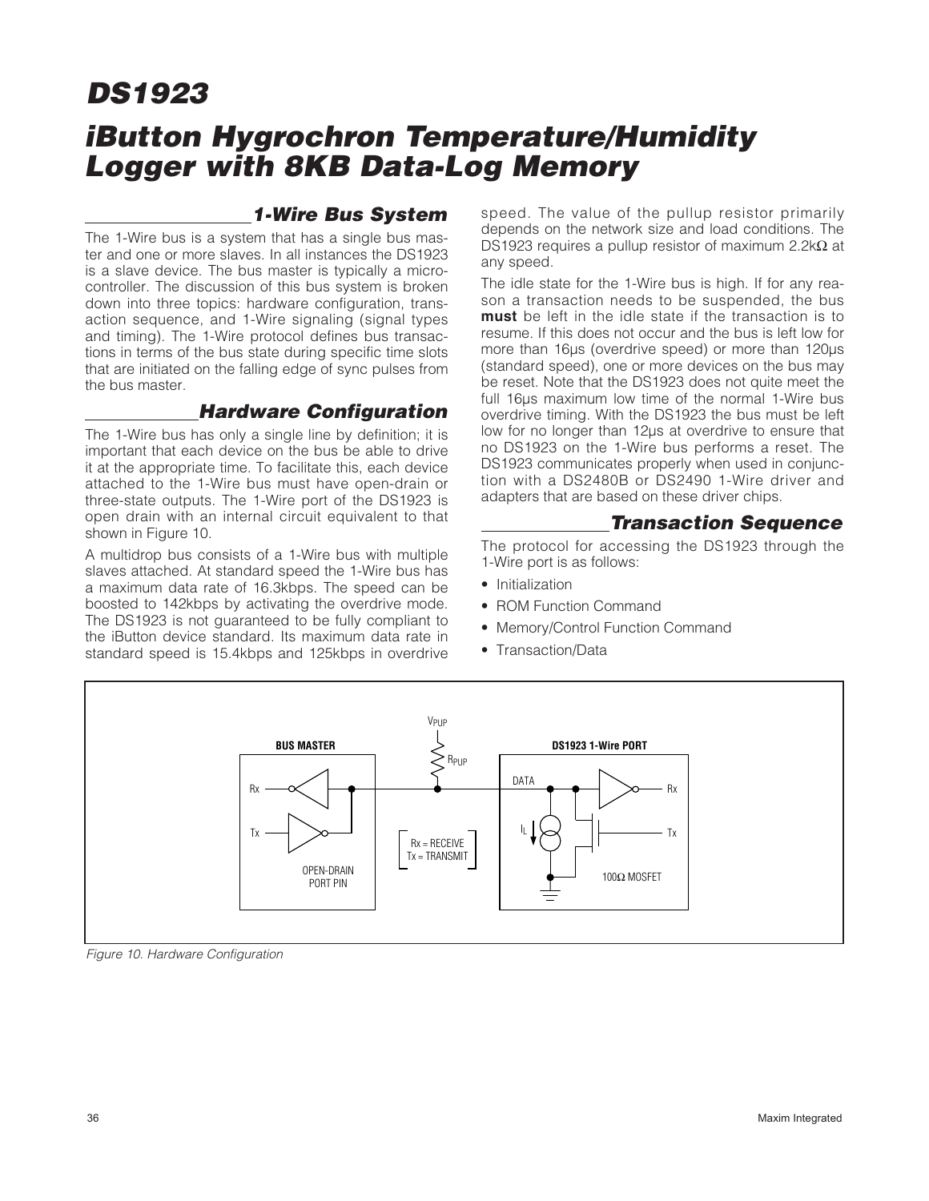## 1-Wire Bus System

The 1-Wire bus is a system that has a single bus master and one or more slaves. In all instances the DS1923 is a slave device. The bus master is typically a microcontroller. The discussion of this bus system is broken down into three topics: hardware configuration, transaction sequence, and 1-Wire signaling (signal types and timing). The 1-Wire protocol defines bus transactions in terms of the bus state during specific time slots that are initiated on the falling edge of sync pulses from the bus master.

## Hardware Configuration

The 1-Wire bus has only a single line by definition; it is important that each device on the bus be able to drive it at the appropriate time. To facilitate this, each device attached to the 1-Wire bus must have open-drain or three-state outputs. The 1-Wire port of the DS1923 is open drain with an internal circuit equivalent to that shown in Figure 10.

A multidrop bus consists of a 1-Wire bus with multiple slaves attached. At standard speed the 1-Wire bus has a maximum data rate of 16.3kbps. The speed can be boosted to 142kbps by activating the overdrive mode. The DS1923 is not guaranteed to be fully compliant to the iButton device standard. Its maximum data rate in standard speed is 15.4kbps and 125kbps in overdrive speed. The value of the pullup resistor primarily depends on the network size and load conditions. The DS1923 requires a pullup resistor of maximum 2.2kΩ at any speed.

The idle state for the 1-Wire bus is high. If for any reason a transaction needs to be suspended, the bus **must** be left in the idle state if the transaction is to resume. If this does not occur and the bus is left low for more than 16µs (overdrive speed) or more than 120µs (standard speed), one or more devices on the bus may be reset. Note that the DS1923 does not quite meet the full 16µs maximum low time of the normal 1-Wire bus overdrive timing. With the DS1923 the bus must be left low for no longer than 12µs at overdrive to ensure that no DS1923 on the 1-Wire bus performs a reset. The DS1923 communicates properly when used in conjunction with a DS2480B or DS2490 1-Wire driver and adapters that are based on these driver chips.

## Transaction Sequence

The protocol for accessing the DS1923 through the 1-Wire port is as follows:

- Initialization
- ROM Function Command
- Memory/Control Function Command
- Transaction/Data

Figure 10. Hardware Configuration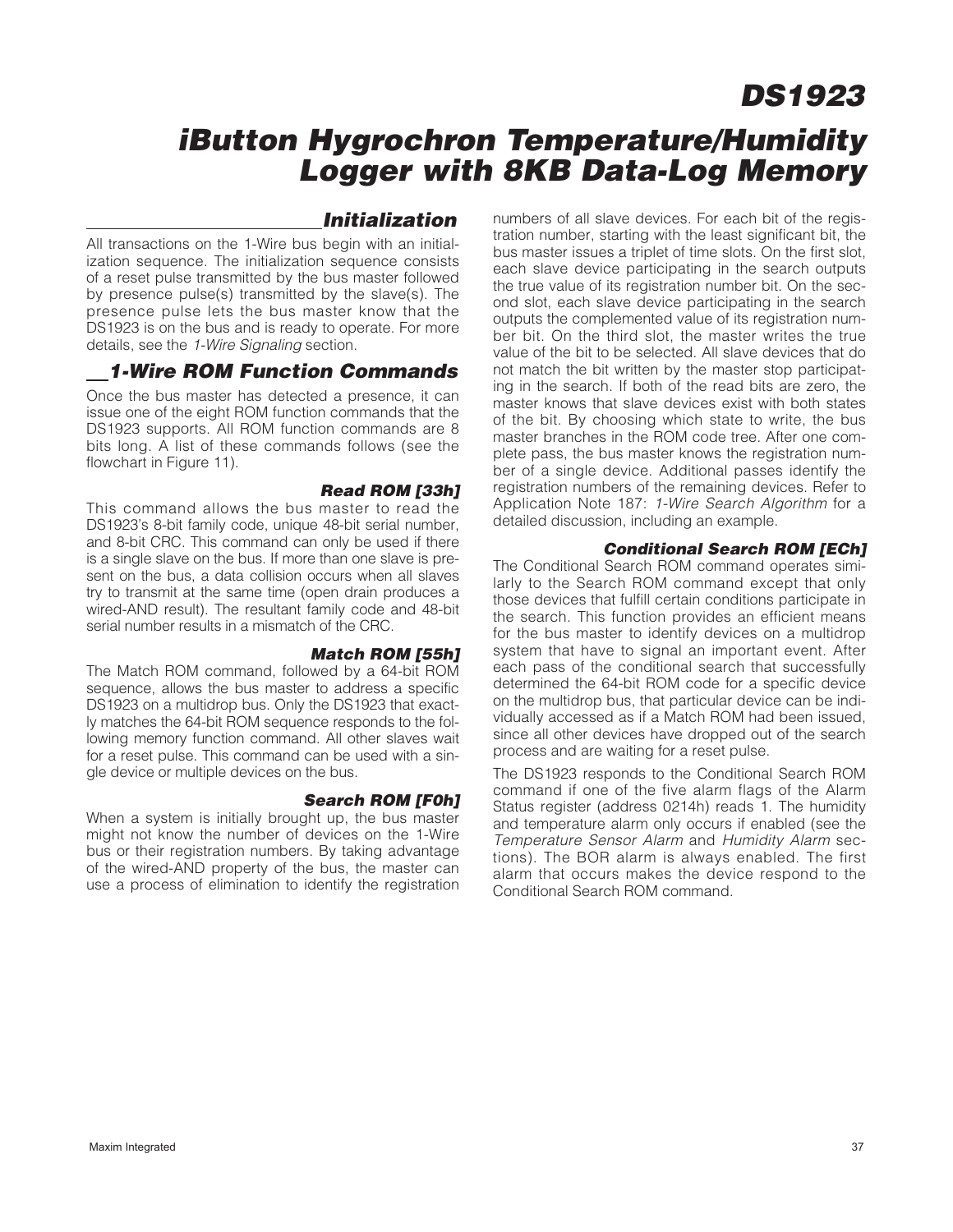## Initialization

All transactions on the 1-Wire bus begin with an initialization sequence. The initialization sequence consists of a reset pulse transmitted by the bus master followed by presence pulse(s) transmitted by the slave(s). The presence pulse lets the bus master know that the DS1923 is on the bus and is ready to operate. For more details, see the *1-Wire Signaling* section.

## 1-Wire ROM Function Commands

Once the bus master has detected a presence, it can issue one of the eight ROM function commands that the DS1923 supports. All ROM function commands are 8 bits long. A list of these commands follows (see the flowchart in Figure 11).

### Read ROM [33h]

This command allows the bus master to read the DS1923's 8-bit family code, unique 48-bit serial number, and 8-bit CRC. This command can only be used if there is a single slave on the bus. If more than one slave is present on the bus, a data collision occurs when all slaves try to transmit at the same time (open drain produces a wired-AND result). The resultant family code and 48-bit serial number results in a mismatch of the CRC.

### Match ROM [55h]

The Match ROM command, followed by a 64-bit ROM sequence, allows the bus master to address a specific DS1923 on a multidrop bus. Only the DS1923 that exactly matches the 64-bit ROM sequence responds to the following memory function command. All other slaves wait for a reset pulse. This command can be used with a single device or multiple devices on the bus.

### Search ROM [F0h]

When a system is initially brought up, the bus master might not know the number of devices on the 1-Wire bus or their registration numbers. By taking advantage of the wired-AND property of the bus, the master can use a process of elimination to identify the registration numbers of all slave devices. For each bit of the registration number, starting with the least significant bit, the bus master issues a triplet of time slots. On the first slot, each slave device participating in the search outputs the true value of its registration number bit. On the second slot, each slave device participating in the search outputs the complemented value of its registration number bit. On the third slot, the master writes the true value of the bit to be selected. All slave devices that do not match the bit written by the master stop participating in the search. If both of the read bits are zero, the master knows that slave devices exist with both states of the bit. By choosing which state to write, the bus master branches in the ROM code tree. After one complete pass, the bus master knows the registration number of a single device. Additional passes identify the registration numbers of the remaining devices. Refer to Application Note 187: *1-Wire Search Algorithm* for a detailed discussion, including an example.

### Conditional Search ROM [ECh]

The Conditional Search ROM command operates similarly to the Search ROM command except that only those devices that fulfill certain conditions participate in the search. This function provides an efficient means for the bus master to identify devices on a multidrop system that have to signal an important event. After each pass of the conditional search that successfully determined the 64-bit ROM code for a specific device on the multidrop bus, that particular device can be individually accessed as if a Match ROM had been issued, since all other devices have dropped out of the search process and are waiting for a reset pulse.

The DS1923 responds to the Conditional Search ROM command if one of the five alarm flags of the Alarm Status register (address 0214h) reads 1. The humidity and temperature alarm only occurs if enabled (see the *Temperature Sensor Alarm* and *Humidity Alarm* sections). The BOR alarm is always enabled. The first alarm that occurs makes the device respond to the Conditional Search ROM command.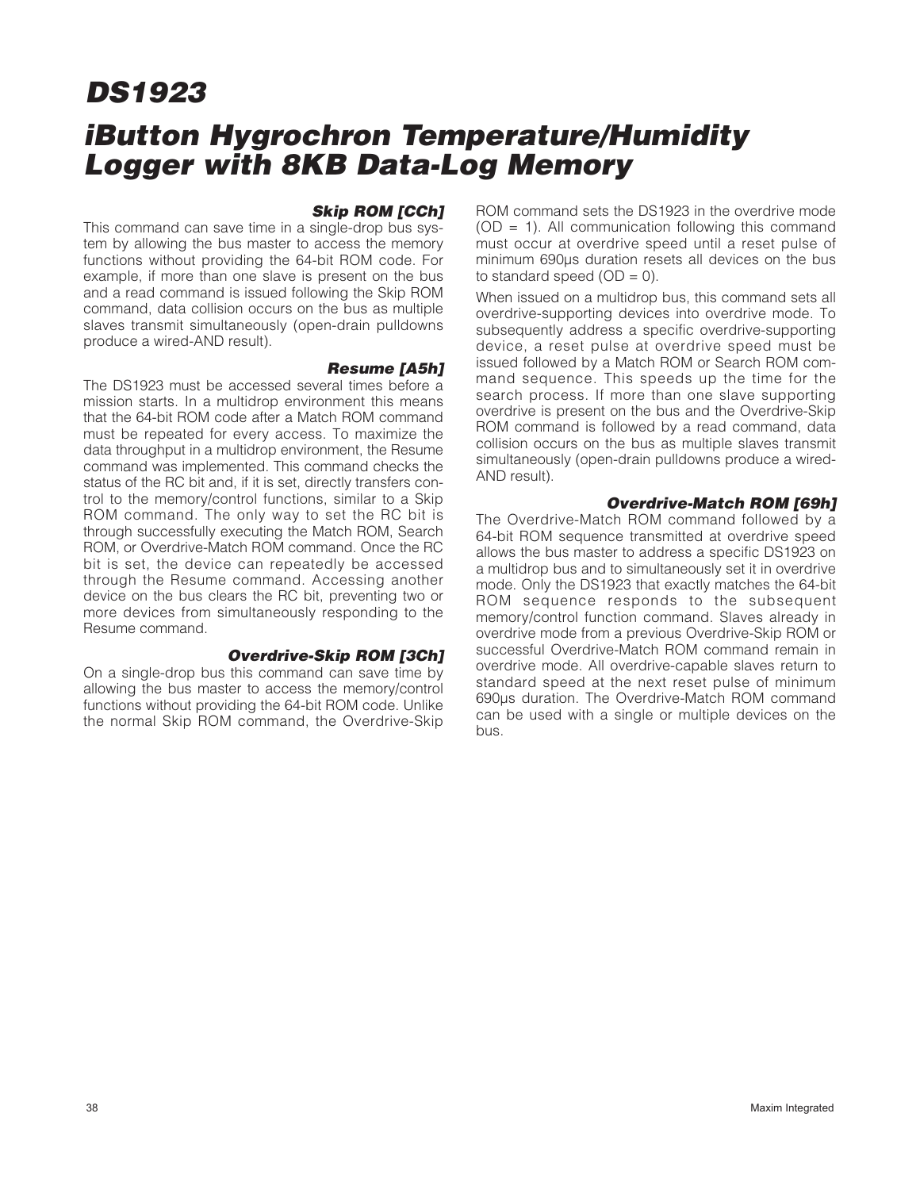### Skip ROM [CCh]

This command can save time in a single-drop bus system by allowing the bus master to access the memory functions without providing the 64-bit ROM code. For example, if more than one slave is present on the bus and a read command is issued following the Skip ROM command, data collision occurs on the bus as multiple slaves transmit simultaneously (open-drain pulldowns produce a wired-AND result).

### Resume [A5h]

The DS1923 must be accessed several times before a mission starts. In a multidrop environment this means that the 64-bit ROM code after a Match ROM command must be repeated for every access. To maximize the data throughput in a multidrop environment, the Resume command was implemented. This command checks the status of the RC bit and, if it is set, directly transfers control to the memory/control functions, similar to a Skip ROM command. The only way to set the RC bit is through successfully executing the Match ROM, Search ROM, or Overdrive-Match ROM command. Once the RC bit is set, the device can repeatedly be accessed through the Resume command. Accessing another device on the bus clears the RC bit, preventing two or more devices from simultaneously responding to the Resume command.

### Overdrive-Skip ROM [3Ch]

On a single-drop bus this command can save time by allowing the bus master to access the memory/control functions without providing the 64-bit ROM code. Unlike the normal Skip ROM command, the Overdrive-Skip ROM command sets the DS1923 in the overdrive mode (OD = 1). All communication following this command must occur at overdrive speed until a reset pulse of minimum 690µs duration resets all devices on the bus to standard speed (OD = 0).

When issued on a multidrop bus, this command sets all overdrive-supporting devices into overdrive mode. To subsequently address a specific overdrive-supporting device, a reset pulse at overdrive speed must be issued followed by a Match ROM or Search ROM command sequence. This speeds up the time for the search process. If more than one slave supporting overdrive is present on the bus and the Overdrive-Skip ROM command is followed by a read command, data collision occurs on the bus as multiple slaves transmit simultaneously (open-drain pulldowns produce a wired-AND result).

### Overdrive-Match ROM [69h]

The Overdrive-Match ROM command followed by a 64-bit ROM sequence transmitted at overdrive speed allows the bus master to address a specific DS1923 on a multidrop bus and to simultaneously set it in overdrive mode. Only the DS1923 that exactly matches the 64-bit ROM sequence responds to the subsequent memory/control function command. Slaves already in overdrive mode from a previous Overdrive-Skip ROM or successful Overdrive-Match ROM command remain in overdrive mode. All overdrive-capable slaves return to standard speed at the next reset pulse of minimum 690µs duration. The Overdrive-Match ROM command can be used with a single or multiple devices on the bus.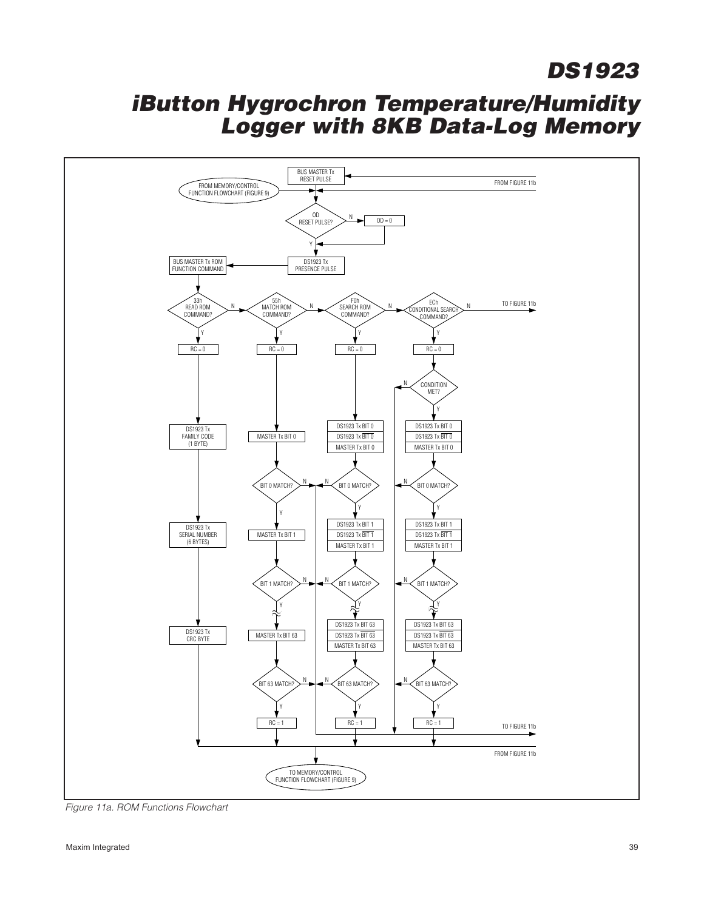Figure 11a. ROM Functions Flowchart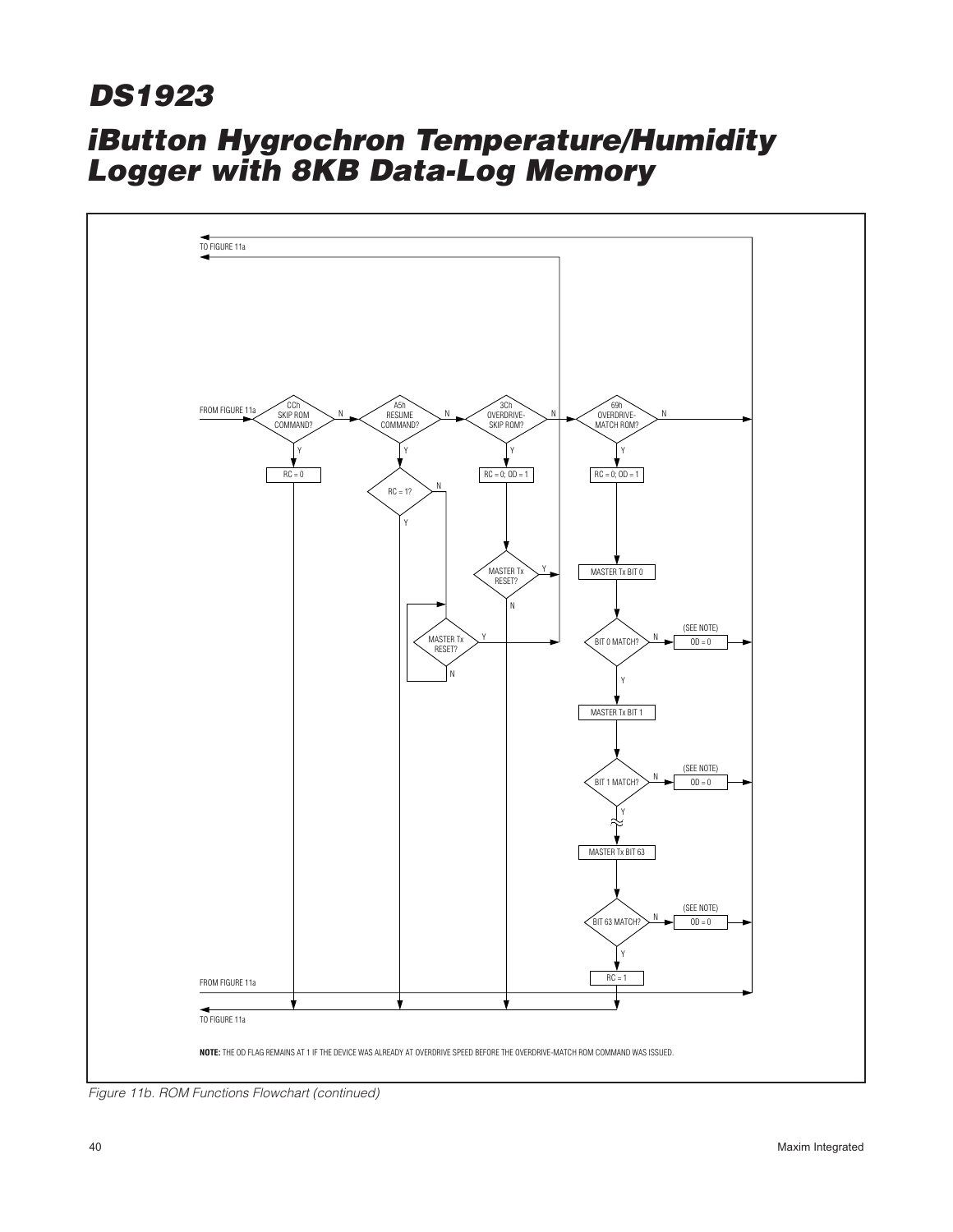TO FIGURE 11a

FROM FIGURE 11a

CCh SKIP ROM COMMAND?

A5h RESUME COMMAND?

3Ch OVERDRIVE-SKIP ROM?

69h OVERDRIVE-MATCH ROM?

RC = 0

RC = 1?

RC = 0; OD = 1

RC = 0; OD = 1

MASTER Tx RESET?

MASTER Tx BIT 0

MASTER Tx RESET?

BIT 0 MATCH?

(SEE NOTE) OD = 0

MASTER Tx BIT 1

BIT 1 MATCH?

(SEE NOTE) OD = 0

MASTER Tx BIT 63

BIT 63 MATCH?

(SEE NOTE) OD = 0

RC = 1

FROM FIGURE 11a

TO FIGURE 11a

**NOTE:** THE OD FLAG REMAINS AT 1 IF THE DEVICE WAS ALREADY AT OVERDRIVE SPEED BEFORE THE OVERDRIVE-MATCH ROM COMMAND WAS ISSUED.

*Figure 11b. ROM Functions Flowchart (continued)*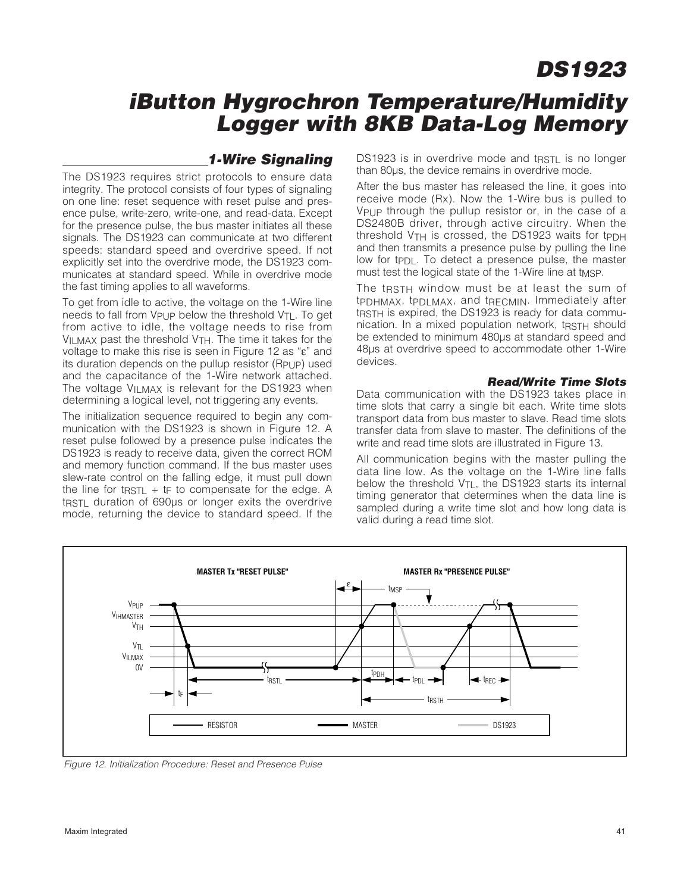## 1-Wire Signaling

The DS1923 requires strict protocols to ensure data integrity. The protocol consists of four types of signaling on one line: reset sequence with reset pulse and presence pulse, write-zero, write-one, and read-data. Except for the presence pulse, the bus master initiates all these signals. The DS1923 can communicate at two different speeds: standard speed and overdrive speed. If not explicitly set into the overdrive mode, the DS1923 communicates at standard speed. While in overdrive mode the fast timing applies to all waveforms.

To get from idle to active, the voltage on the 1-Wire line needs to fall from $V_{PUP}$ below the threshold $V_{TL}$. To get from active to idle, the voltage needs to rise from $V_{ILMAX}$ past the threshold $V_{TH}$. The time it takes for the voltage to make this rise is seen in Figure 12 as "ε" and its duration depends on the pullup resistor ($R_{PUP}$) used and the capacitance of the 1-Wire network attached. The voltage $V_{ILMAX}$ is relevant for the DS1923 when determining a logical level, not triggering any events.

The initialization sequence required to begin any communication with the DS1923 is shown in Figure 12. A reset pulse followed by a presence pulse indicates the DS1923 is ready to receive data, given the correct ROM and memory function command. If the bus master uses slew-rate control on the falling edge, it must pull down the line for $t_{RSTL} + t_F$ to compensate for the edge. A $t_{RSTL}$ duration of 690µs or longer exits the overdrive mode, returning the device to standard speed. If the DS1923 is in overdrive mode and $t_{RSTL}$ is no longer than 80µs, the device remains in overdrive mode.

After the bus master has released the line, it goes into receive mode (Rx). Now the 1-Wire bus is pulled to $V_{PUP}$ through the pullup resistor or, in the case of a DS2480B driver, through active circuitry. When the threshold $V_{TH}$ is crossed, the DS1923 waits for $t_{PDH}$ and then transmits a presence pulse by pulling the line low for $t_{PDL}$. To detect a presence pulse, the master must test the logical state of the 1-Wire line at $t_{MSP}$.

The $t_{RSTH}$ window must be at least the sum of $t_{PDHMAX}$, $t_{PDLMAX}$, and $t_{RECMIN}$. Immediately after $t_{RSTH}$ is expired, the DS1923 is ready for data communication. In a mixed population network, $t_{RSTH}$ should be extended to minimum 480µs at standard speed and 48µs at overdrive speed to accommodate other 1-Wire devices.

### Read/Write Time Slots

Data communication with the DS1923 takes place in time slots that carry a single bit each. Write time slots transport data from bus master to slave. Read time slots transfer data from slave to master. The definitions of the write and read time slots are illustrated in Figure 13.

All communication begins with the master pulling the data line low. As the voltage on the 1-Wire line falls below the threshold $V_{TL}$, the DS1923 starts its internal timing generator that determines when the data line is sampled during a write time slot and how long data is valid during a read time slot.

*Figure 12. Initialization Procedure: Reset and Presence Pulse*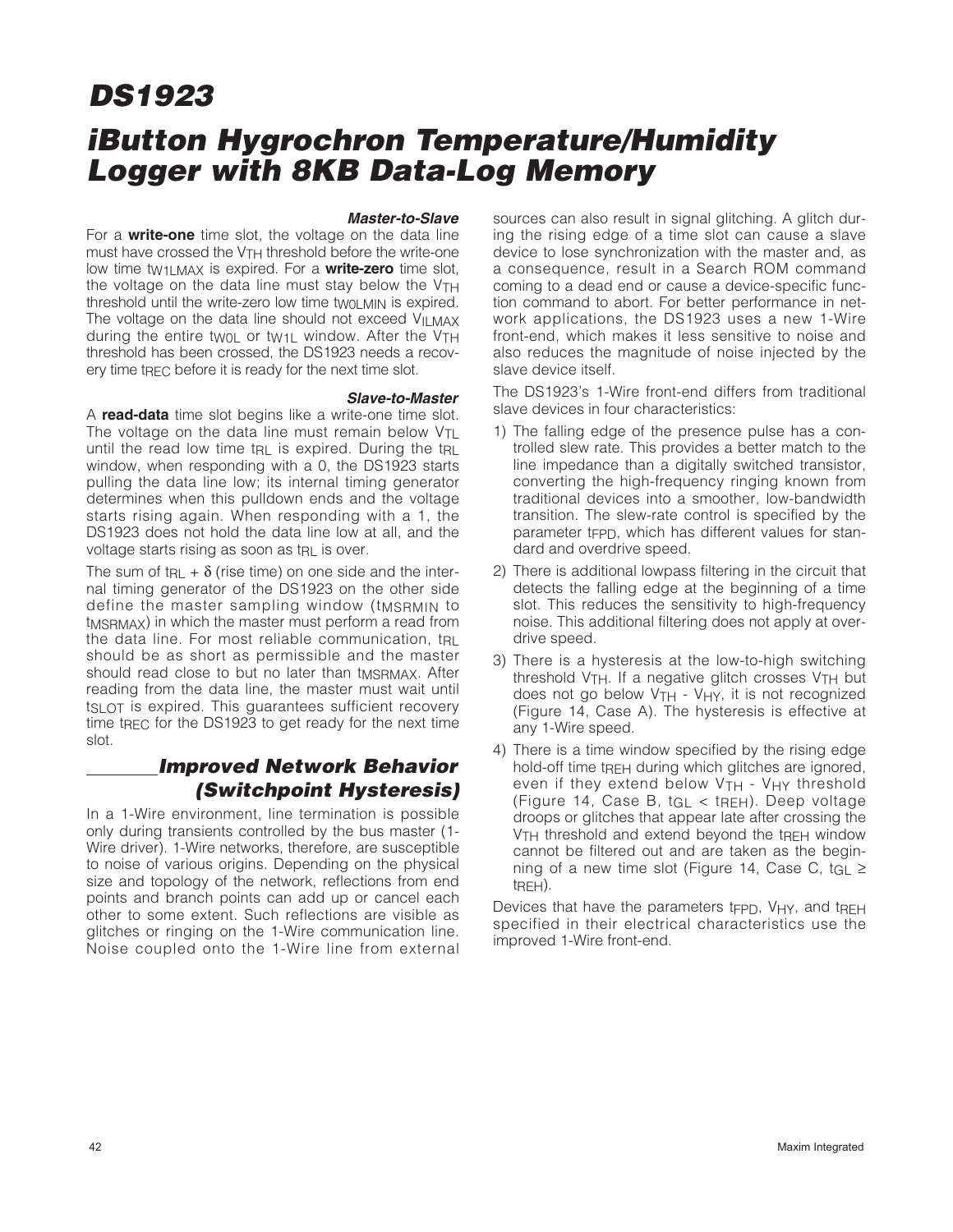#### Master-to-Slave

For a **write-one** time slot, the voltage on the data line must have crossed the $V_{TH}$ threshold before the write-one low time $t_{W1LMAX}$ is expired. For a **write-zero** time slot, the voltage on the data line must stay below the $V_{TH}$ threshold until the write-zero low time $t_{W0LMIN}$ is expired. The voltage on the data line should not exceed $V_{ILMAX}$ during the entire $t_{W0L}$ or $t_{W1L}$ window. After the $V_{TH}$ threshold has been crossed, the DS1923 needs a recovery time $t_{REC}$ before it is ready for the next time slot.

#### Slave-to-Master

A **read-data** time slot begins like a write-one time slot. The voltage on the data line must remain below $V_{TL}$ until the read low time $t_{RL}$ is expired. During the $t_{RL}$ window, when responding with a 0, the DS1923 starts pulling the data line low; its internal timing generator determines when this pulldown ends and the voltage starts rising again. When responding with a 1, the DS1923 does not hold the data line low at all, and the voltage starts rising as soon as $t_{RL}$ is over.

The sum of $t_{RL} + \delta$ (rise time) on one side and the internal timing generator of the DS1923 on the other side define the master sampling window ($t_{MSRMIN}$ to $t_{MSRMAX}$) in which the master must perform a read from the data line. For most reliable communication, $t_{RL}$ should be as short as permissible and the master should read close to but no later than $t_{MSRMAX}$. After reading from the data line, the master must wait until $t_{SLOT}$ is expired. This guarantees sufficient recovery time $t_{REC}$ for the DS1923 to get ready for the next time slot.

## Improved Network Behavior (Switchpoint Hysteresis)

In a 1-Wire environment, line termination is possible only during transients controlled by the bus master (1-Wire driver). 1-Wire networks, therefore, are susceptible to noise of various origins. Depending on the physical size and topology of the network, reflections from end points and branch points can add up or cancel each other to some extent. Such reflections are visible as glitches or ringing on the 1-Wire communication line. Noise coupled onto the 1-Wire line from external sources can also result in signal glitching. A glitch during the rising edge of a time slot can cause a slave device to lose synchronization with the master and, as a consequence, result in a Search ROM command coming to a dead end or cause a device-specific function command to abort. For better performance in network applications, the DS1923 uses a new 1-Wire front-end, which makes it less sensitive to noise and also reduces the magnitude of noise injected by the slave device itself.

The DS1923's 1-Wire front-end differs from traditional slave devices in four characteristics:

1) The falling edge of the presence pulse has a controlled slew rate. This provides a better match to the line impedance than a digitally switched transistor, converting the high-frequency ringing known from traditional devices into a smoother, low-bandwidth transition. The slew-rate control is specified by the parameter $t_{FPD}$, which has different values for standard and overdrive speed.
2) There is additional lowpass filtering in the circuit that detects the falling edge at the beginning of a time slot. This reduces the sensitivity to high-frequency noise. This additional filtering does not apply at overdrive speed.
3) There is a hysteresis at the low-to-high switching threshold $V_{TH}$. If a negative glitch crosses $V_{TH}$ but does not go below $V_{TH}$ - $V_{HY}$, it is not recognized (Figure 14, Case A). The hysteresis is effective at any 1-Wire speed.
4) There is a time window specified by the rising edge hold-off time $t_{REH}$ during which glitches are ignored, even if they extend below $V_{TH}$ - $V_{HY}$ threshold (Figure 14, Case B, $t_{GL} < t_{REH}$). Deep voltage droops or glitches that appear late after crossing the $V_{TH}$ threshold and extend beyond the $t_{REH}$ window cannot be filtered out and are taken as the beginning of a new time slot (Figure 14, Case C, $t_{GL} \geq t_{REH}$).

Devices that have the parameters $t_{FPD}$, $V_{HY}$, and $t_{REH}$ specified in their electrical characteristics use the improved 1-Wire front-end.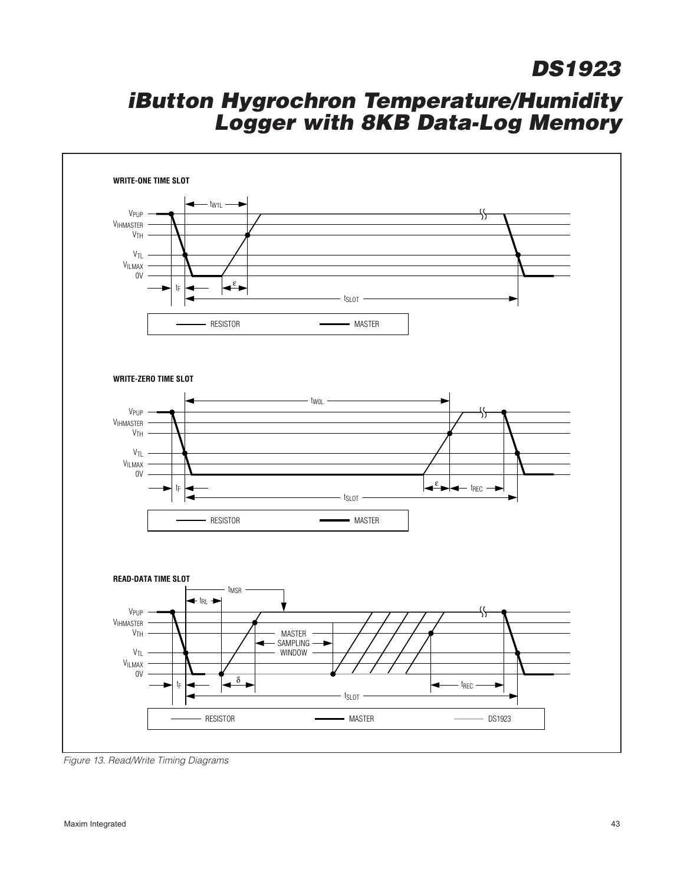**WRITE-ONE TIME SLOT**

**WRITE-ZERO TIME SLOT**

**READ-DATA TIME SLOT**

*Figure 13. Read/Write Timing Diagrams*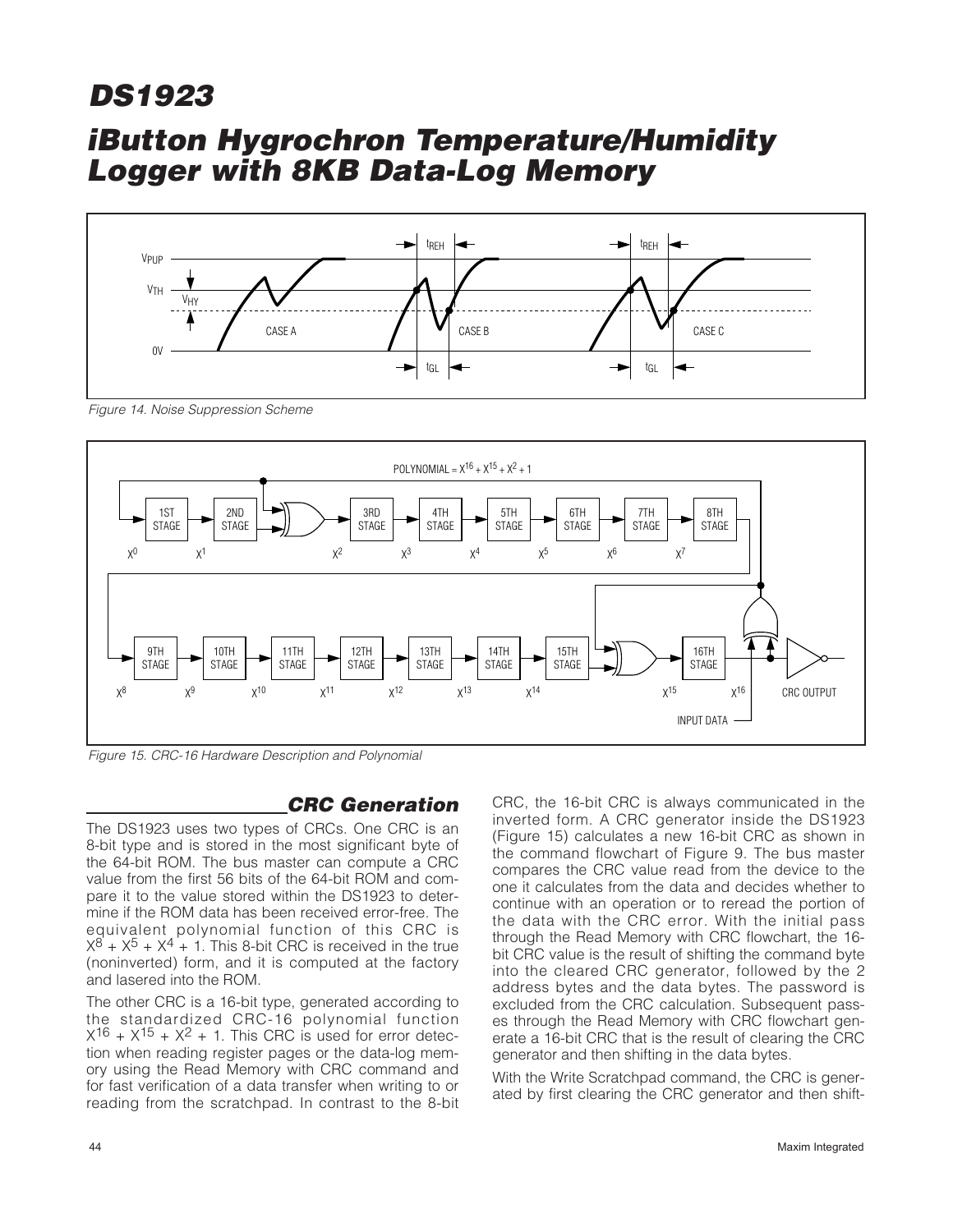Figure 14. Noise Suppression Scheme

Figure 15. CRC-16 Hardware Description and Polynomial

## CRC Generation

The DS1923 uses two types of CRCs. One CRC is an 8-bit type and is stored in the most significant byte of the 64-bit ROM. The bus master can compute a CRC value from the first 56 bits of the 64-bit ROM and compare it to the value stored within the DS1923 to determine if the ROM data has been received error-free. The equivalent polynomial function of this CRC is $X^8 + X^5 + X^4 + 1$. This 8-bit CRC is received in the true (noninverted) form, and it is computed at the factory and lasered into the ROM.

The other CRC is a 16-bit type, generated according to the standardized CRC-16 polynomial function $X^{16} + X^{15} + X^2 + 1$. This CRC is used for error detection when reading register pages or the data-log memory using the Read Memory with CRC command and for fast verification of a data transfer when writing to or reading from the scratchpad. In contrast to the 8-bit CRC, the 16-bit CRC is always communicated in the inverted form. A CRC generator inside the DS1923 (Figure 15) calculates a new 16-bit CRC as shown in the command flowchart of Figure 9. The bus master compares the CRC value read from the device to the one it calculates from the data and decides whether to continue with an operation or to reread the portion of the data with the CRC error. With the initial pass through the Read Memory with CRC flowchart, the 16-bit CRC value is the result of shifting the command byte into the cleared CRC generator, followed by the 2 address bytes and the data bytes. The password is excluded from the CRC calculation. Subsequent passes through the Read Memory with CRC flowchart generate a 16-bit CRC that is the result of clearing the CRC generator and then shifting in the data bytes.

With the Write Scratchpad command, the CRC is generated by first clearing the CRC generator and then shift-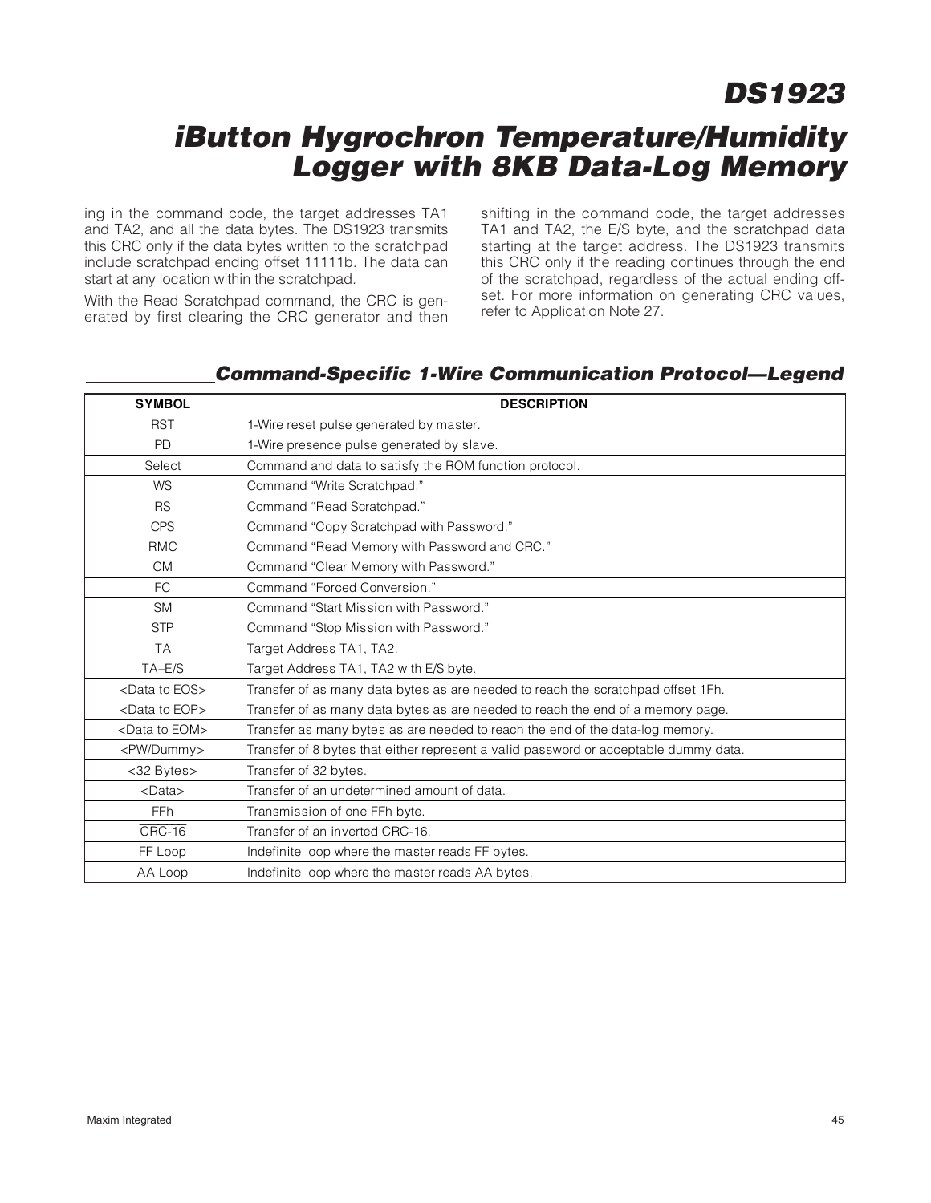ing in the command code, the target addresses TA1 and TA2, and all the data bytes. The DS1923 transmits this CRC only if the data bytes written to the scratchpad include scratchpad ending offset 11111b. The data can start at any location within the scratchpad.

With the Read Scratchpad command, the CRC is generated by first clearing the CRC generator and then shifting in the command code, the target addresses TA1 and TA2, the E/S byte, and the scratchpad data starting at the target address. The DS1923 transmits this CRC only if the reading continues through the end of the scratchpad, regardless of the actual ending offset. For more information on generating CRC values, refer to Application Note 27.

## Command-Specific 1-Wire Communication Protocol—Legend

| SYMBOL | DESCRIPTION |
|---|---|
| RST | 1-Wire reset pulse generated by master. |
| PD | 1-Wire presence pulse generated by slave. |
| Select | Command and data to satisfy the ROM function protocol. |
| WS | Command “Write Scratchpad.” |
| RS | Command “Read Scratchpad.” |
| CPS | Command “Copy Scratchpad with Password.” |
| RMC | Command “Read Memory with Password and CRC.” |
| CM | Command “Clear Memory with Password.” |
| FC | Command “Forced Conversion.” |
| SM | Command “Start Mission with Password.” |
| STP | Command “Stop Mission with Password.” |
| TA | Target Address TA1, TA2. |
| TA–E/S | Target Address TA1, TA2 with E/S byte. |
| <Data to EOS> | Transfer of as many data bytes as are needed to reach the scratchpad offset 1Fh. |
| <Data to EOP> | Transfer of as many data bytes as are needed to reach the end of a memory page. |
| <Data to EOM> | Transfer as many bytes as are needed to reach the end of the data-log memory. |
| <PW/Dummy> | Transfer of 8 bytes that either represent a valid password or acceptable dummy data. |
| <32 Bytes> | Transfer of 32 bytes. |
| <Data> | Transfer of an undetermined amount of data. |
| FFh | Transmission of one FFh byte. |
| $\overline{\text{CRC-16}}$ | Transfer of an inverted CRC-16. |
| FF Loop | Indefinite loop where the master reads FF bytes. |
| AA Loop | Indefinite loop where the master reads AA bytes. |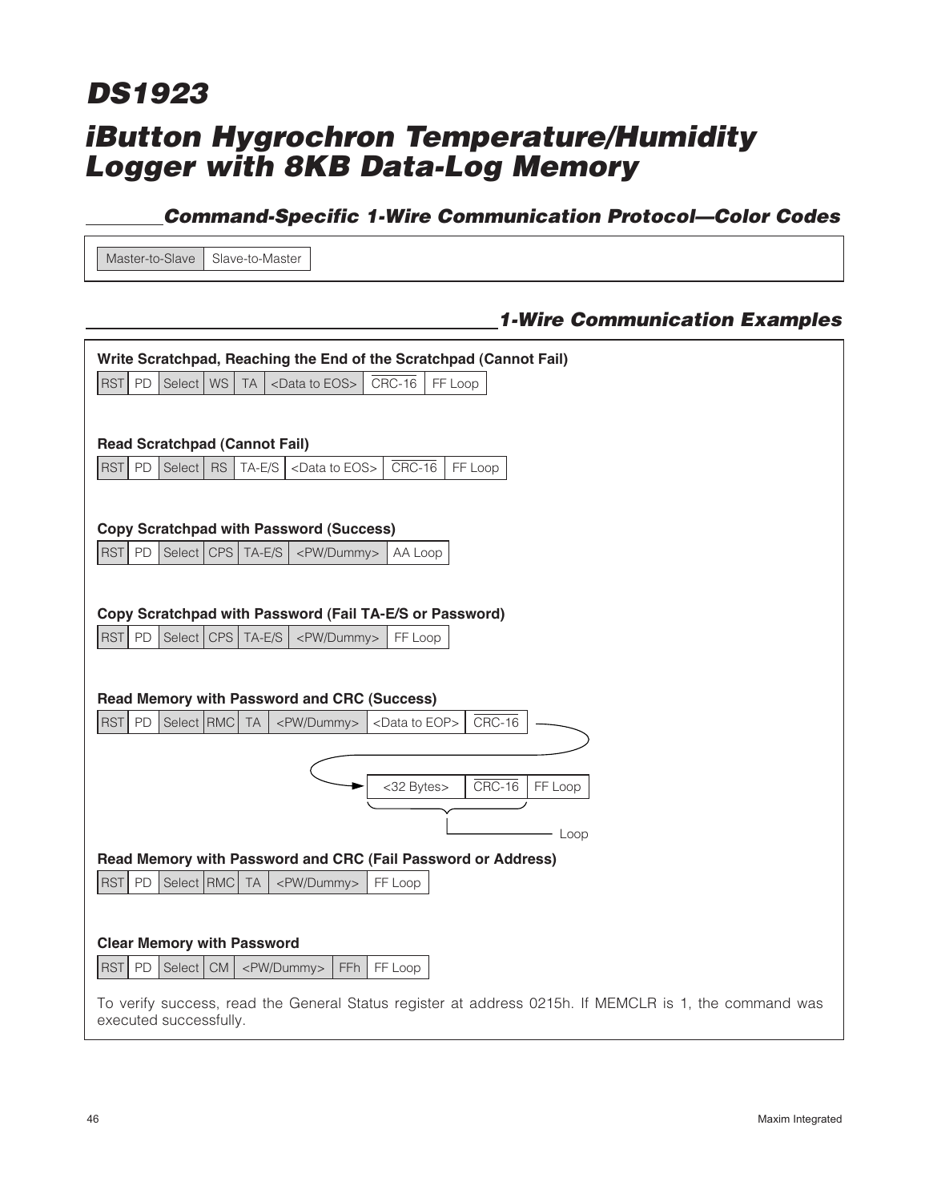## Command-Specific 1-Wire Communication Protocol—Color Codes

| Master-to-Slave | Slave-to-Master |
|---|---|

## 1-Wire Communication Examples

**Write Scratchpad, Reaching the End of the Scratchpad (Cannot Fail)**

| RST | PD | Select | WS | TA | <Data to EOS> | $\overline{\text{CRC-16}}$ | FF Loop |
|---|---|---|---|---|---|---|---|

**Read Scratchpad (Cannot Fail)**

| RST | PD | Select | RS | TA-E/S | <Data to EOS> | $\overline{\text{CRC-16}}$ | FF Loop |
|---|---|---|---|---|---|---|---|

**Copy Scratchpad with Password (Success)**

| RST | PD | Select | CPS | TA-E/S | <PW/Dummy> | AA Loop |
|---|---|---|---|---|---|---|

**Copy Scratchpad with Password (Fail TA-E/S or Password)**

| RST | PD | Select | CPS | TA-E/S | <PW/Dummy> | FF Loop |
|---|---|---|---|---|---|---|

**Read Memory with Password and CRC (Success)**

| RST | PD | Select | RMC | TA | <PW/Dummy> | <Data to EOP> | $\overline{\text{CRC-16}}$ |
|---|---|---|---|---|---|---|---|

| <32 Bytes> | $\overline{\text{CRC-16}}$ | FF Loop |
|---|---|---|

Loop (<32 Bytes> and $\overline{\text{CRC-16}}$)

**Read Memory with Password and CRC (Fail Password or Address)**

| RST | PD | Select | RMC | TA | <PW/Dummy> | FF Loop |
|---|---|---|---|---|---|---|

**Clear Memory with Password**

| RST | PD | Select | CM | <PW/Dummy> | FFh | FF Loop |
|---|---|---|---|---|---|---|

To verify success, read the General Status register at address 0215h. If MEMCLR is 1, the command was executed successfully.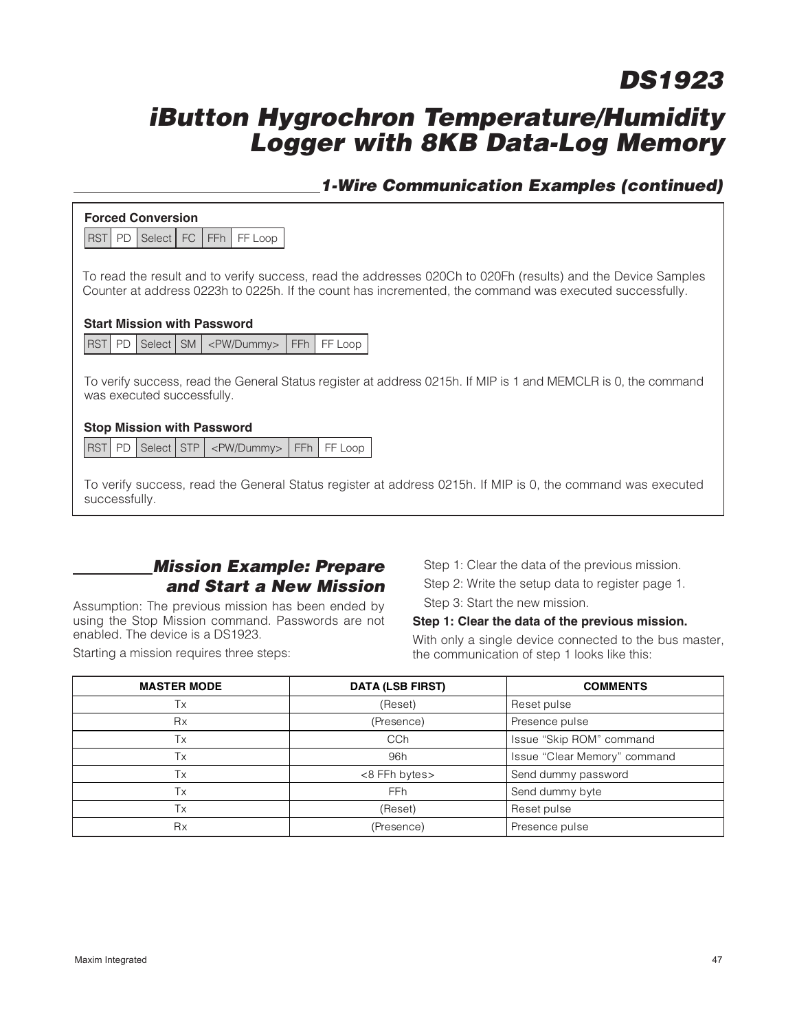## 1-Wire Communication Examples (continued)

**Forced Conversion**

| RST | PD | Select | FC | FFh | FF Loop |
|---|---|---|---|---|---|

To read the result and to verify success, read the addresses 020Ch to 020Fh (results) and the Device Samples Counter at address 0223h to 0225h. If the count has incremented, the command was executed successfully.

**Start Mission with Password**

| RST | PD | Select | SM | <PW/Dummy> | FFh | FF Loop |
|---|---|---|---|---|---|---|

To verify success, read the General Status register at address 0215h. If MIP is 1 and MEMCLR is 0, the command was executed successfully.

**Stop Mission with Password**

| RST | PD | Select | STP | <PW/Dummy> | FFh | FF Loop |
|---|---|---|---|---|---|---|

To verify success, read the General Status register at address 0215h. If MIP is 0, the command was executed successfully.

## Mission Example: Prepare and Start a New Mission

Assumption: The previous mission has been ended by using the Stop Mission command. Passwords are not enabled. The device is a DS1923.

Starting a mission requires three steps:

Step 1: Clear the data of the previous mission.

Step 2: Write the setup data to register page 1.

Step 3: Start the new mission.

**Step 1: Clear the data of the previous mission.**

With only a single device connected to the bus master, the communication of step 1 looks like this:

| MASTER MODE | DATA (LSB FIRST) | COMMENTS |
|---|---|---|
| Tx | (Reset) | Reset pulse |
| Rx | (Presence) | Presence pulse |
| Tx | CCh | Issue “Skip ROM” command |
| Tx | 96h | Issue “Clear Memory” command |
| Tx | <8 FFh bytes> | Send dummy password |
| Tx | FFh | Send dummy byte |
| Tx | (Reset) | Reset pulse |
| Rx | (Presence) | Presence pulse |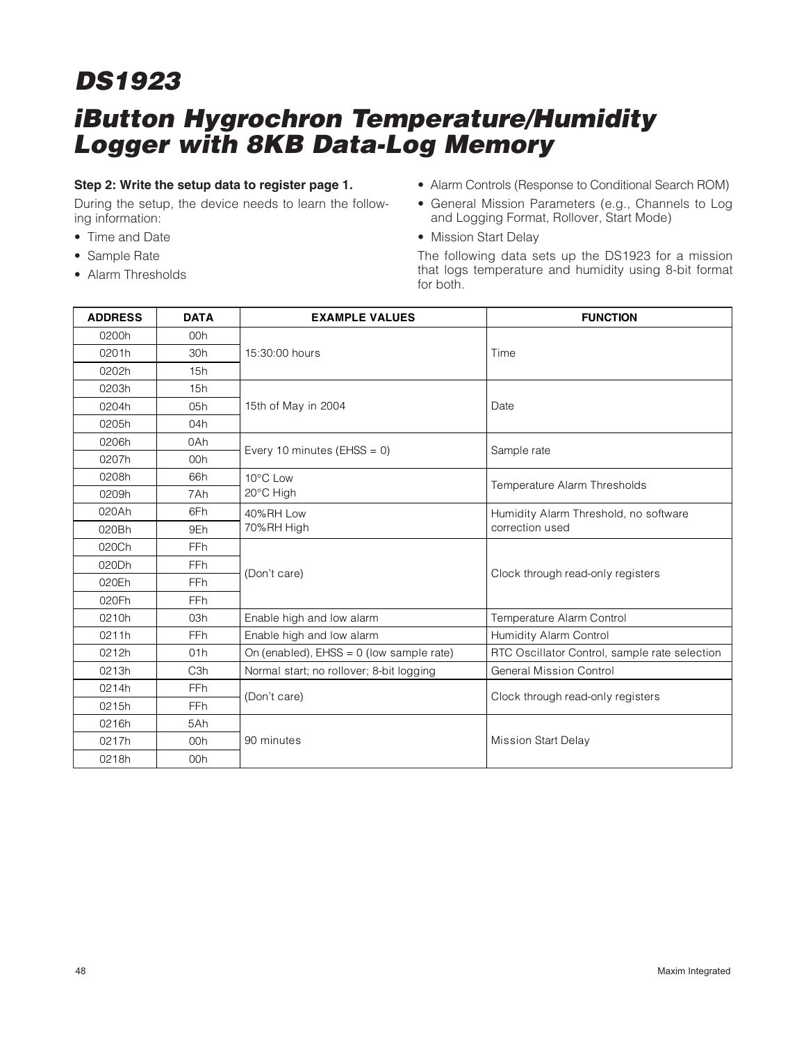## Step 2: Write the setup data to register page 1.

During the setup, the device needs to learn the following information:

- Time and Date
- Sample Rate
- Alarm Thresholds
- Alarm Controls (Response to Conditional Search ROM)
- General Mission Parameters (e.g., Channels to Log and Logging Format, Rollover, Start Mode)
- Mission Start Delay

The following data sets up the DS1923 for a mission that logs temperature and humidity using 8-bit format for both.

| ADDRESS | DATA | EXAMPLE VALUES | FUNCTION |
|---|---|---|---|
| 0200h | 00h | 15:30:00 hours | Time |
| 0201h | 30h | | |
| 0202h | 15h | | |
| 0203h | 15h | 15th of May in 2004 | Date |
| 0204h | 05h | | |
| 0205h | 04h | | |
| 0206h | 0Ah | Every 10 minutes (EHSS = 0) | Sample rate |
| 0207h | 00h | | |
| 0208h | 66h | 10°C Low<br>20°C High | Temperature Alarm Thresholds |
| 0209h | 7Ah | | |
| 020Ah | 6Fh | 40%RH Low<br>70%RH High | Humidity Alarm Threshold, no software correction used |
| 020Bh | 9Eh | | |
| 020Ch | FFh | (Don't care) | Clock through read-only registers |
| 020Dh | FFh | | |
| 020Eh | FFh | | |
| 020Fh | FFh | | |
| 0210h | 03h | Enable high and low alarm | Temperature Alarm Control |
| 0211h | FFh | Enable high and low alarm | Humidity Alarm Control |
| 0212h | 01h | On (enabled), EHSS = 0 (low sample rate) | RTC Oscillator Control, sample rate selection |
| 0213h | C3h | Normal start; no rollover; 8-bit logging | General Mission Control |
| 0214h | FFh | (Don't care) | Clock through read-only registers |
| 0215h | FFh | | |
| 0216h | 5Ah | 90 minutes | Mission Start Delay |
| 0217h | 00h | | |
| 0218h | 00h | | |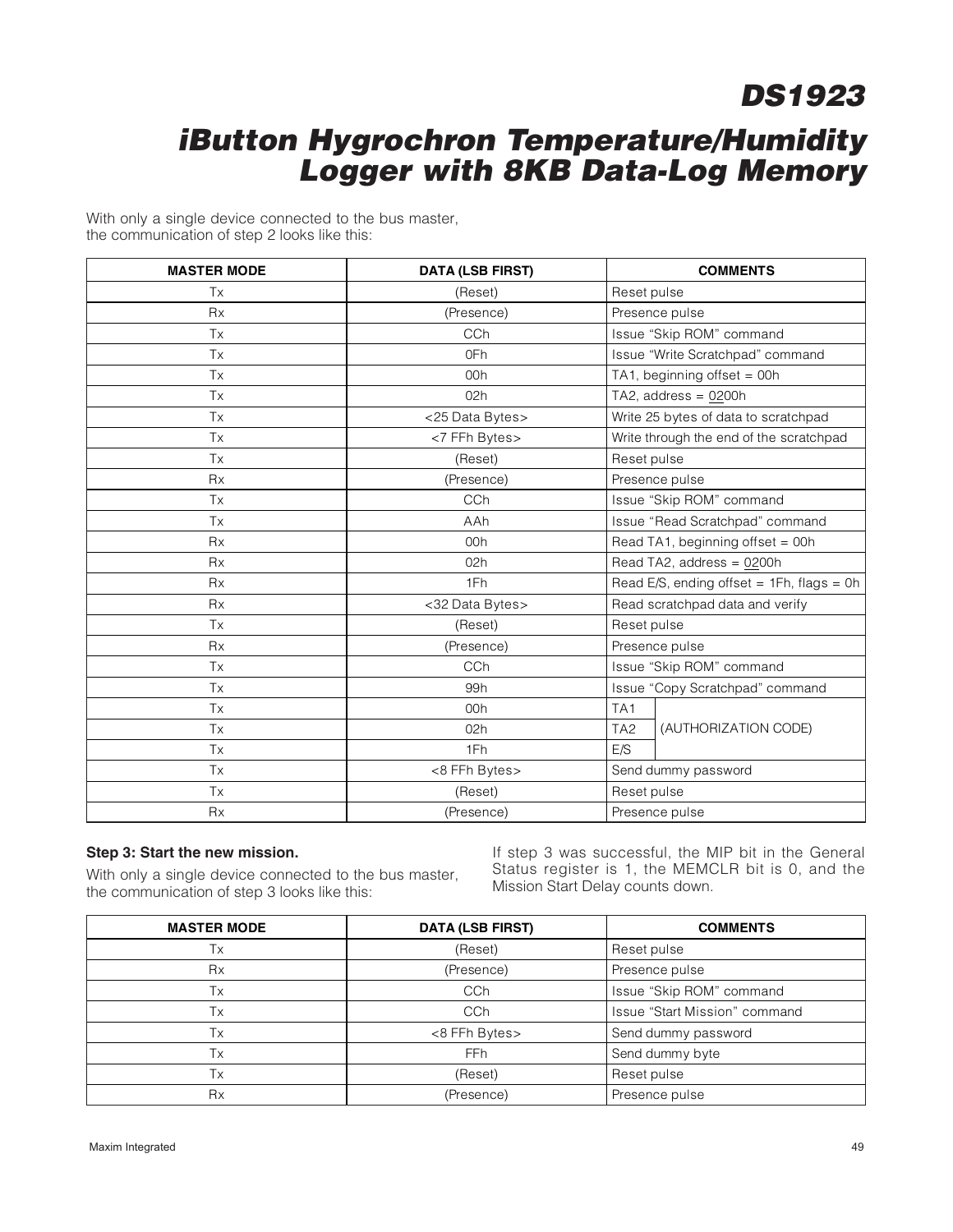With only a single device connected to the bus master, the communication of step 2 looks like this:

| MASTER MODE | DATA (LSB FIRST) | COMMENTS | |
|---|---|---|---|
| Tx | (Reset) | Reset pulse | |
| Rx | (Presence) | Presence pulse | |
| Tx | CCh | Issue "Skip ROM" command | |
| Tx | 0Fh | Issue "Write Scratchpad" command | |
| Tx | 00h | TA1, beginning offset = 00h | |
| Tx | 02h | TA2, address = 0200h | |
| Tx | <25 Data Bytes> | Write 25 bytes of data to scratchpad | |
| Tx | <7 FFh Bytes> | Write through the end of the scratchpad | |
| Tx | (Reset) | Reset pulse | |
| Rx | (Presence) | Presence pulse | |
| Tx | CCh | Issue "Skip ROM" command | |
| Tx | AAh | Issue "Read Scratchpad" command | |
| Rx | 00h | Read TA1, beginning offset = 00h | |
| Rx | 02h | Read TA2, address = 0200h | |
| Rx | 1Fh | Read E/S, ending offset = 1Fh, flags = 0h | |
| Rx | <32 Data Bytes> | Read scratchpad data and verify | |
| Tx | (Reset) | Reset pulse | |
| Rx | (Presence) | Presence pulse | |
| Tx | CCh | Issue "Skip ROM" command | |
| Tx | 99h | Issue "Copy Scratchpad" command | |
| Tx | 00h | TA1 | (AUTHORIZATION CODE) |
| Tx | 02h | TA2 | |
| Tx | 1Fh | E/S | |
| Tx | <8 FFh Bytes> | Send dummy password | |
| Tx | (Reset) | Reset pulse | |
| Rx | (Presence) | Presence pulse | |

**Step 3: Start the new mission.**

With only a single device connected to the bus master, the communication of step 3 looks like this:

If step 3 was successful, the MIP bit in the General Status register is 1, the MEMCLR bit is 0, and the Mission Start Delay counts down.

| MASTER MODE | DATA (LSB FIRST) | COMMENTS |
|---|---|---|
| Tx | (Reset) | Reset pulse |
| Rx | (Presence) | Presence pulse |
| Tx | CCh | Issue "Skip ROM" command |
| Tx | CCh | Issue "Start Mission" command |
| Tx | <8 FFh Bytes> | Send dummy password |
| Tx | FFh | Send dummy byte |
| Tx | (Reset) | Reset pulse |
| Rx | (Presence) | Presence pulse |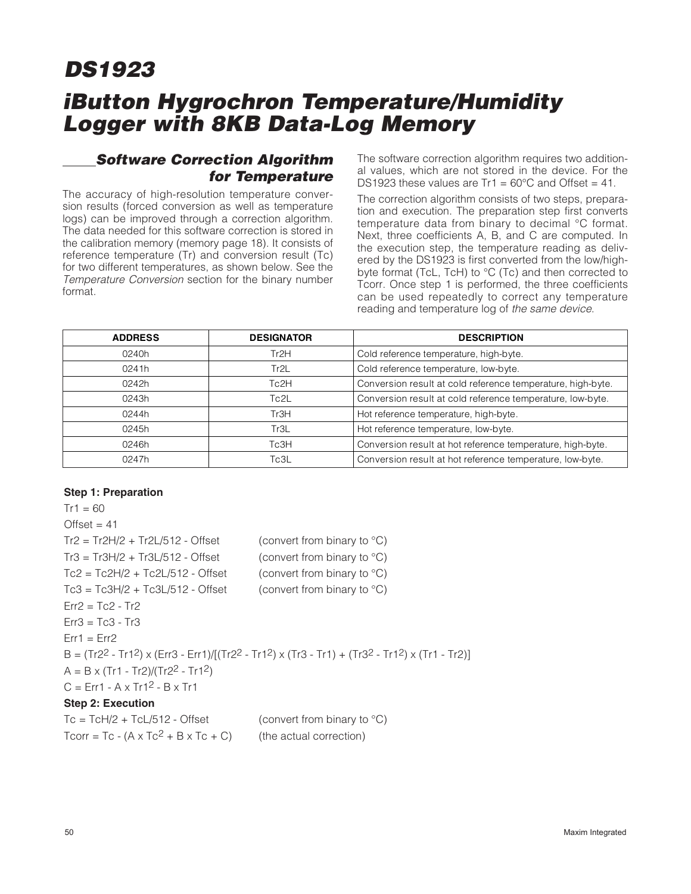## Software Correction Algorithm for Temperature

The accuracy of high-resolution temperature conversion results (forced conversion as well as temperature logs) can be improved through a correction algorithm. The data needed for this software correction is stored in the calibration memory (memory page 18). It consists of reference temperature (Tr) and conversion result (Tc) for two different temperatures, as shown below. See the *Temperature Conversion* section for the binary number format.

The software correction algorithm requires two additional values, which are not stored in the device. For the DS1923 these values are Tr1 = 60°C and Offset = 41.

The correction algorithm consists of two steps, preparation and execution. The preparation step first converts temperature data from binary to decimal °C format. Next, three coefficients A, B, and C are computed. In the execution step, the temperature reading as delivered by the DS1923 is first converted from the low/high-byte format (TcL, TcH) to °C (Tc) and then corrected to Tcorr. Once step 1 is performed, the three coefficients can be used repeatedly to correct any temperature reading and temperature log of *the same device*.

| ADDRESS | DESIGNATOR | DESCRIPTION |
|---|---|---|
| 0240h | Tr2H | Cold reference temperature, high-byte. |
| 0241h | Tr2L | Cold reference temperature, low-byte. |
| 0242h | Tc2H | Conversion result at cold reference temperature, high-byte. |
| 0243h | Tc2L | Conversion result at cold reference temperature, low-byte. |
| 0244h | Tr3H | Hot reference temperature, high-byte. |
| 0245h | Tr3L | Hot reference temperature, low-byte. |
| 0246h | Tc3H | Conversion result at hot reference temperature, high-byte. |
| 0247h | Tc3L | Conversion result at hot reference temperature, low-byte. |

**Step 1: Preparation**

$Tr1 = 60$

$Offset = 41$

$Tr2 = Tr2H/2 + Tr2L/512 - Offset$ (convert from binary to °C)

$Tr3 = Tr3H/2 + Tr3L/512 - Offset$ (convert from binary to °C)

$Tc2 = Tc2H/2 + Tc2L/512 - Offset$ (convert from binary to °C)

$Tc3 = Tc3H/2 + Tc3L/512 - Offset$ (convert from binary to °C)

$Err2 = Tc2 - Tr2$

$Err3 = Tc3 - Tr3$

$Err1 = Err2$

$B = (Tr2^2 - Tr1^2) \times (Err3 - Err1)/[(Tr2^2 - Tr1^2) \times (Tr3 - Tr1) + (Tr3^2 - Tr1^2) \times (Tr1 - Tr2)]$

$A = B \times (Tr1 - Tr2)/(Tr2^2 - Tr1^2)$

$C = Err1 - A \times Tr1^2 - B \times Tr1$

**Step 2: Execution**

$Tc = TcH/2 + TcL/512 - Offset$ (convert from binary to °C)

$Tcorr = Tc - (A \times Tc^2 + B \times Tc + C)$ (the actual correction)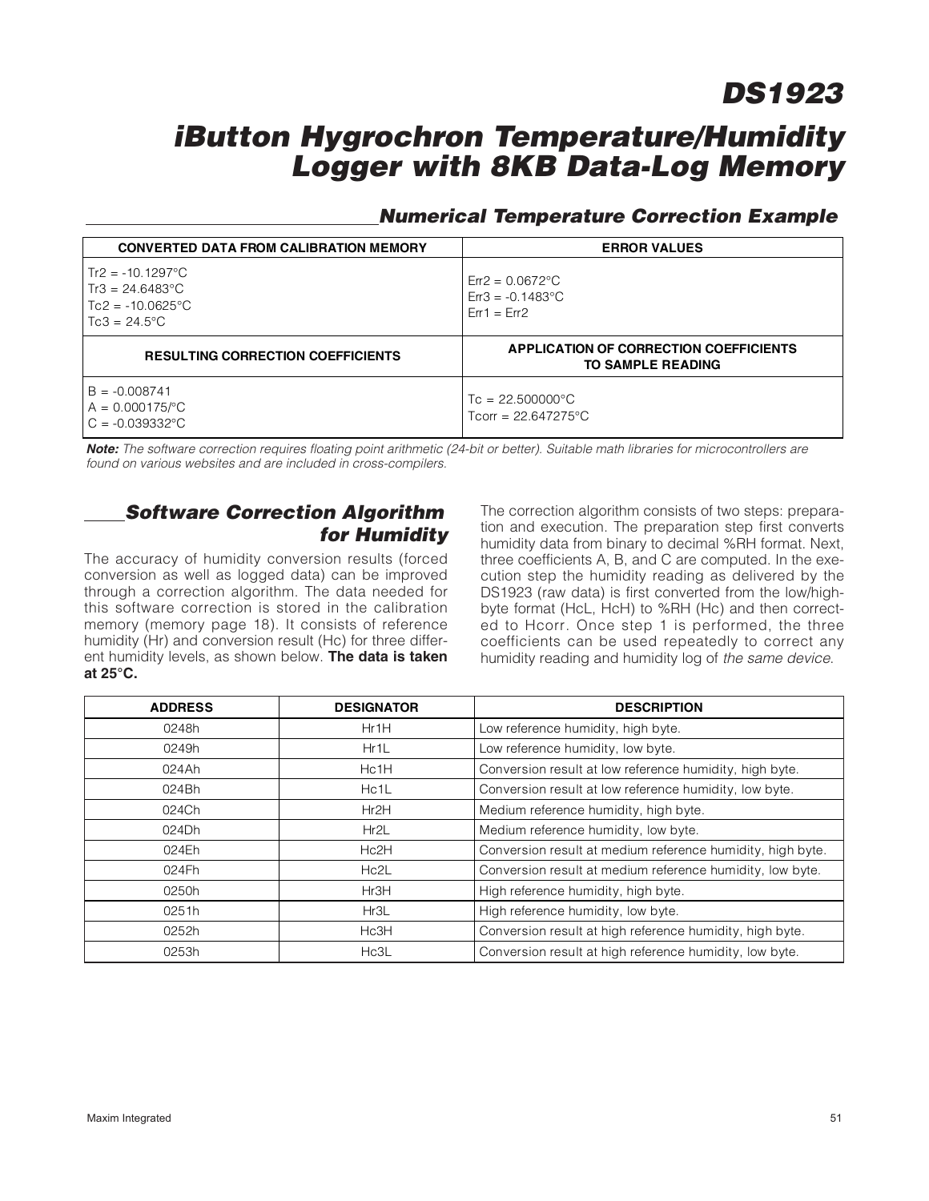## Numerical Temperature Correction Example

| CONVERTED DATA FROM CALIBRATION MEMORY | ERROR VALUES |
|---|---|
| Tr2 = -10.1297°C<br>Tr3 = 24.6483°C<br>Tc2 = -10.0625°C<br>Tc3 = 24.5°C | Err2 = 0.0672°C<br>Err3 = -0.1483°C<br>Err1 = Err2 |
| **RESULTING CORRECTION COEFFICIENTS** | **APPLICATION OF CORRECTION COEFFICIENTS TO SAMPLE READING** |
| B = -0.008741<br>A = 0.000175/°C<br>C = -0.039332°C | Tc = 22.500000°C<br>Tcorr = 22.647275°C |

***Note:*** *The software correction requires floating point arithmetic (24-bit or better). Suitable math libraries for microcontrollers are found on various websites and are included in cross-compilers.*

## Software Correction Algorithm for Humidity

The accuracy of humidity conversion results (forced conversion as well as logged data) can be improved through a correction algorithm. The data needed for this software correction is stored in the calibration memory (memory page 18). It consists of reference humidity (Hr) and conversion result (Hc) for three different humidity levels, as shown below. **The data is taken at 25°C.**

The correction algorithm consists of two steps: preparation and execution. The preparation step first converts humidity data from binary to decimal %RH format. Next, three coefficients A, B, and C are computed. In the execution step the humidity reading as delivered by the DS1923 (raw data) is first converted from the low/high-byte format (HcL, HcH) to %RH (Hc) and then corrected to Hcorr. Once step 1 is performed, the three coefficients can be used repeatedly to correct any humidity reading and humidity log of *the same device*.

| ADDRESS | DESIGNATOR | DESCRIPTION |
|---|---|---|
| 0248h | Hr1H | Low reference humidity, high byte. |
| 0249h | Hr1L | Low reference humidity, low byte. |
| 024Ah | Hc1H | Conversion result at low reference humidity, high byte. |
| 024Bh | Hc1L | Conversion result at low reference humidity, low byte. |
| 024Ch | Hr2H | Medium reference humidity, high byte. |
| 024Dh | Hr2L | Medium reference humidity, low byte. |
| 024Eh | Hc2H | Conversion result at medium reference humidity, high byte. |
| 024Fh | Hc2L | Conversion result at medium reference humidity, low byte. |
| 0250h | Hr3H | High reference humidity, high byte. |
| 0251h | Hr3L | High reference humidity, low byte. |
| 0252h | Hc3H | Conversion result at high reference humidity, high byte. |
| 0253h | Hc3L | Conversion result at high reference humidity, low byte. |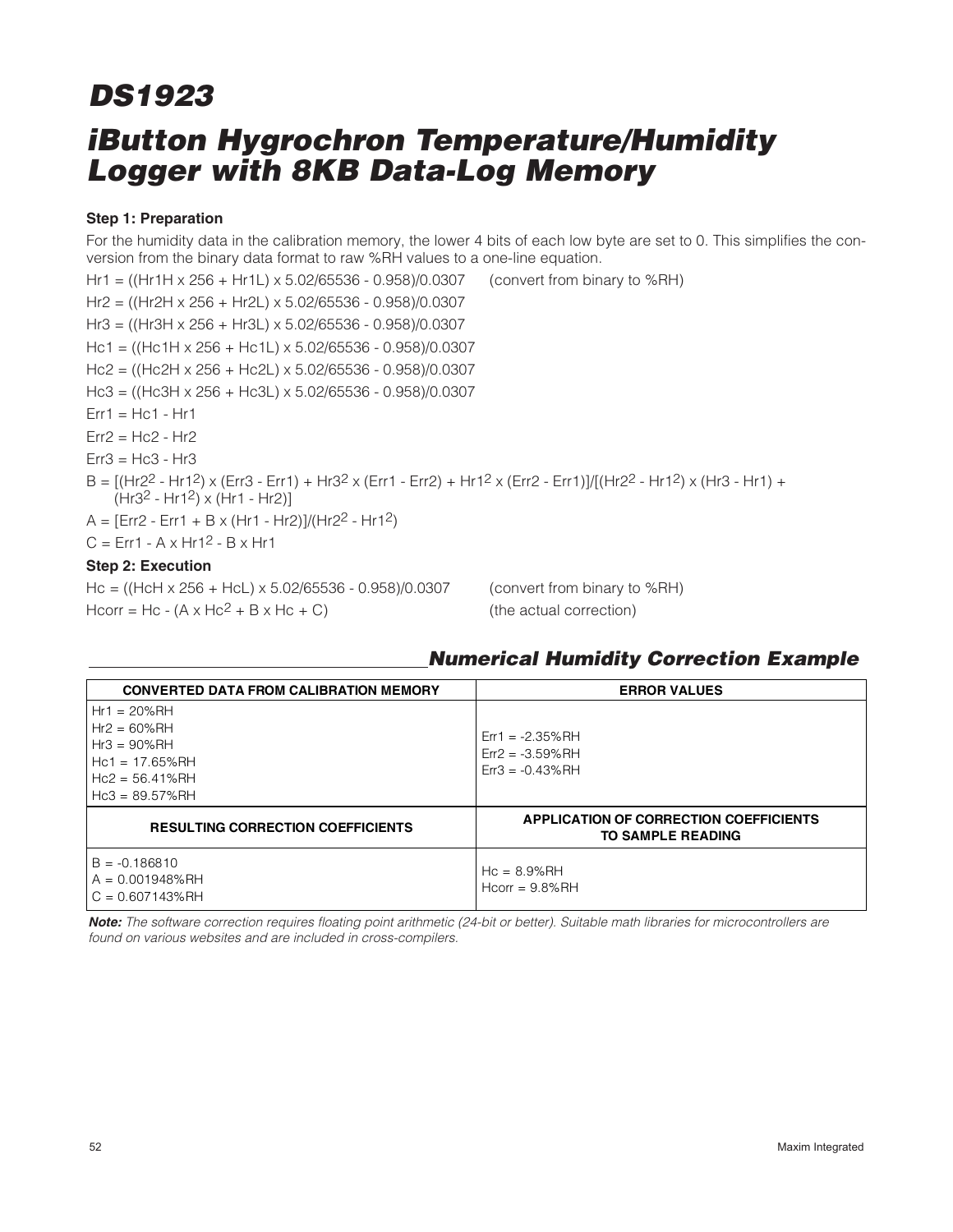### Step 1: Preparation

For the humidity data in the calibration memory, the lower 4 bits of each low byte are set to 0. This simplifies the conversion from the binary data format to raw %RH values to a one-line equation.

$Hr1 = ((Hr1H \times 256 + Hr1L) \times 5.02/65536 - 0.958)/0.0307$ (convert from binary to %RH)

$Hr2 = ((Hr2H \times 256 + Hr2L) \times 5.02/65536 - 0.958)/0.0307$

$Hr3 = ((Hr3H \times 256 + Hr3L) \times 5.02/65536 - 0.958)/0.0307$

$Hc1 = ((Hc1H \times 256 + Hc1L) \times 5.02/65536 - 0.958)/0.0307$

$Hc2 = ((Hc2H \times 256 + Hc2L) \times 5.02/65536 - 0.958)/0.0307$

$Hc3 = ((Hc3H \times 256 + Hc3L) \times 5.02/65536 - 0.958)/0.0307$

$Err1 = Hc1 - Hr1$

$Err2 = Hc2 - Hr2$

$Err3 = Hc3 - Hr3$

$B = [(Hr2^2 - Hr1^2) \times (Err3 - Err1) + Hr3^2 \times (Err1 - Err2) + Hr1^2 \times (Err2 - Err1)]/[(Hr2^2 - Hr1^2) \times (Hr3 - Hr1) + (Hr3^2 - Hr1^2) \times (Hr1 - Hr2)]$

$A = [Err2 - Err1 + B \times (Hr1 - Hr2)]/(Hr2^2 - Hr1^2)$

$C = Err1 - A \times Hr1^2 - B \times Hr1$

### Step 2: Execution

$Hc = ((HcH \times 256 + HcL) \times 5.02/65536 - 0.958)/0.0307$ (convert from binary to %RH)

$Hcorr = Hc - (A \times Hc^2 + B \times Hc + C)$ (the actual correction)

## Numerical Humidity Correction Example

| CONVERTED DATA FROM CALIBRATION MEMORY | ERROR VALUES |
|---|---|
| Hr1 = 20%RH<br>Hr2 = 60%RH<br>Hr3 = 90%RH<br>Hc1 = 17.65%RH<br>Hc2 = 56.41%RH<br>Hc3 = 89.57%RH | Err1 = -2.35%RH<br>Err2 = -3.59%RH<br>Err3 = -0.43%RH |
| **RESULTING CORRECTION COEFFICIENTS** | **APPLICATION OF CORRECTION COEFFICIENTS TO SAMPLE READING** |
| B = -0.186810<br>A = 0.001948%RH<br>C = 0.607143%RH | Hc = 8.9%RH<br>Hcorr = 9.8%RH |

***Note:*** *The software correction requires floating point arithmetic (24-bit or better). Suitable math libraries for microcontrollers are found on various websites and are included in cross-compilers.*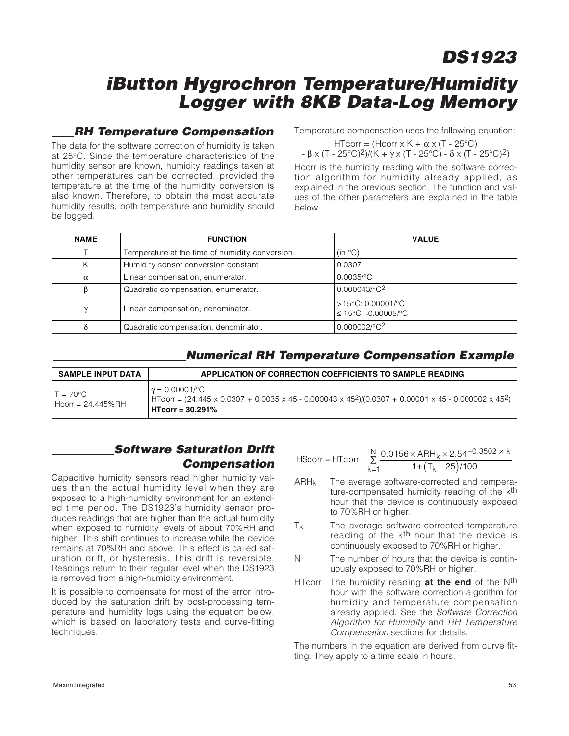## RH Temperature Compensation

The data for the software correction of humidity is taken at 25°C. Since the temperature characteristics of the humidity sensor are known, humidity readings taken at other temperatures can be corrected, provided the temperature at the time of the humidity conversion is also known. Therefore, to obtain the most accurate humidity results, both temperature and humidity should be logged.

Temperature compensation uses the following equation:

$$HTcorr = (Hcorr \times K + \alpha \times (T - 25°C) - \beta \times (T - 25°C)^2)/(K + \gamma \times (T - 25°C) - \delta \times (T - 25°C)^2)$$

Hcorr is the humidity reading with the software correction algorithm for humidity already applied, as explained in the previous section. The function and values of the other parameters are explained in the table below.

| NAME | FUNCTION | VALUE |
|---|---|---|
| T | Temperature at the time of humidity conversion. | (in °C) |
| K | Humidity sensor conversion constant. | 0.0307 |
| $\alpha$ | Linear compensation, enumerator. | 0.0035/°C |
| $\beta$ | Quadratic compensation, enumerator. | 0.000043/°C$^2$ |
| $\gamma$ | Linear compensation, denominator. | >15°C: 0.00001/°C<br>≤ 15°C: -0.00005/°C |
| $\delta$ | Quadratic compensation, denominator. | 0.000002/°C$^2$ |

## Numerical RH Temperature Compensation Example

| SAMPLE INPUT DATA | APPLICATION OF CORRECTION COEFFICIENTS TO SAMPLE READING |
|---|---|
| T = 70°C<br>Hcorr = 24.445%RH | $\gamma$ = 0.00001/°C<br>HTcorr = (24.445 x 0.0307 + 0.0035 x 45 - 0.000043 x 45$^2$)/(0.0307 + 0.00001 x 45 - 0.000002 x 45$^2$)<br>**HTcorr = 30.291%** |

## Software Saturation Drift Compensation

Capacitive humidity sensors read higher humidity values than the actual humidity level when they are exposed to a high-humidity environment for an extended time period. The DS1923's humidity sensor produces readings that are higher than the actual humidity when exposed to humidity levels of about 70%RH and higher. This shift continues to increase while the device remains at 70%RH and above. This effect is called saturation drift, or hysteresis. This drift is reversible. Readings return to their regular level when the DS1923 is removed from a high-humidity environment.

It is possible to compensate for most of the error introduced by the saturation drift by post-processing temperature and humidity logs using the equation below, which is based on laboratory tests and curve-fitting techniques.

$$HScorr = HTcorr - \sum_{k=1}^{N} \frac{0.0156 \times ARH_k \times 2.54^{-0.3502 \times k}}{1 + (T_k - 25)/100}$$

- $ARH_k$ — The average software-corrected and temperature-compensated humidity reading of the $k^{th}$ hour that the device is continuously exposed to 70%RH or higher.
- $T_k$ — The average software-corrected temperature reading of the $k^{th}$ hour that the device is continuously exposed to 70%RH or higher.
- N — The number of hours that the device is continuously exposed to 70%RH or higher.
- HTcorr — The humidity reading **at the end** of the $N^{th}$ hour with the software correction algorithm for humidity and temperature compensation already applied. See the *Software Correction Algorithm for Humidity* and *RH Temperature Compensation* sections for details.

The numbers in the equation are derived from curve fitting. They apply to a time scale in hours.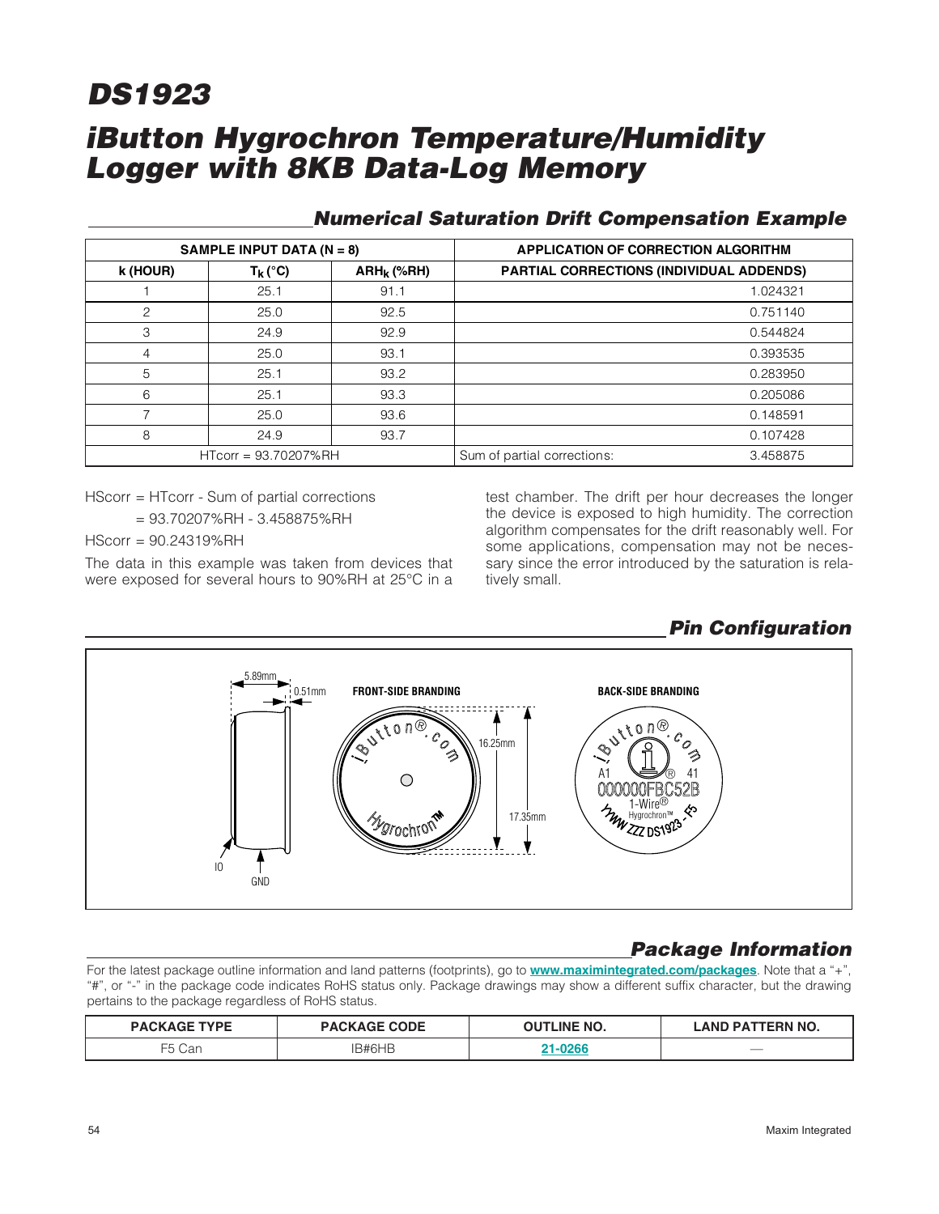# DS1923

# iButton Hygrochron Temperature/Humidity Logger with 8KB Data-Log Memory

## Numerical Saturation Drift Compensation Example

| SAMPLE INPUT DATA (N = 8) | | | APPLICATION OF CORRECTION ALGORITHM | |
|---|---|---|---|---|
| k (HOUR) | $T_K$ (°C) | $ARH_K$ (%RH) | PARTIAL CORRECTIONS (INDIVIDUAL ADDENDS) | |
| 1 | 25.1 | 91.1 | | 1.024321 |
| 2 | 25.0 | 92.5 | | 0.751140 |
| 3 | 24.9 | 92.9 | | 0.544824 |
| 4 | 25.0 | 93.1 | | 0.393535 |
| 5 | 25.1 | 93.2 | | 0.283950 |
| 6 | 25.1 | 93.3 | | 0.205086 |
| 7 | 25.0 | 93.6 | | 0.148591 |
| 8 | 24.9 | 93.7 | | 0.107428 |
| HTcorr = 93.70207%RH | | | Sum of partial corrections: | 3.458875 |

HScorr = HTcorr - Sum of partial corrections

= 93.70207%RH - 3.458875%RH

HScorr = 90.24319%RH

The data in this example was taken from devices that were exposed for several hours to 90%RH at 25°C in a test chamber. The drift per hour decreases the longer the device is exposed to high humidity. The correction algorithm compensates for the drift reasonably well. For some applications, compensation may not be necessary since the error introduced by the saturation is relatively small.

## Pin Configuration

5.89mm, 0.51mm, IO, GND

FRONT-SIDE BRANDING: iButton®.com, Hygrochron™, 16.25mm, 17.35mm

BACK-SIDE BRANDING: iButton®.com, A1, 41, 000000FBC52B, 1-Wire®, Hygrochron™, YYWW ZZZ DS1923 - F5

## Package Information

For the latest package outline information and land patterns (footprints), go to **www.maximintegrated.com/packages**. Note that a "+", "#", or "-" in the package code indicates RoHS status only. Package drawings may show a different suffix character, but the drawing pertains to the package regardless of RoHS status.

| PACKAGE TYPE | PACKAGE CODE | OUTLINE NO. | LAND PATTERN NO. |
|---|---|---|---|
| F5 Can | IB#6HB | 21-0266 | — |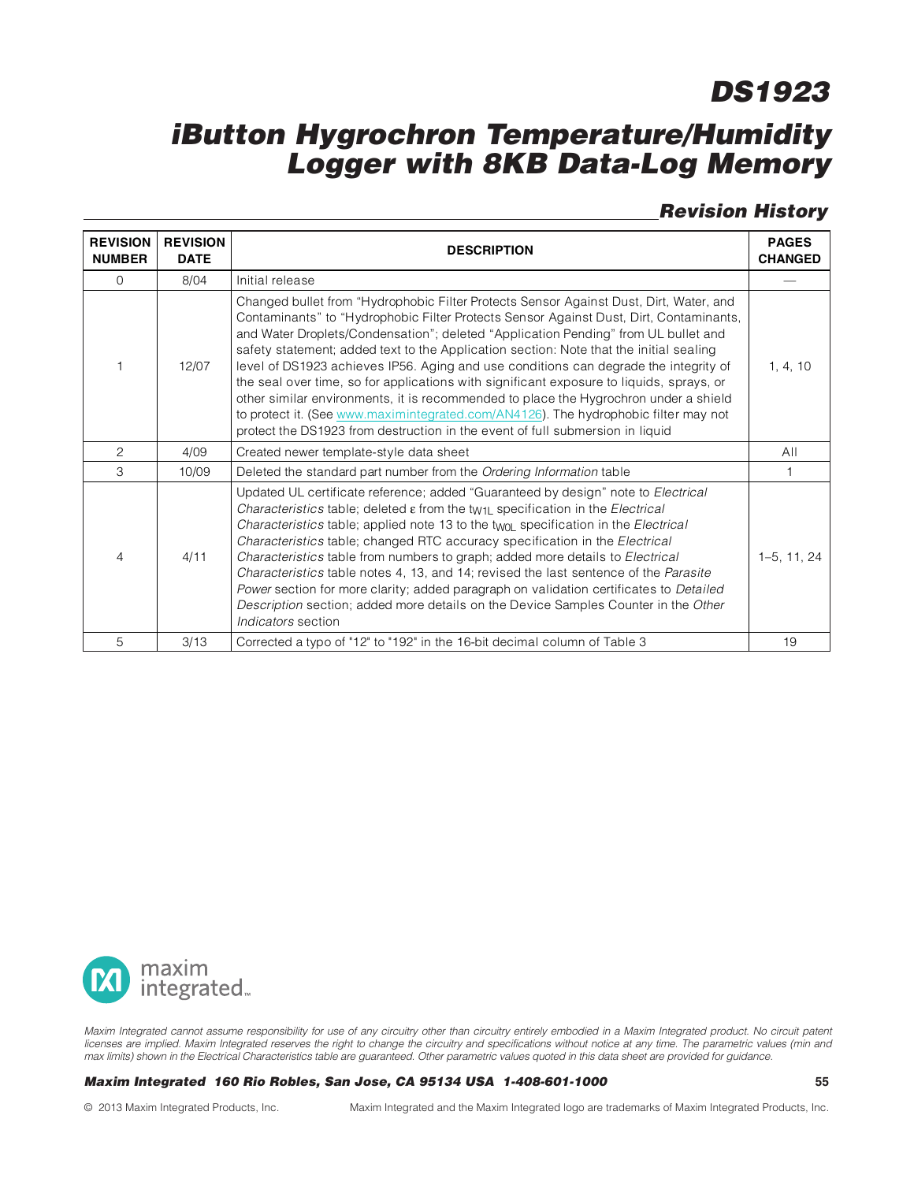## Revision History

| REVISION NUMBER | REVISION DATE | DESCRIPTION | PAGES CHANGED |
|---|---|---|---|
| 0 | 8/04 | Initial release | — |
| 1 | 12/07 | Changed bullet from “Hydrophobic Filter Protects Sensor Against Dust, Dirt, Water, and Contaminants” to “Hydrophobic Filter Protects Sensor Against Dust, Dirt, Contaminants, and Water Droplets/Condensation”; deleted “Application Pending” from UL bullet and safety statement; added text to the Application section: Note that the initial sealing level of DS1923 achieves IP56. Aging and use conditions can degrade the integrity of the seal over time, so for applications with significant exposure to liquids, sprays, or other similar environments, it is recommended to place the Hygrochron under a shield to protect it. (See www.maximintegrated.com/AN4126). The hydrophobic filter may not protect the DS1923 from destruction in the event of full submersion in liquid | 1, 4, 10 |
| 2 | 4/09 | Created newer template-style data sheet | All |
| 3 | 10/09 | Deleted the standard part number from the *Ordering Information* table | 1 |
| 4 | 4/11 | Updated UL certificate reference; added “Guaranteed by design” note to *Electrical Characteristics* table; deleted ε from the $t_{W1L}$ specification in the *Electrical Characteristics* table; applied note 13 to the $t_{W0L}$ specification in the *Electrical Characteristics* table; changed RTC accuracy specification in the *Electrical Characteristics* table from numbers to graph; added more details to *Electrical Characteristics* table notes 4, 13, and 14; revised the last sentence of the *Parasite Power* section for more clarity; added paragraph on validation certificates to *Detailed Description* section; added more details on the Device Samples Counter in the *Other Indicators* section | 1–5, 11, 24 |
| 5 | 3/13 | Corrected a typo of "12" to "192" in the 16-bit decimal column of Table 3 | 19 |

*Maxim Integrated cannot assume responsibility for use of any circuitry other than circuitry entirely embodied in a Maxim Integrated product. No circuit patent licenses are implied. Maxim Integrated reserves the right to change the circuitry and specifications without notice at any time. The parametric values (min and max limits) shown in the Electrical Characteristics table are guaranteed. Other parametric values quoted in this data sheet are provided for guidance.*

***Maxim Integrated 160 Rio Robles, San Jose, CA 95134 USA 1-408-601-1000***

© 2013 Maxim Integrated Products, Inc. Maxim Integrated and the Maxim Integrated logo are trademarks of Maxim Integrated Products, Inc.